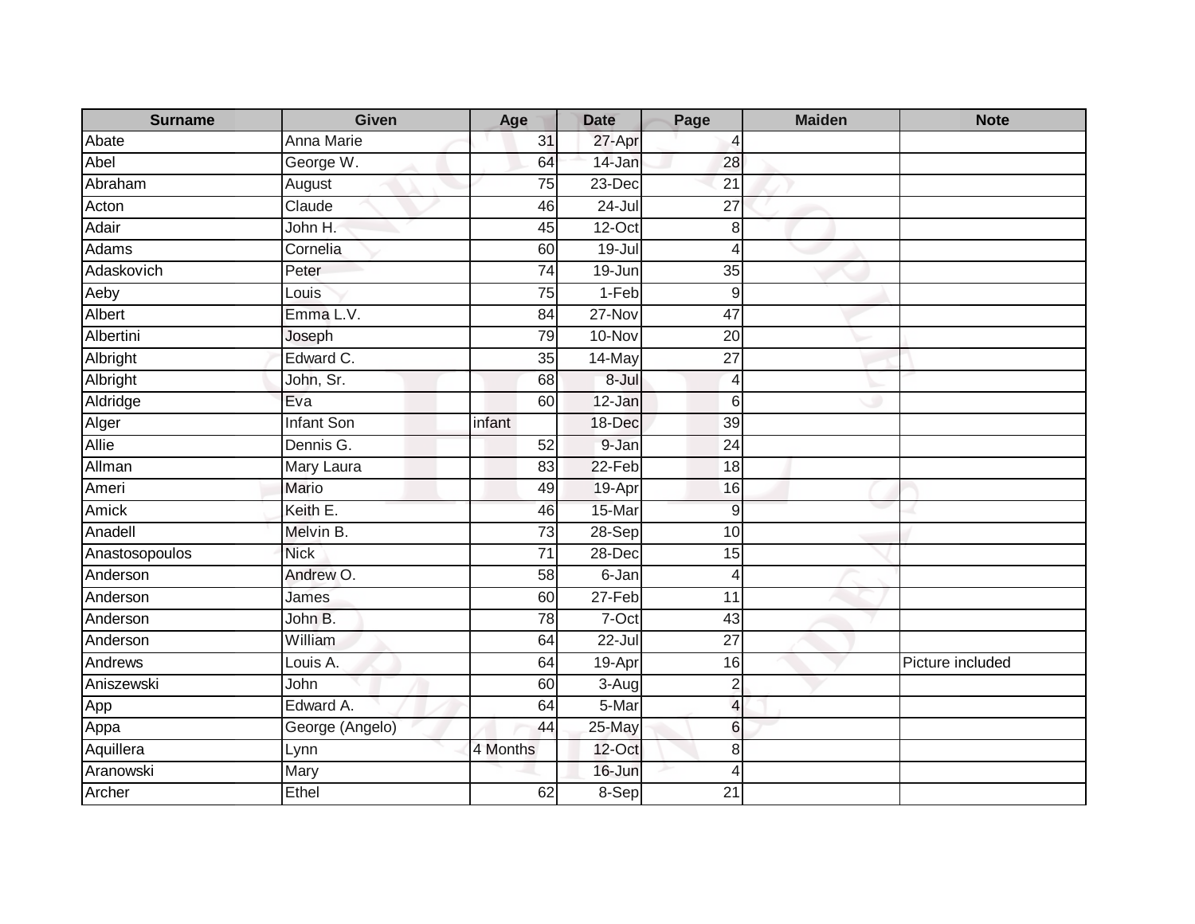| Surname | Given | Age | Date | Page | Maiden | Note |
|---|---|---|---|---|---|---|
| Abate | Anna Marie | 31 | 27-Apr | 4 | | |
| Abel | George W. | 64 | 14-Jan | 28 | | |
| Abraham | August | 75 | 23-Dec | 21 | | |
| Acton | Claude | 46 | 24-Jul | 27 | | |
| Adair | John H. | 45 | 12-Oct | 8 | | |
| Adams | Cornelia | 60 | 19-Jul | 4 | | |
| Adaskovich | Peter | 74 | 19-Jun | 35 | | |
| Aeby | Louis | 75 | 1-Feb | 9 | | |
| Albert | Emma L.V. | 84 | 27-Nov | 47 | | |
| Albertini | Joseph | 79 | 10-Nov | 20 | | |
| Albright | Edward C. | 35 | 14-May | 27 | | |
| Albright | John, Sr. | 68 | 8-Jul | 4 | | |
| Aldridge | Eva | 60 | 12-Jan | 6 | | |
| Alger | Infant Son | infant | 18-Dec | 39 | | |
| Allie | Dennis G. | 52 | 9-Jan | 24 | | |
| Allman | Mary Laura | 83 | 22-Feb | 18 | | |
| Ameri | Mario | 49 | 19-Apr | 16 | | |
| Amick | Keith E. | 46 | 15-Mar | 9 | | |
| Anadell | Melvin B. | 73 | 28-Sep | 10 | | |
| Anastosopoulos | Nick | 71 | 28-Dec | 15 | | |
| Anderson | Andrew O. | 58 | 6-Jan | 4 | | |
| Anderson | James | 60 | 27-Feb | 11 | | |
| Anderson | John B. | 78 | 7-Oct | 43 | | |
| Anderson | William | 64 | 22-Jul | 27 | | |
| Andrews | Louis A. | 64 | 19-Apr | 16 | | Picture included |
| Aniszewski | John | 60 | 3-Aug | 2 | | |
| App | Edward A. | 64 | 5-Mar | 4 | | |
| Appa | George (Angelo) | 44 | 25-May | 6 | | |
| Aquillera | Lynn | 4 Months | 12-Oct | 8 | | |
| Aranowski | Mary | | 16-Jun | 4 | | |
| Archer | Ethel | 62 | 8-Sep | 21 | | |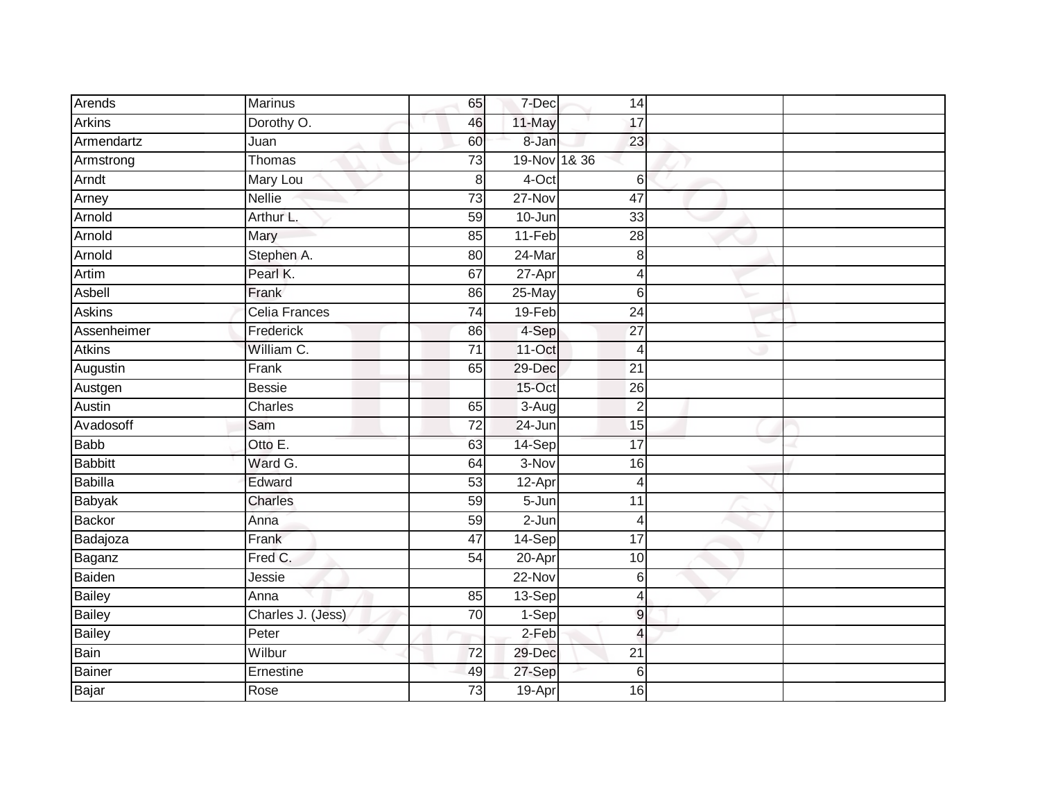| | | | | | | |
|---|---|---|---|---|---|---|
| Arends | Marinus | 65 | 7-Dec | 14 | | |
| Arkins | Dorothy O. | 46 | 11-May | 17 | | |
| Armendartz | Juan | 60 | 8-Jan | 23 | | |
| Armstrong | Thomas | 73 | 19-Nov | 1& 36 | | |
| Arndt | Mary Lou | 8 | 4-Oct | 6 | | |
| Arney | Nellie | 73 | 27-Nov | 47 | | |
| Arnold | Arthur L. | 59 | 10-Jun | 33 | | |
| Arnold | Mary | 85 | 11-Feb | 28 | | |
| Arnold | Stephen A. | 80 | 24-Mar | 8 | | |
| Artim | Pearl K. | 67 | 27-Apr | 4 | | |
| Asbell | Frank | 86 | 25-May | 6 | | |
| Askins | Celia Frances | 74 | 19-Feb | 24 | | |
| Assenheimer | Frederick | 86 | 4-Sep | 27 | | |
| Atkins | William C. | 71 | 11-Oct | 4 | | |
| Augustin | Frank | 65 | 29-Dec | 21 | | |
| Austgen | Bessie | | 15-Oct | 26 | | |
| Austin | Charles | 65 | 3-Aug | 2 | | |
| Avadosoff | Sam | 72 | 24-Jun | 15 | | |
| Babb | Otto E. | 63 | 14-Sep | 17 | | |
| Babbitt | Ward G. | 64 | 3-Nov | 16 | | |
| Babilla | Edward | 53 | 12-Apr | 4 | | |
| Babyak | Charles | 59 | 5-Jun | 11 | | |
| Backor | Anna | 59 | 2-Jun | 4 | | |
| Badajoza | Frank | 47 | 14-Sep | 17 | | |
| Baganz | Fred C. | 54 | 20-Apr | 10 | | |
| Baiden | Jessie | | 22-Nov | 6 | | |
| Bailey | Anna | 85 | 13-Sep | 4 | | |
| Bailey | Charles J. (Jess) | 70 | 1-Sep | 9 | | |
| Bailey | Peter | | 2-Feb | 4 | | |
| Bain | Wilbur | 72 | 29-Dec | 21 | | |
| Bainer | Ernestine | 49 | 27-Sep | 6 | | |
| Bajar | Rose | 73 | 19-Apr | 16 | | |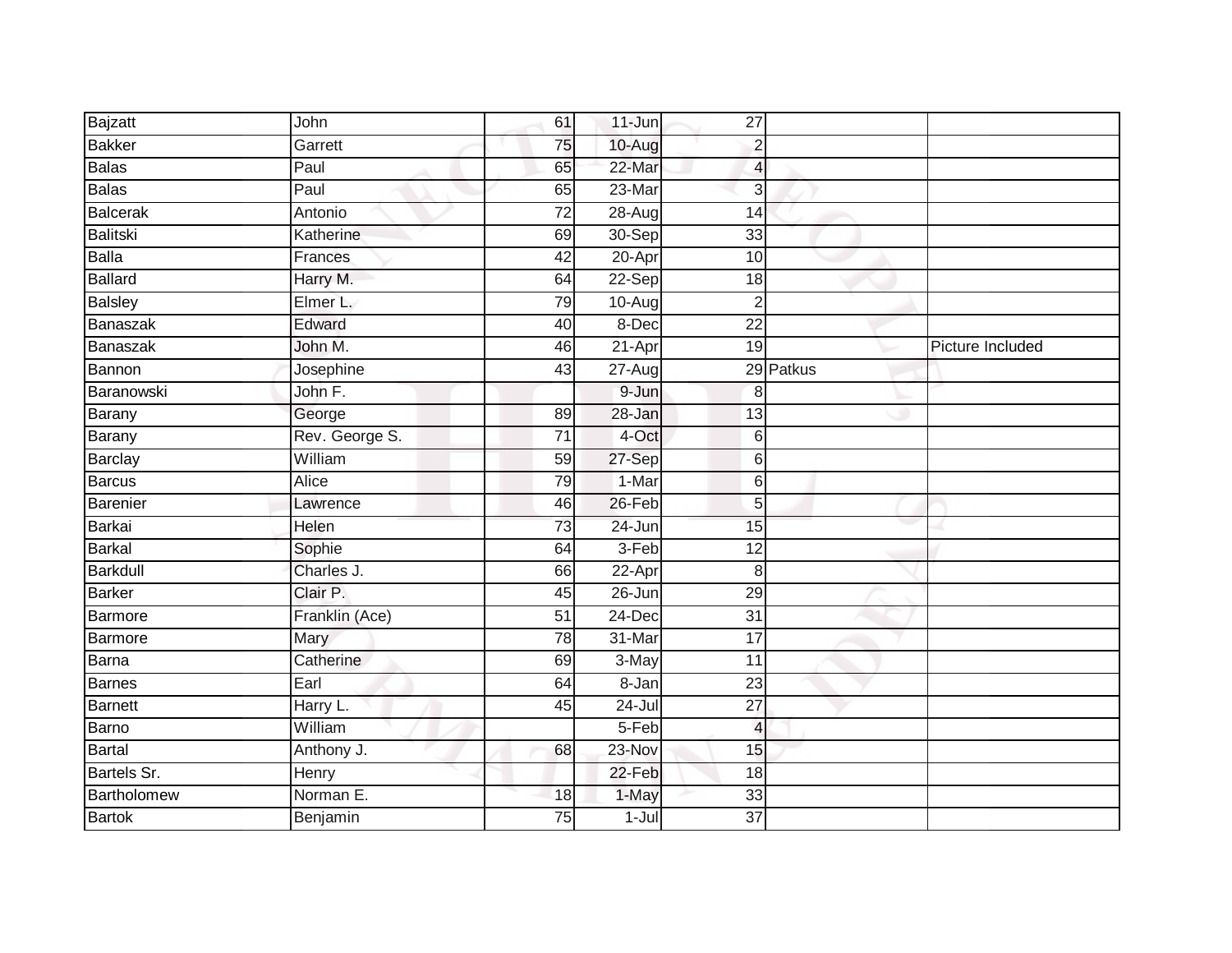| Bajzatt | John | 61 | 11-Jun | 27 | | |
|---|---|---|---|---|---|---|
| Bakker | Garrett | 75 | 10-Aug | 2 | | |
| Balas | Paul | 65 | 22-Mar | 4 | | |
| Balas | Paul | 65 | 23-Mar | 3 | | |
| Balcerak | Antonio | 72 | 28-Aug | 14 | | |
| Balitski | Katherine | 69 | 30-Sep | 33 | | |
| Balla | Frances | 42 | 20-Apr | 10 | | |
| Ballard | Harry M. | 64 | 22-Sep | 18 | | |
| Balsley | Elmer L. | 79 | 10-Aug | 2 | | |
| Banaszak | Edward | 40 | 8-Dec | 22 | | |
| Banaszak | John M. | 46 | 21-Apr | 19 | | Picture Included |
| Bannon | Josephine | 43 | 27-Aug | 29 | Patkus | |
| Baranowski | John F. | | 9-Jun | 8 | | |
| Barany | George | 89 | 28-Jan | 13 | | |
| Barany | Rev. George S. | 71 | 4-Oct | 6 | | |
| Barclay | William | 59 | 27-Sep | 6 | | |
| Barcus | Alice | 79 | 1-Mar | 6 | | |
| Barenier | Lawrence | 46 | 26-Feb | 5 | | |
| Barkai | Helen | 73 | 24-Jun | 15 | | |
| Barkal | Sophie | 64 | 3-Feb | 12 | | |
| Barkdull | Charles J. | 66 | 22-Apr | 8 | | |
| Barker | Clair P. | 45 | 26-Jun | 29 | | |
| Barmore | Franklin (Ace) | 51 | 24-Dec | 31 | | |
| Barmore | Mary | 78 | 31-Mar | 17 | | |
| Barna | Catherine | 69 | 3-May | 11 | | |
| Barnes | Earl | 64 | 8-Jan | 23 | | |
| Barnett | Harry L. | 45 | 24-Jul | 27 | | |
| Barno | William | | 5-Feb | 4 | | |
| Bartal | Anthony J. | 68 | 23-Nov | 15 | | |
| Bartels Sr. | Henry | | 22-Feb | 18 | | |
| Bartholomew | Norman E. | 18 | 1-May | 33 | | |
| Bartok | Benjamin | 75 | 1-Jul | 37 | | |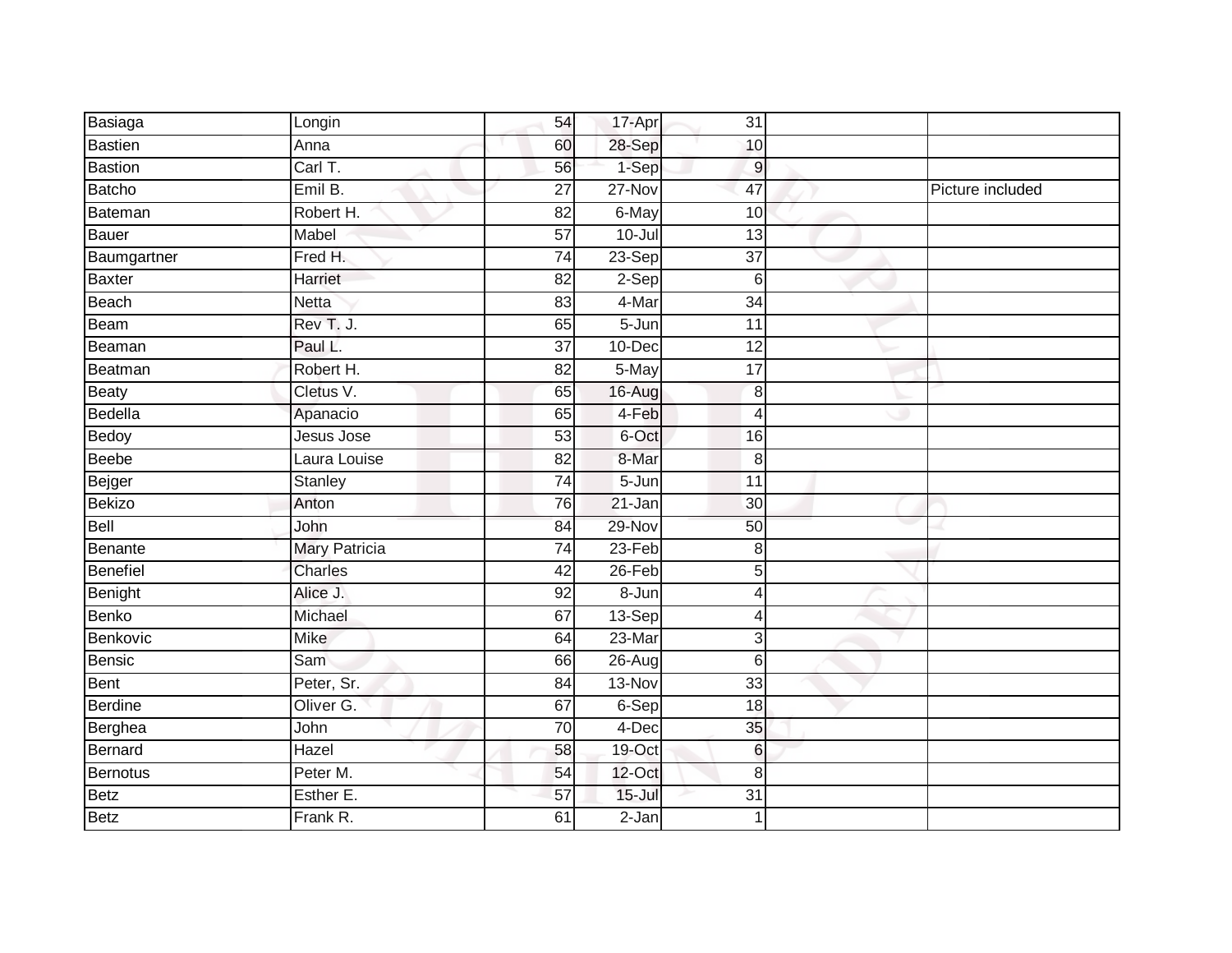| | | | | | | |
|---|---|---|---|---|---|---|
| Basiaga | Longin | 54 | 17-Apr | 31 | | |
| Bastien | Anna | 60 | 28-Sep | 10 | | |
| Bastion | Carl T. | 56 | 1-Sep | 9 | | |
| Batcho | Emil B. | 27 | 27-Nov | 47 | | Picture included |
| Bateman | Robert H. | 82 | 6-May | 10 | | |
| Bauer | Mabel | 57 | 10-Jul | 13 | | |
| Baumgartner | Fred H. | 74 | 23-Sep | 37 | | |
| Baxter | Harriet | 82 | 2-Sep | 6 | | |
| Beach | Netta | 83 | 4-Mar | 34 | | |
| Beam | Rev T. J. | 65 | 5-Jun | 11 | | |
| Beaman | Paul L. | 37 | 10-Dec | 12 | | |
| Beatman | Robert H. | 82 | 5-May | 17 | | |
| Beaty | Cletus V. | 65 | 16-Aug | 8 | | |
| Bedella | Apanacio | 65 | 4-Feb | 4 | | |
| Bedoy | Jesus Jose | 53 | 6-Oct | 16 | | |
| Beebe | Laura Louise | 82 | 8-Mar | 8 | | |
| Bejger | Stanley | 74 | 5-Jun | 11 | | |
| Bekizo | Anton | 76 | 21-Jan | 30 | | |
| Bell | John | 84 | 29-Nov | 50 | | |
| Benante | Mary Patricia | 74 | 23-Feb | 8 | | |
| Benefiel | Charles | 42 | 26-Feb | 5 | | |
| Benight | Alice J. | 92 | 8-Jun | 4 | | |
| Benko | Michael | 67 | 13-Sep | 4 | | |
| Benkovic | Mike | 64 | 23-Mar | 3 | | |
| Bensic | Sam | 66 | 26-Aug | 6 | | |
| Bent | Peter, Sr. | 84 | 13-Nov | 33 | | |
| Berdine | Oliver G. | 67 | 6-Sep | 18 | | |
| Berghea | John | 70 | 4-Dec | 35 | | |
| Bernard | Hazel | 58 | 19-Oct | 6 | | |
| Bernotus | Peter M. | 54 | 12-Oct | 8 | | |
| Betz | Esther E. | 57 | 15-Jul | 31 | | |
| Betz | Frank R. | 61 | 2-Jan | 1 | | |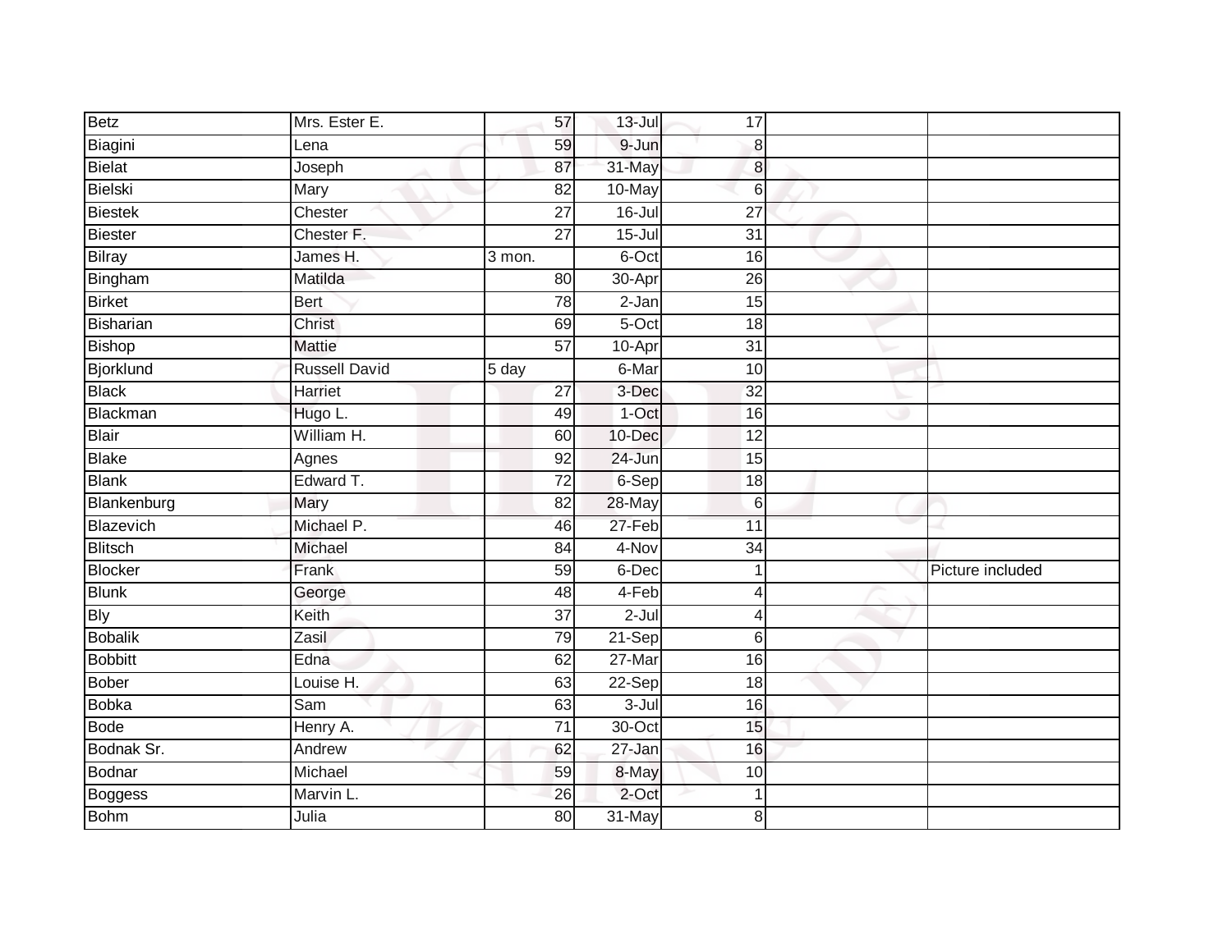| | | | | | | |
|---|---|---|---|---|---|---|
| Betz | Mrs. Ester E. | 57 | 13-Jul | 17 | | |
| Biagini | Lena | 59 | 9-Jun | 8 | | |
| Bielat | Joseph | 87 | 31-May | 8 | | |
| Bielski | Mary | 82 | 10-May | 6 | | |
| Biestek | Chester | 27 | 16-Jul | 27 | | |
| Biester | Chester F. | 27 | 15-Jul | 31 | | |
| Bilray | James H. | 3 mon. | 6-Oct | 16 | | |
| Bingham | Matilda | 80 | 30-Apr | 26 | | |
| Birket | Bert | 78 | 2-Jan | 15 | | |
| Bisharian | Christ | 69 | 5-Oct | 18 | | |
| Bishop | Mattie | 57 | 10-Apr | 31 | | |
| Bjorklund | Russell David | 5 day | 6-Mar | 10 | | |
| Black | Harriet | 27 | 3-Dec | 32 | | |
| Blackman | Hugo L. | 49 | 1-Oct | 16 | | |
| Blair | William H. | 60 | 10-Dec | 12 | | |
| Blake | Agnes | 92 | 24-Jun | 15 | | |
| Blank | Edward T. | 72 | 6-Sep | 18 | | |
| Blankenburg | Mary | 82 | 28-May | 6 | | |
| Blazevich | Michael P. | 46 | 27-Feb | 11 | | |
| Blitsch | Michael | 84 | 4-Nov | 34 | | |
| Blocker | Frank | 59 | 6-Dec | 1 | | Picture included |
| Blunk | George | 48 | 4-Feb | 4 | | |
| Bly | Keith | 37 | 2-Jul | 4 | | |
| Bobalik | Zasil | 79 | 21-Sep | 6 | | |
| Bobbitt | Edna | 62 | 27-Mar | 16 | | |
| Bober | Louise H. | 63 | 22-Sep | 18 | | |
| Bobka | Sam | 63 | 3-Jul | 16 | | |
| Bode | Henry A. | 71 | 30-Oct | 15 | | |
| Bodnak Sr. | Andrew | 62 | 27-Jan | 16 | | |
| Bodnar | Michael | 59 | 8-May | 10 | | |
| Boggess | Marvin L. | 26 | 2-Oct | 1 | | |
| Bohm | Julia | 80 | 31-May | 8 | | |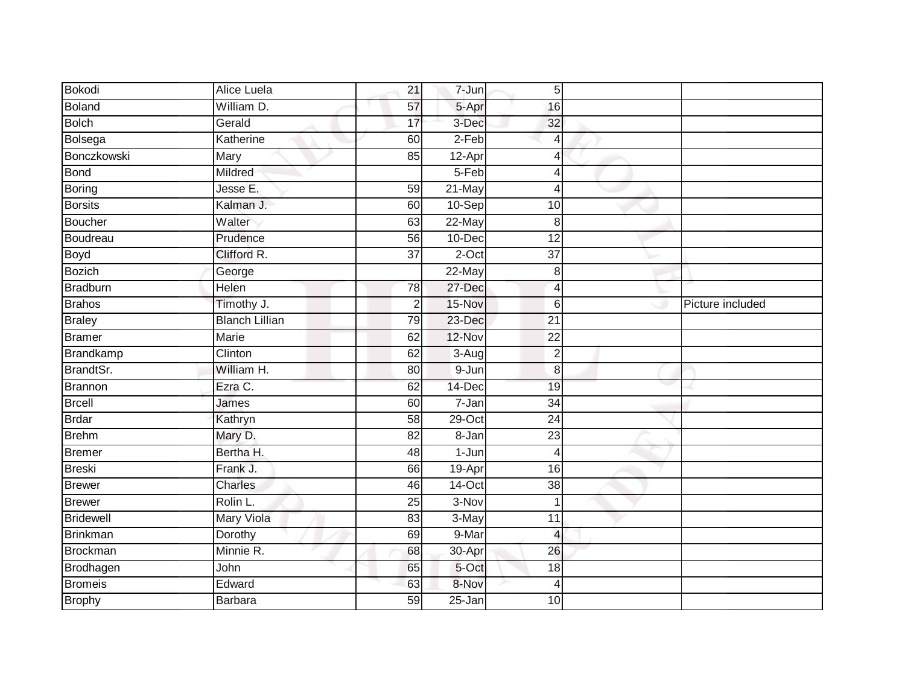| | | | | | | |
|---|---|---|---|---|---|---|
| Bokodi | Alice Luela | 21 | 7-Jun | 5 | | |
| Boland | William D. | 57 | 5-Apr | 16 | | |
| Bolch | Gerald | 17 | 3-Dec | 32 | | |
| Bolsega | Katherine | 60 | 2-Feb | 4 | | |
| Bonczkowski | Mary | 85 | 12-Apr | 4 | | |
| Bond | Mildred | | 5-Feb | 4 | | |
| Boring | Jesse E. | 59 | 21-May | 4 | | |
| Borsits | Kalman J. | 60 | 10-Sep | 10 | | |
| Boucher | Walter | 63 | 22-May | 8 | | |
| Boudreau | Prudence | 56 | 10-Dec | 12 | | |
| Boyd | Clifford R. | 37 | 2-Oct | 37 | | |
| Bozich | George | | 22-May | 8 | | |
| Bradburn | Helen | 78 | 27-Dec | 4 | | |
| Brahos | Timothy J. | 2 | 15-Nov | 6 | | Picture included |
| Braley | Blanch Lillian | 79 | 23-Dec | 21 | | |
| Bramer | Marie | 62 | 12-Nov | 22 | | |
| Brandkamp | Clinton | 62 | 3-Aug | 2 | | |
| BrandtSr. | William H. | 80 | 9-Jun | 8 | | |
| Brannon | Ezra C. | 62 | 14-Dec | 19 | | |
| Brcell | James | 60 | 7-Jan | 34 | | |
| Brdar | Kathryn | 58 | 29-Oct | 24 | | |
| Brehm | Mary D. | 82 | 8-Jan | 23 | | |
| Bremer | Bertha H. | 48 | 1-Jun | 4 | | |
| Breski | Frank J. | 66 | 19-Apr | 16 | | |
| Brewer | Charles | 46 | 14-Oct | 38 | | |
| Brewer | Rolin L. | 25 | 3-Nov | 1 | | |
| Bridewell | Mary Viola | 83 | 3-May | 11 | | |
| Brinkman | Dorothy | 69 | 9-Mar | 4 | | |
| Brockman | Minnie R. | 68 | 30-Apr | 26 | | |
| Brodhagen | John | 65 | 5-Oct | 18 | | |
| Bromeis | Edward | 63 | 8-Nov | 4 | | |
| Brophy | Barbara | 59 | 25-Jan | 10 | | |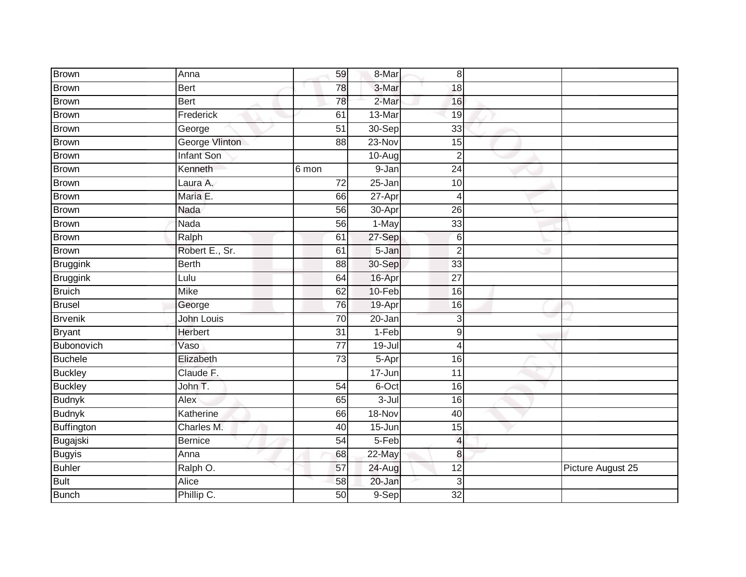| | | | | | | |
|---|---|---|---|---|---|---|
| Brown | Anna | 59 | 8-Mar | 8 | | |
| Brown | Bert | 78 | 3-Mar | 18 | | |
| Brown | Bert | 78 | 2-Mar | 16 | | |
| Brown | Frederick | 61 | 13-Mar | 19 | | |
| Brown | George | 51 | 30-Sep | 33 | | |
| Brown | George Vlinton | 88 | 23-Nov | 15 | | |
| Brown | Infant Son | | 10-Aug | 2 | | |
| Brown | Kenneth | 6 mon | 9-Jan | 24 | | |
| Brown | Laura A. | 72 | 25-Jan | 10 | | |
| Brown | Maria E. | 66 | 27-Apr | 4 | | |
| Brown | Nada | 56 | 30-Apr | 26 | | |
| Brown | Nada | 56 | 1-May | 33 | | |
| Brown | Ralph | 61 | 27-Sep | 6 | | |
| Brown | Robert E., Sr. | 61 | 5-Jan | 2 | | |
| Bruggink | Berth | 88 | 30-Sep | 33 | | |
| Bruggink | Lulu | 64 | 16-Apr | 27 | | |
| Bruich | Mike | 62 | 10-Feb | 16 | | |
| Brusel | George | 76 | 19-Apr | 16 | | |
| Brvenik | John Louis | 70 | 20-Jan | 3 | | |
| Bryant | Herbert | 31 | 1-Feb | 9 | | |
| Bubonovich | Vaso | 77 | 19-Jul | 4 | | |
| Buchele | Elizabeth | 73 | 5-Apr | 16 | | |
| Buckley | Claude F. | | 17-Jun | 11 | | |
| Buckley | John T. | 54 | 6-Oct | 16 | | |
| Budnyk | Alex | 65 | 3-Jul | 16 | | |
| Budnyk | Katherine | 66 | 18-Nov | 40 | | |
| Buffington | Charles M. | 40 | 15-Jun | 15 | | |
| Bugajski | Bernice | 54 | 5-Feb | 4 | | |
| Bugyis | Anna | 68 | 22-May | 8 | | |
| Buhler | Ralph O. | 57 | 24-Aug | 12 | | Picture August 25 |
| Bult | Alice | 58 | 20-Jan | 3 | | |
| Bunch | Phillip C. | 50 | 9-Sep | 32 | | |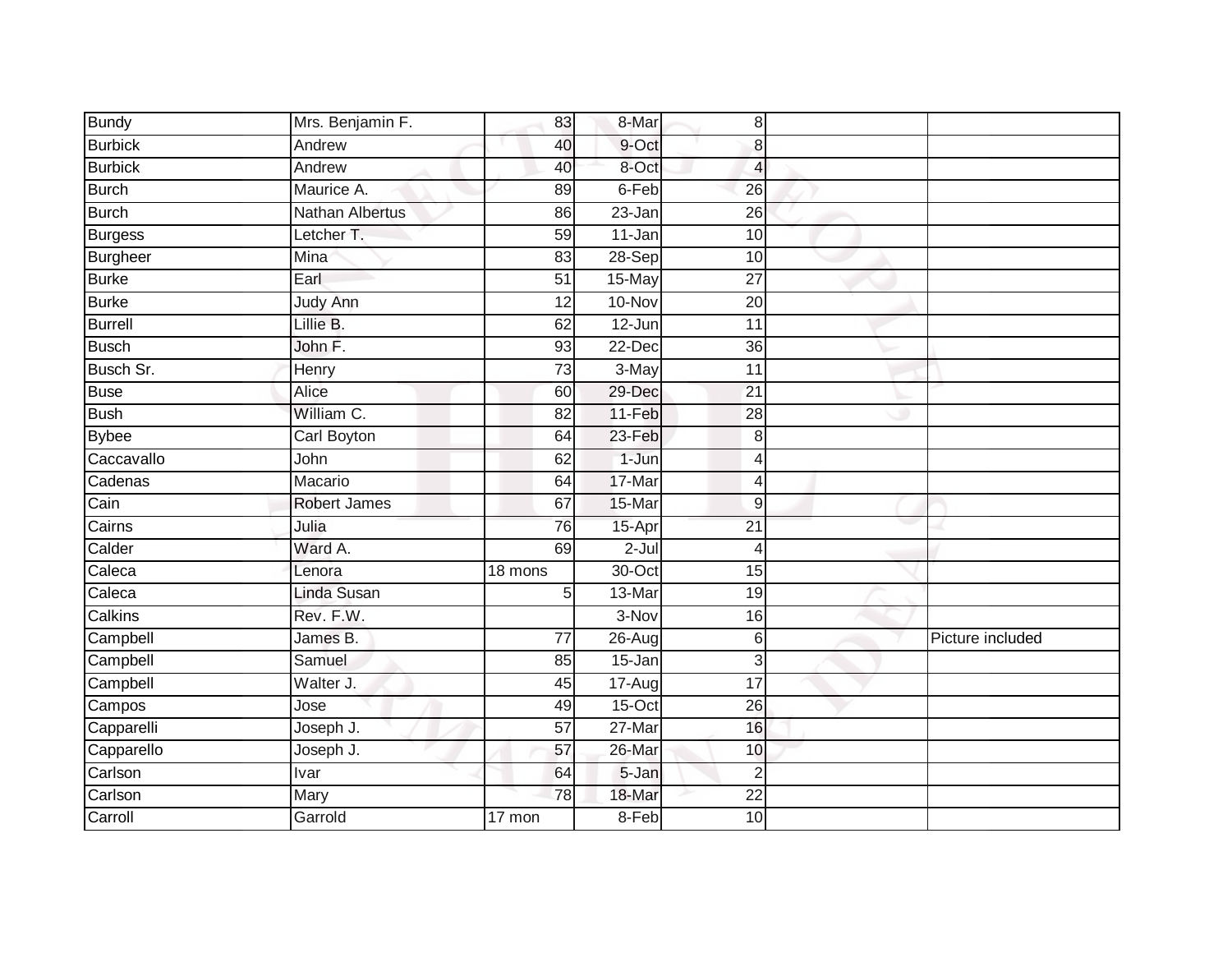| | | | | | | |
|---|---|---|---|---|---|---|
| Bundy | Mrs. Benjamin F. | 83 | 8-Mar | 8 | | |
| Burbick | Andrew | 40 | 9-Oct | 8 | | |
| Burbick | Andrew | 40 | 8-Oct | 4 | | |
| Burch | Maurice A. | 89 | 6-Feb | 26 | | |
| Burch | Nathan Albertus | 86 | 23-Jan | 26 | | |
| Burgess | Letcher T. | 59 | 11-Jan | 10 | | |
| Burgheer | Mina | 83 | 28-Sep | 10 | | |
| Burke | Earl | 51 | 15-May | 27 | | |
| Burke | Judy Ann | 12 | 10-Nov | 20 | | |
| Burrell | Lillie B. | 62 | 12-Jun | 11 | | |
| Busch | John F. | 93 | 22-Dec | 36 | | |
| Busch Sr. | Henry | 73 | 3-May | 11 | | |
| Buse | Alice | 60 | 29-Dec | 21 | | |
| Bush | William C. | 82 | 11-Feb | 28 | | |
| Bybee | Carl Boyton | 64 | 23-Feb | 8 | | |
| Caccavallo | John | 62 | 1-Jun | 4 | | |
| Cadenas | Macario | 64 | 17-Mar | 4 | | |
| Cain | Robert James | 67 | 15-Mar | 9 | | |
| Cairns | Julia | 76 | 15-Apr | 21 | | |
| Calder | Ward A. | 69 | 2-Jul | 4 | | |
| Caleca | Lenora | 18 mons | 30-Oct | 15 | | |
| Caleca | Linda Susan | 5 | 13-Mar | 19 | | |
| Calkins | Rev. F.W. | | 3-Nov | 16 | | |
| Campbell | James B. | 77 | 26-Aug | 6 | | Picture included |
| Campbell | Samuel | 85 | 15-Jan | 3 | | |
| Campbell | Walter J. | 45 | 17-Aug | 17 | | |
| Campos | Jose | 49 | 15-Oct | 26 | | |
| Capparelli | Joseph J. | 57 | 27-Mar | 16 | | |
| Capparello | Joseph J. | 57 | 26-Mar | 10 | | |
| Carlson | Ivar | 64 | 5-Jan | 2 | | |
| Carlson | Mary | 78 | 18-Mar | 22 | | |
| Carroll | Garrold | 17 mon | 8-Feb | 10 | | |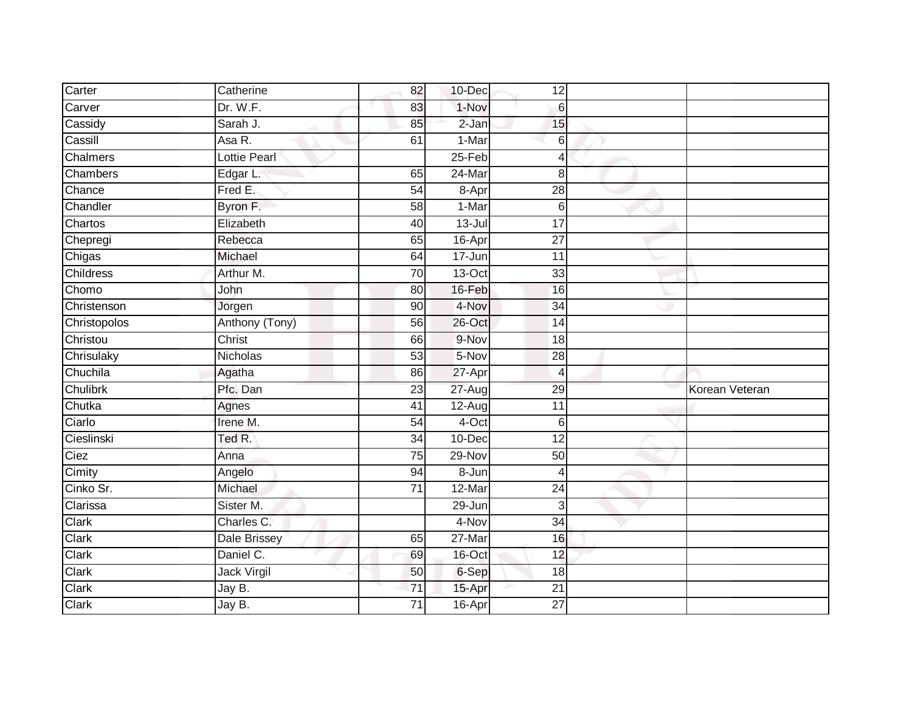| | | | | | | |
|---|---|---|---|---|---|---|
| Carter | Catherine | 82 | 10-Dec | 12 | | |
| Carver | Dr. W.F. | 83 | 1-Nov | 6 | | |
| Cassidy | Sarah J. | 85 | 2-Jan | 15 | | |
| Cassill | Asa R. | 61 | 1-Mar | 6 | | |
| Chalmers | Lottie Pearl | | 25-Feb | 4 | | |
| Chambers | Edgar L. | 65 | 24-Mar | 8 | | |
| Chance | Fred E. | 54 | 8-Apr | 28 | | |
| Chandler | Byron F. | 58 | 1-Mar | 6 | | |
| Chartos | Elizabeth | 40 | 13-Jul | 17 | | |
| Chepregi | Rebecca | 65 | 16-Apr | 27 | | |
| Chigas | Michael | 64 | 17-Jun | 11 | | |
| Childress | Arthur M. | 70 | 13-Oct | 33 | | |
| Chomo | John | 80 | 16-Feb | 16 | | |
| Christenson | Jorgen | 90 | 4-Nov | 34 | | |
| Christopolos | Anthony (Tony) | 56 | 26-Oct | 14 | | |
| Christou | Christ | 66 | 9-Nov | 18 | | |
| Chrisulaky | Nicholas | 53 | 5-Nov | 28 | | |
| Chuchila | Agatha | 86 | 27-Apr | 4 | | |
| Chulibrk | Pfc. Dan | 23 | 27-Aug | 29 | | Korean Veteran |
| Chutka | Agnes | 41 | 12-Aug | 11 | | |
| Ciarlo | Irene M. | 54 | 4-Oct | 6 | | |
| Cieslinski | Ted R. | 34 | 10-Dec | 12 | | |
| Ciez | Anna | 75 | 29-Nov | 50 | | |
| Cimity | Angelo | 94 | 8-Jun | 4 | | |
| Cinko Sr. | Michael | 71 | 12-Mar | 24 | | |
| Clarissa | Sister M. | | 29-Jun | 3 | | |
| Clark | Charles C. | | 4-Nov | 34 | | |
| Clark | Dale Brissey | 65 | 27-Mar | 16 | | |
| Clark | Daniel C. | 69 | 16-Oct | 12 | | |
| Clark | Jack Virgil | 50 | 6-Sep | 18 | | |
| Clark | Jay B. | 71 | 15-Apr | 21 | | |
| Clark | Jay B. | 71 | 16-Apr | 27 | | |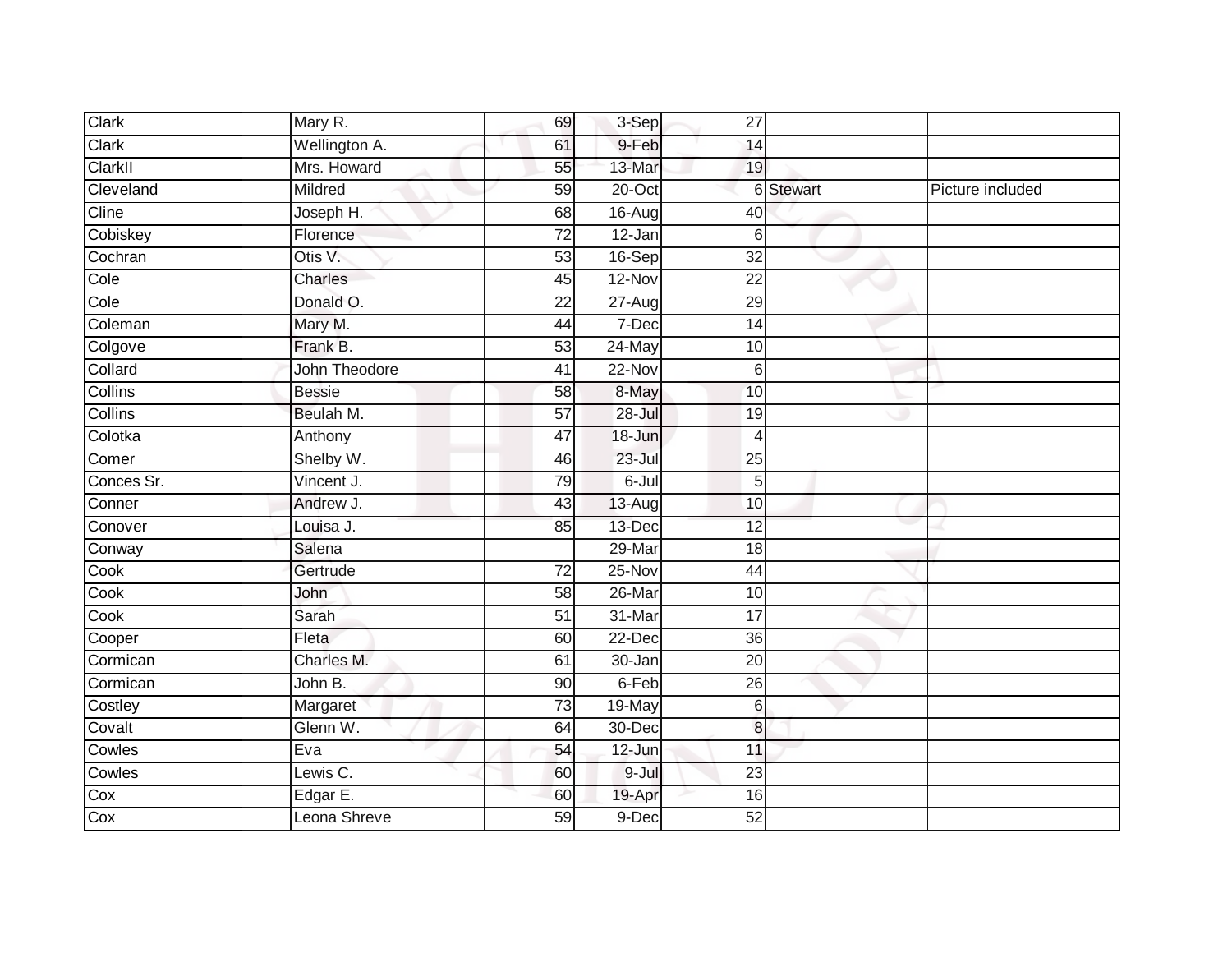| Clark | Mary R. | 69 | 3-Sep | 27 | | |
|---|---|---|---|---|---|---|
| Clark | Wellington A. | 61 | 9-Feb | 14 | | |
| ClarkII | Mrs. Howard | 55 | 13-Mar | 19 | | |
| Cleveland | Mildred | 59 | 20-Oct | 6 | Stewart | Picture included |
| Cline | Joseph H. | 68 | 16-Aug | 40 | | |
| Cobiskey | Florence | 72 | 12-Jan | 6 | | |
| Cochran | Otis V. | 53 | 16-Sep | 32 | | |
| Cole | Charles | 45 | 12-Nov | 22 | | |
| Cole | Donald O. | 22 | 27-Aug | 29 | | |
| Coleman | Mary M. | 44 | 7-Dec | 14 | | |
| Colgove | Frank B. | 53 | 24-May | 10 | | |
| Collard | John Theodore | 41 | 22-Nov | 6 | | |
| Collins | Bessie | 58 | 8-May | 10 | | |
| Collins | Beulah M. | 57 | 28-Jul | 19 | | |
| Colotka | Anthony | 47 | 18-Jun | 4 | | |
| Comer | Shelby W. | 46 | 23-Jul | 25 | | |
| Conces Sr. | Vincent J. | 79 | 6-Jul | 5 | | |
| Conner | Andrew J. | 43 | 13-Aug | 10 | | |
| Conover | Louisa J. | 85 | 13-Dec | 12 | | |
| Conway | Salena | | 29-Mar | 18 | | |
| Cook | Gertrude | 72 | 25-Nov | 44 | | |
| Cook | John | 58 | 26-Mar | 10 | | |
| Cook | Sarah | 51 | 31-Mar | 17 | | |
| Cooper | Fleta | 60 | 22-Dec | 36 | | |
| Cormican | Charles M. | 61 | 30-Jan | 20 | | |
| Cormican | John B. | 90 | 6-Feb | 26 | | |
| Costley | Margaret | 73 | 19-May | 6 | | |
| Covalt | Glenn W. | 64 | 30-Dec | 8 | | |
| Cowles | Eva | 54 | 12-Jun | 11 | | |
| Cowles | Lewis C. | 60 | 9-Jul | 23 | | |
| Cox | Edgar E. | 60 | 19-Apr | 16 | | |
| Cox | Leona Shreve | 59 | 9-Dec | 52 | | |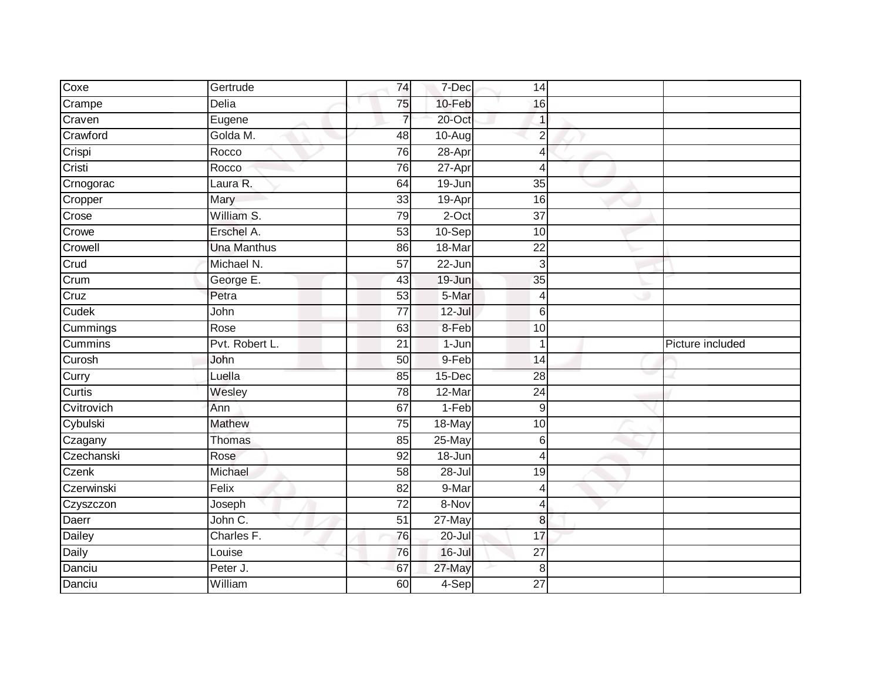| | | | | | | |
|---|---|---|---|---|---|---|
| Coxe | Gertrude | 74 | 7-Dec | 14 | | |
| Crampe | Delia | 75 | 10-Feb | 16 | | |
| Craven | Eugene | 7 | 20-Oct | 1 | | |
| Crawford | Golda M. | 48 | 10-Aug | 2 | | |
| Crispi | Rocco | 76 | 28-Apr | 4 | | |
| Cristi | Rocco | 76 | 27-Apr | 4 | | |
| Crnogorac | Laura R. | 64 | 19-Jun | 35 | | |
| Cropper | Mary | 33 | 19-Apr | 16 | | |
| Crose | William S. | 79 | 2-Oct | 37 | | |
| Crowe | Erschel A. | 53 | 10-Sep | 10 | | |
| Crowell | Una Manthus | 86 | 18-Mar | 22 | | |
| Crud | Michael N. | 57 | 22-Jun | 3 | | |
| Crum | George E. | 43 | 19-Jun | 35 | | |
| Cruz | Petra | 53 | 5-Mar | 4 | | |
| Cudek | John | 77 | 12-Jul | 6 | | |
| Cummings | Rose | 63 | 8-Feb | 10 | | |
| Cummins | Pvt. Robert L. | 21 | 1-Jun | 1 | | Picture included |
| Curosh | John | 50 | 9-Feb | 14 | | |
| Curry | Luella | 85 | 15-Dec | 28 | | |
| Curtis | Wesley | 78 | 12-Mar | 24 | | |
| Cvitrovich | Ann | 67 | 1-Feb | 9 | | |
| Cybulski | Mathew | 75 | 18-May | 10 | | |
| Czagany | Thomas | 85 | 25-May | 6 | | |
| Czechanski | Rose | 92 | 18-Jun | 4 | | |
| Czenk | Michael | 58 | 28-Jul | 19 | | |
| Czerwinski | Felix | 82 | 9-Mar | 4 | | |
| Czyszczon | Joseph | 72 | 8-Nov | 4 | | |
| Daerr | John C. | 51 | 27-May | 8 | | |
| Dailey | Charles F. | 76 | 20-Jul | 17 | | |
| Daily | Louise | 76 | 16-Jul | 27 | | |
| Danciu | Peter J. | 67 | 27-May | 8 | | |
| Danciu | William | 60 | 4-Sep | 27 | | |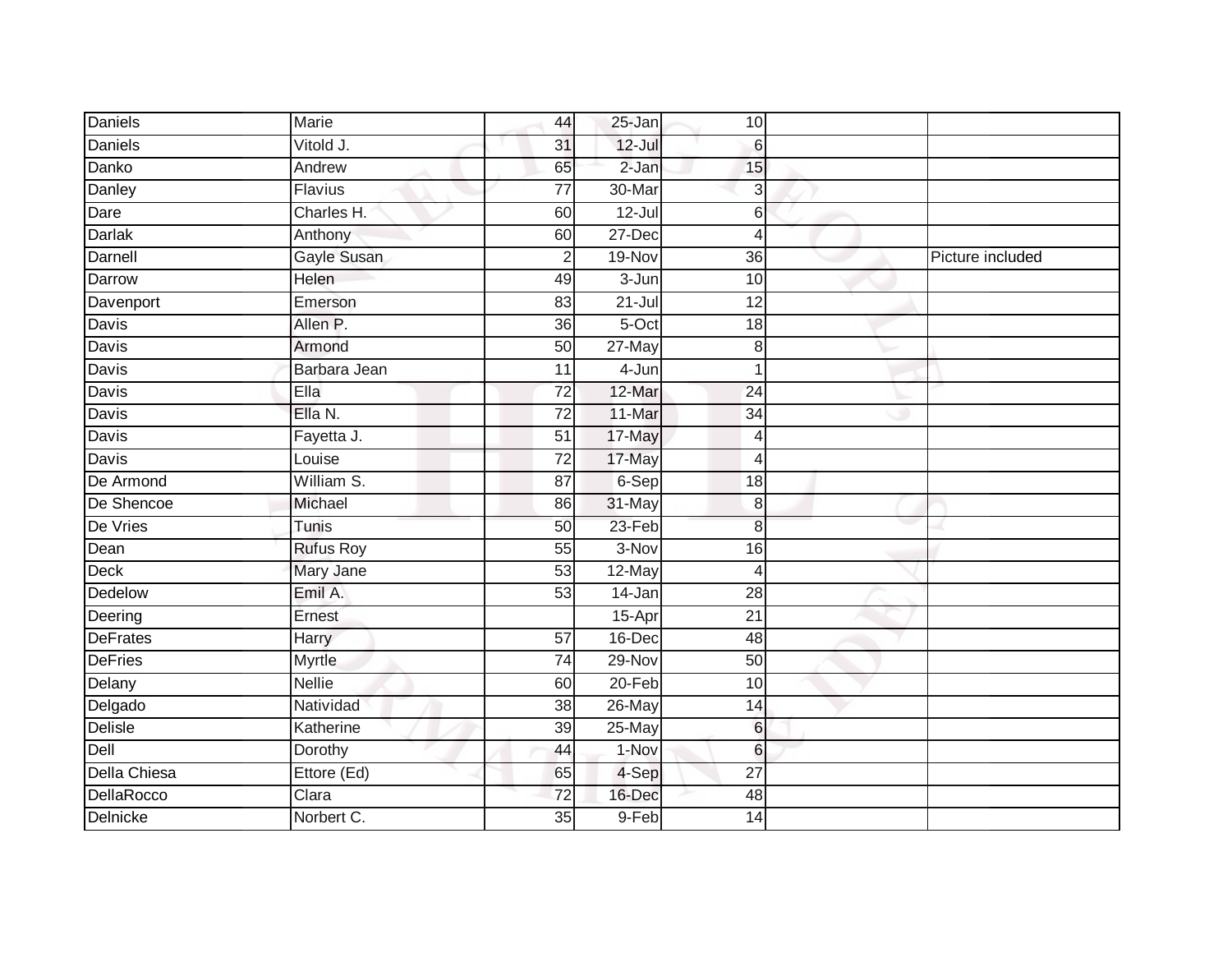| | | | | | | |
|---|---|---|---|---|---|---|
| Daniels | Marie | 44 | 25-Jan | 10 | | |
| Daniels | Vitold J. | 31 | 12-Jul | 6 | | |
| Danko | Andrew | 65 | 2-Jan | 15 | | |
| Danley | Flavius | 77 | 30-Mar | 3 | | |
| Dare | Charles H. | 60 | 12-Jul | 6 | | |
| Darlak | Anthony | 60 | 27-Dec | 4 | | |
| Darnell | Gayle Susan | 2 | 19-Nov | 36 | | Picture included |
| Darrow | Helen | 49 | 3-Jun | 10 | | |
| Davenport | Emerson | 83 | 21-Jul | 12 | | |
| Davis | Allen P. | 36 | 5-Oct | 18 | | |
| Davis | Armond | 50 | 27-May | 8 | | |
| Davis | Barbara Jean | 11 | 4-Jun | 1 | | |
| Davis | Ella | 72 | 12-Mar | 24 | | |
| Davis | Ella N. | 72 | 11-Mar | 34 | | |
| Davis | Fayetta J. | 51 | 17-May | 4 | | |
| Davis | Louise | 72 | 17-May | 4 | | |
| De Armond | William S. | 87 | 6-Sep | 18 | | |
| De Shencoe | Michael | 86 | 31-May | 8 | | |
| De Vries | Tunis | 50 | 23-Feb | 8 | | |
| Dean | Rufus Roy | 55 | 3-Nov | 16 | | |
| Deck | Mary Jane | 53 | 12-May | 4 | | |
| Dedelow | Emil A. | 53 | 14-Jan | 28 | | |
| Deering | Ernest | | 15-Apr | 21 | | |
| DeFrates | Harry | 57 | 16-Dec | 48 | | |
| DeFries | Myrtle | 74 | 29-Nov | 50 | | |
| Delany | Nellie | 60 | 20-Feb | 10 | | |
| Delgado | Natividad | 38 | 26-May | 14 | | |
| Delisle | Katherine | 39 | 25-May | 6 | | |
| Dell | Dorothy | 44 | 1-Nov | 6 | | |
| Della Chiesa | Ettore (Ed) | 65 | 4-Sep | 27 | | |
| DellaRocco | Clara | 72 | 16-Dec | 48 | | |
| Delnicke | Norbert C. | 35 | 9-Feb | 14 | | |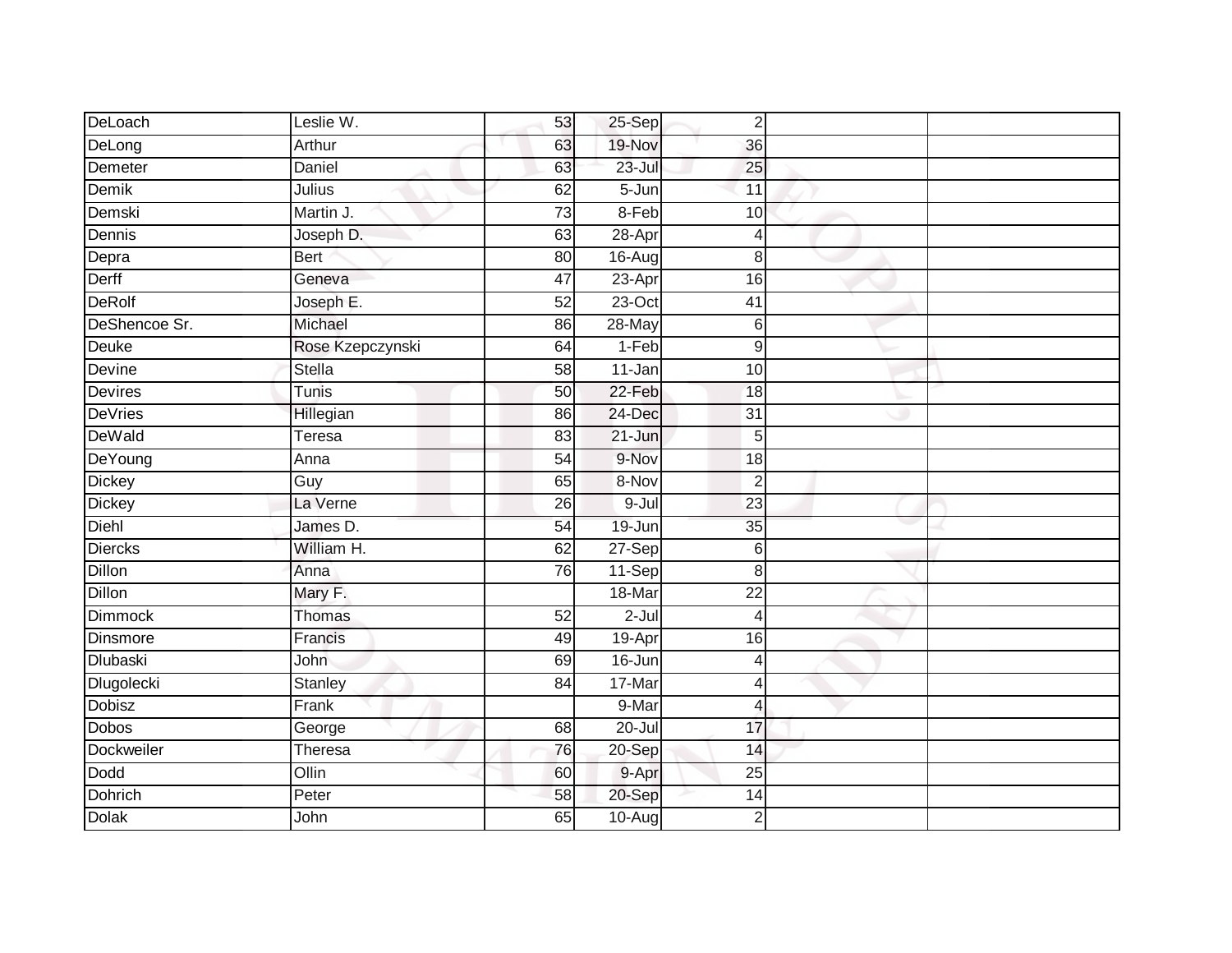| | | | | | | |
|---|---|---|---|---|---|---|
| DeLoach | Leslie W. | 53 | 25-Sep | 2 | | |
| DeLong | Arthur | 63 | 19-Nov | 36 | | |
| Demeter | Daniel | 63 | 23-Jul | 25 | | |
| Demik | Julius | 62 | 5-Jun | 11 | | |
| Demski | Martin J. | 73 | 8-Feb | 10 | | |
| Dennis | Joseph D. | 63 | 28-Apr | 4 | | |
| Depra | Bert | 80 | 16-Aug | 8 | | |
| Derff | Geneva | 47 | 23-Apr | 16 | | |
| DeRolf | Joseph E. | 52 | 23-Oct | 41 | | |
| DeShencoe Sr. | Michael | 86 | 28-May | 6 | | |
| Deuke | Rose Kzepczynski | 64 | 1-Feb | 9 | | |
| Devine | Stella | 58 | 11-Jan | 10 | | |
| Devires | Tunis | 50 | 22-Feb | 18 | | |
| DeVries | Hillegian | 86 | 24-Dec | 31 | | |
| DeWald | Teresa | 83 | 21-Jun | 5 | | |
| DeYoung | Anna | 54 | 9-Nov | 18 | | |
| Dickey | Guy | 65 | 8-Nov | 2 | | |
| Dickey | La Verne | 26 | 9-Jul | 23 | | |
| Diehl | James D. | 54 | 19-Jun | 35 | | |
| Diercks | William H. | 62 | 27-Sep | 6 | | |
| Dillon | Anna | 76 | 11-Sep | 8 | | |
| Dillon | Mary F. | | 18-Mar | 22 | | |
| Dimmock | Thomas | 52 | 2-Jul | 4 | | |
| Dinsmore | Francis | 49 | 19-Apr | 16 | | |
| Dlubaski | John | 69 | 16-Jun | 4 | | |
| Dlugolecki | Stanley | 84 | 17-Mar | 4 | | |
| Dobisz | Frank | | 9-Mar | 4 | | |
| Dobos | George | 68 | 20-Jul | 17 | | |
| Dockweiler | Theresa | 76 | 20-Sep | 14 | | |
| Dodd | Ollin | 60 | 9-Apr | 25 | | |
| Dohrich | Peter | 58 | 20-Sep | 14 | | |
| Dolak | John | 65 | 10-Aug | 2 | | |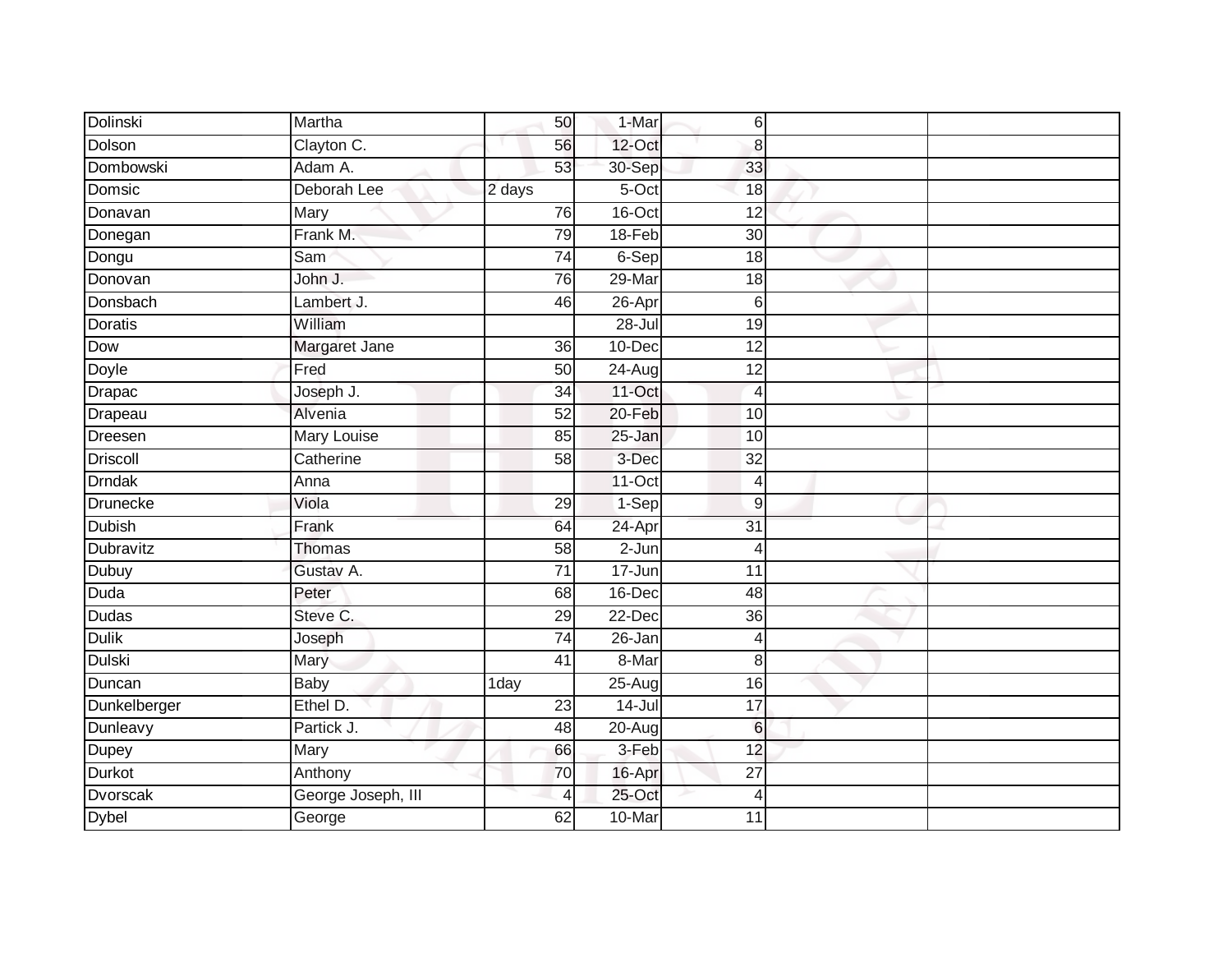| | | | | | | |
|---|---|---|---|---|---|---|
| Dolinski | Martha | 50 | 1-Mar | 6 | | |
| Dolson | Clayton C. | 56 | 12-Oct | 8 | | |
| Dombowski | Adam A. | 53 | 30-Sep | 33 | | |
| Domsic | Deborah Lee | 2 days | 5-Oct | 18 | | |
| Donavan | Mary | 76 | 16-Oct | 12 | | |
| Donegan | Frank M. | 79 | 18-Feb | 30 | | |
| Dongu | Sam | 74 | 6-Sep | 18 | | |
| Donovan | John J. | 76 | 29-Mar | 18 | | |
| Donsbach | Lambert J. | 46 | 26-Apr | 6 | | |
| Doratis | William | | 28-Jul | 19 | | |
| Dow | Margaret Jane | 36 | 10-Dec | 12 | | |
| Doyle | Fred | 50 | 24-Aug | 12 | | |
| Drapac | Joseph J. | 34 | 11-Oct | 4 | | |
| Drapeau | Alvenia | 52 | 20-Feb | 10 | | |
| Dreesen | Mary Louise | 85 | 25-Jan | 10 | | |
| Driscoll | Catherine | 58 | 3-Dec | 32 | | |
| Drndak | Anna | | 11-Oct | 4 | | |
| Drunecke | Viola | 29 | 1-Sep | 9 | | |
| Dubish | Frank | 64 | 24-Apr | 31 | | |
| Dubravitz | Thomas | 58 | 2-Jun | 4 | | |
| Dubuy | Gustav A. | 71 | 17-Jun | 11 | | |
| Duda | Peter | 68 | 16-Dec | 48 | | |
| Dudas | Steve C. | 29 | 22-Dec | 36 | | |
| Dulik | Joseph | 74 | 26-Jan | 4 | | |
| Dulski | Mary | 41 | 8-Mar | 8 | | |
| Duncan | Baby | 1day | 25-Aug | 16 | | |
| Dunkelberger | Ethel D. | 23 | 14-Jul | 17 | | |
| Dunleavy | Partick J. | 48 | 20-Aug | 6 | | |
| Dupey | Mary | 66 | 3-Feb | 12 | | |
| Durkot | Anthony | 70 | 16-Apr | 27 | | |
| Dvorscak | George Joseph, III | 4 | 25-Oct | 4 | | |
| Dybel | George | 62 | 10-Mar | 11 | | |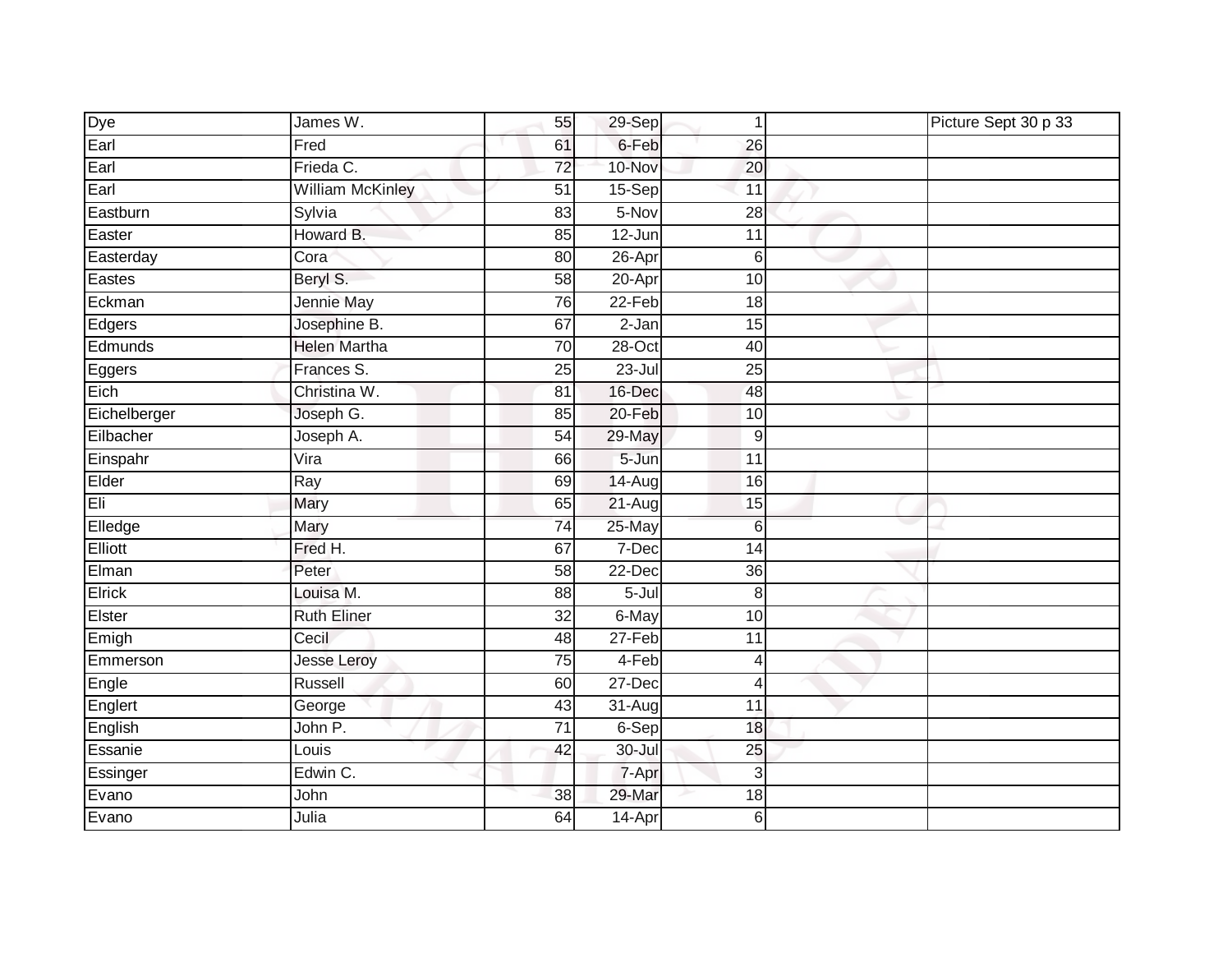| Dye | James W. | 55 | 29-Sep | 1 | | Picture Sept 30 p 33 |
|---|---|---|---|---|---|---|
| Earl | Fred | 61 | 6-Feb | 26 | | |
| Earl | Frieda C. | 72 | 10-Nov | 20 | | |
| Earl | William McKinley | 51 | 15-Sep | 11 | | |
| Eastburn | Sylvia | 83 | 5-Nov | 28 | | |
| Easter | Howard B. | 85 | 12-Jun | 11 | | |
| Easterday | Cora | 80 | 26-Apr | 6 | | |
| Eastes | Beryl S. | 58 | 20-Apr | 10 | | |
| Eckman | Jennie May | 76 | 22-Feb | 18 | | |
| Edgers | Josephine B. | 67 | 2-Jan | 15 | | |
| Edmunds | Helen Martha | 70 | 28-Oct | 40 | | |
| Eggers | Frances S. | 25 | 23-Jul | 25 | | |
| Eich | Christina W. | 81 | 16-Dec | 48 | | |
| Eichelberger | Joseph G. | 85 | 20-Feb | 10 | | |
| Eilbacher | Joseph A. | 54 | 29-May | 9 | | |
| Einspahr | Vira | 66 | 5-Jun | 11 | | |
| Elder | Ray | 69 | 14-Aug | 16 | | |
| Eli | Mary | 65 | 21-Aug | 15 | | |
| Elledge | Mary | 74 | 25-May | 6 | | |
| Elliott | Fred H. | 67 | 7-Dec | 14 | | |
| Elman | Peter | 58 | 22-Dec | 36 | | |
| Elrick | Louisa M. | 88 | 5-Jul | 8 | | |
| Elster | Ruth Eliner | 32 | 6-May | 10 | | |
| Emigh | Cecil | 48 | 27-Feb | 11 | | |
| Emmerson | Jesse Leroy | 75 | 4-Feb | 4 | | |
| Engle | Russell | 60 | 27-Dec | 4 | | |
| Englert | George | 43 | 31-Aug | 11 | | |
| English | John P. | 71 | 6-Sep | 18 | | |
| Essanie | Louis | 42 | 30-Jul | 25 | | |
| Essinger | Edwin C. | | 7-Apr | 3 | | |
| Evano | John | 38 | 29-Mar | 18 | | |
| Evano | Julia | 64 | 14-Apr | 6 | | |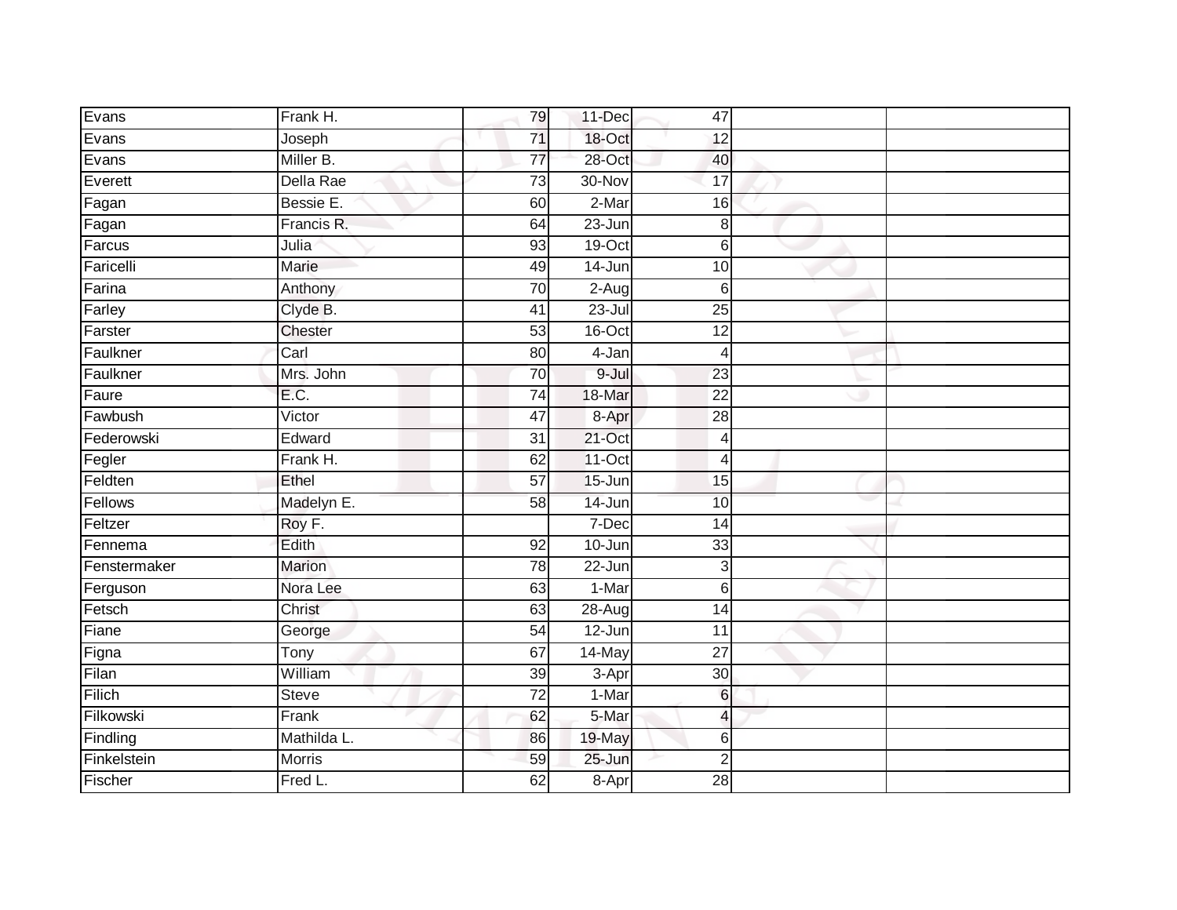| | | | | | | |
|---|---|---|---|---|---|---|
| Evans | Frank H. | 79 | 11-Dec | 47 | | |
| Evans | Joseph | 71 | 18-Oct | 12 | | |
| Evans | Miller B. | 77 | 28-Oct | 40 | | |
| Everett | Della Rae | 73 | 30-Nov | 17 | | |
| Fagan | Bessie E. | 60 | 2-Mar | 16 | | |
| Fagan | Francis R. | 64 | 23-Jun | 8 | | |
| Farcus | Julia | 93 | 19-Oct | 6 | | |
| Faricelli | Marie | 49 | 14-Jun | 10 | | |
| Farina | Anthony | 70 | 2-Aug | 6 | | |
| Farley | Clyde B. | 41 | 23-Jul | 25 | | |
| Farster | Chester | 53 | 16-Oct | 12 | | |
| Faulkner | Carl | 80 | 4-Jan | 4 | | |
| Faulkner | Mrs. John | 70 | 9-Jul | 23 | | |
| Faure | E.C. | 74 | 18-Mar | 22 | | |
| Fawbush | Victor | 47 | 8-Apr | 28 | | |
| Federowski | Edward | 31 | 21-Oct | 4 | | |
| Fegler | Frank H. | 62 | 11-Oct | 4 | | |
| Feldten | Ethel | 57 | 15-Jun | 15 | | |
| Fellows | Madelyn E. | 58 | 14-Jun | 10 | | |
| Feltzer | Roy F. | | 7-Dec | 14 | | |
| Fennema | Edith | 92 | 10-Jun | 33 | | |
| Fenstermaker | Marion | 78 | 22-Jun | 3 | | |
| Ferguson | Nora Lee | 63 | 1-Mar | 6 | | |
| Fetsch | Christ | 63 | 28-Aug | 14 | | |
| Fiane | George | 54 | 12-Jun | 11 | | |
| Figna | Tony | 67 | 14-May | 27 | | |
| Filan | William | 39 | 3-Apr | 30 | | |
| Filich | Steve | 72 | 1-Mar | 6 | | |
| Filkowski | Frank | 62 | 5-Mar | 4 | | |
| Findling | Mathilda L. | 86 | 19-May | 6 | | |
| Finkelstein | Morris | 59 | 25-Jun | 2 | | |
| Fischer | Fred L. | 62 | 8-Apr | 28 | | |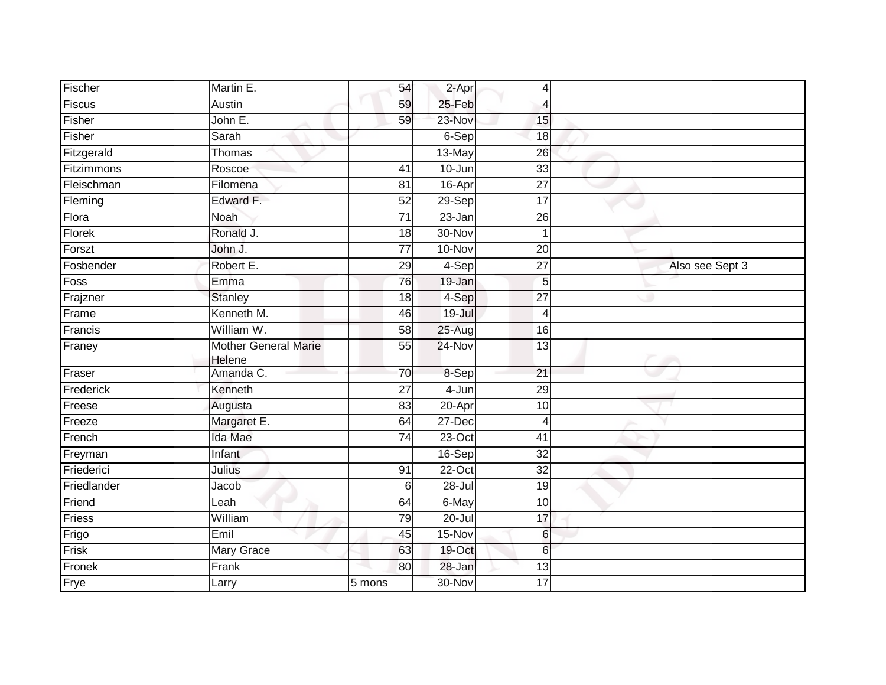| | | | | | | |
|---|---|---|---|---|---|---|
| Fischer | Martin E. | 54 | 2-Apr | 4 | | |
| Fiscus | Austin | 59 | 25-Feb | 4 | | |
| Fisher | John E. | 59 | 23-Nov | 15 | | |
| Fisher | Sarah | | 6-Sep | 18 | | |
| Fitzgerald | Thomas | | 13-May | 26 | | |
| Fitzimmons | Roscoe | 41 | 10-Jun | 33 | | |
| Fleischman | Filomena | 81 | 16-Apr | 27 | | |
| Fleming | Edward F. | 52 | 29-Sep | 17 | | |
| Flora | Noah | 71 | 23-Jan | 26 | | |
| Florek | Ronald J. | 18 | 30-Nov | 1 | | |
| Forszt | John J. | 77 | 10-Nov | 20 | | |
| Fosbender | Robert E. | 29 | 4-Sep | 27 | | Also see Sept 3 |
| Foss | Emma | 76 | 19-Jan | 5 | | |
| Frajzner | Stanley | 18 | 4-Sep | 27 | | |
| Frame | Kenneth M. | 46 | 19-Jul | 4 | | |
| Francis | William W. | 58 | 25-Aug | 16 | | |
| Franey | Mother General Marie Helene | 55 | 24-Nov | 13 | | |
| Fraser | Amanda C. | 70 | 8-Sep | 21 | | |
| Frederick | Kenneth | 27 | 4-Jun | 29 | | |
| Freese | Augusta | 83 | 20-Apr | 10 | | |
| Freeze | Margaret E. | 64 | 27-Dec | 4 | | |
| French | Ida Mae | 74 | 23-Oct | 41 | | |
| Freyman | Infant | | 16-Sep | 32 | | |
| Friederici | Julius | 91 | 22-Oct | 32 | | |
| Friedlander | Jacob | 6 | 28-Jul | 19 | | |
| Friend | Leah | 64 | 6-May | 10 | | |
| Friess | William | 79 | 20-Jul | 17 | | |
| Frigo | Emil | 45 | 15-Nov | 6 | | |
| Frisk | Mary Grace | 63 | 19-Oct | 6 | | |
| Fronek | Frank | 80 | 28-Jan | 13 | | |
| Frye | Larry | 5 mons | 30-Nov | 17 | | |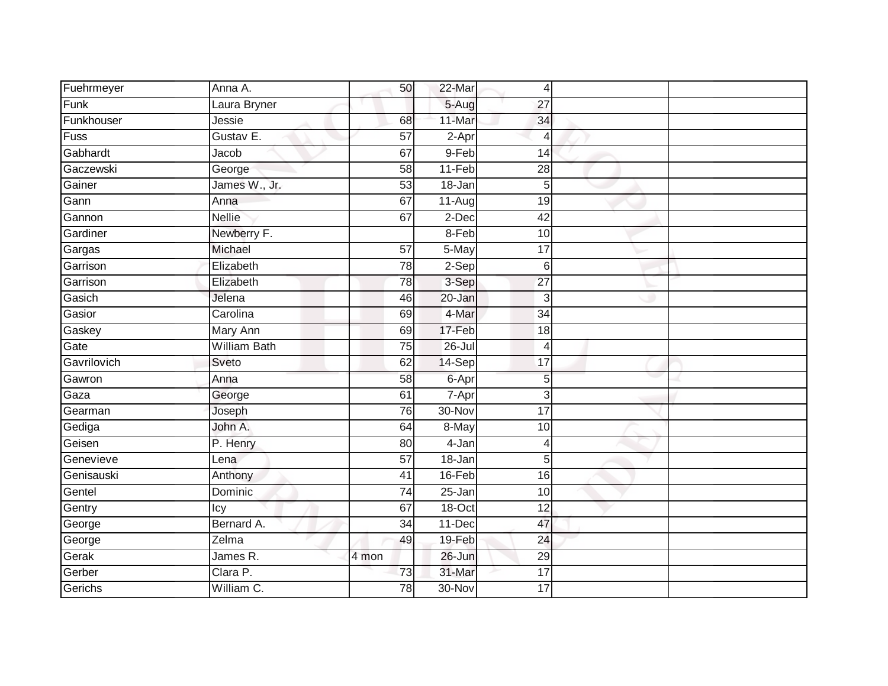| | | | | | | |
|---|---|---|---|---|---|---|
| Fuehrmeyer | Anna A. | 50 | 22-Mar | 4 | | |
| Funk | Laura Bryner | | 5-Aug | 27 | | |
| Funkhouser | Jessie | 68 | 11-Mar | 34 | | |
| Fuss | Gustav E. | 57 | 2-Apr | 4 | | |
| Gabhardt | Jacob | 67 | 9-Feb | 14 | | |
| Gaczewski | George | 58 | 11-Feb | 28 | | |
| Gainer | James W., Jr. | 53 | 18-Jan | 5 | | |
| Gann | Anna | 67 | 11-Aug | 19 | | |
| Gannon | Nellie | 67 | 2-Dec | 42 | | |
| Gardiner | Newberry F. | | 8-Feb | 10 | | |
| Gargas | Michael | 57 | 5-May | 17 | | |
| Garrison | Elizabeth | 78 | 2-Sep | 6 | | |
| Garrison | Elizabeth | 78 | 3-Sep | 27 | | |
| Gasich | Jelena | 46 | 20-Jan | 3 | | |
| Gasior | Carolina | 69 | 4-Mar | 34 | | |
| Gaskey | Mary Ann | 69 | 17-Feb | 18 | | |
| Gate | William Bath | 75 | 26-Jul | 4 | | |
| Gavrilovich | Sveto | 62 | 14-Sep | 17 | | |
| Gawron | Anna | 58 | 6-Apr | 5 | | |
| Gaza | George | 61 | 7-Apr | 3 | | |
| Gearman | Joseph | 76 | 30-Nov | 17 | | |
| Gediga | John A. | 64 | 8-May | 10 | | |
| Geisen | P. Henry | 80 | 4-Jan | 4 | | |
| Genevieve | Lena | 57 | 18-Jan | 5 | | |
| Genisauski | Anthony | 41 | 16-Feb | 16 | | |
| Gentel | Dominic | 74 | 25-Jan | 10 | | |
| Gentry | Icy | 67 | 18-Oct | 12 | | |
| George | Bernard A. | 34 | 11-Dec | 47 | | |
| George | Zelma | 49 | 19-Feb | 24 | | |
| Gerak | James R. | 4 mon | 26-Jun | 29 | | |
| Gerber | Clara P. | 73 | 31-Mar | 17 | | |
| Gerichs | William C. | 78 | 30-Nov | 17 | | |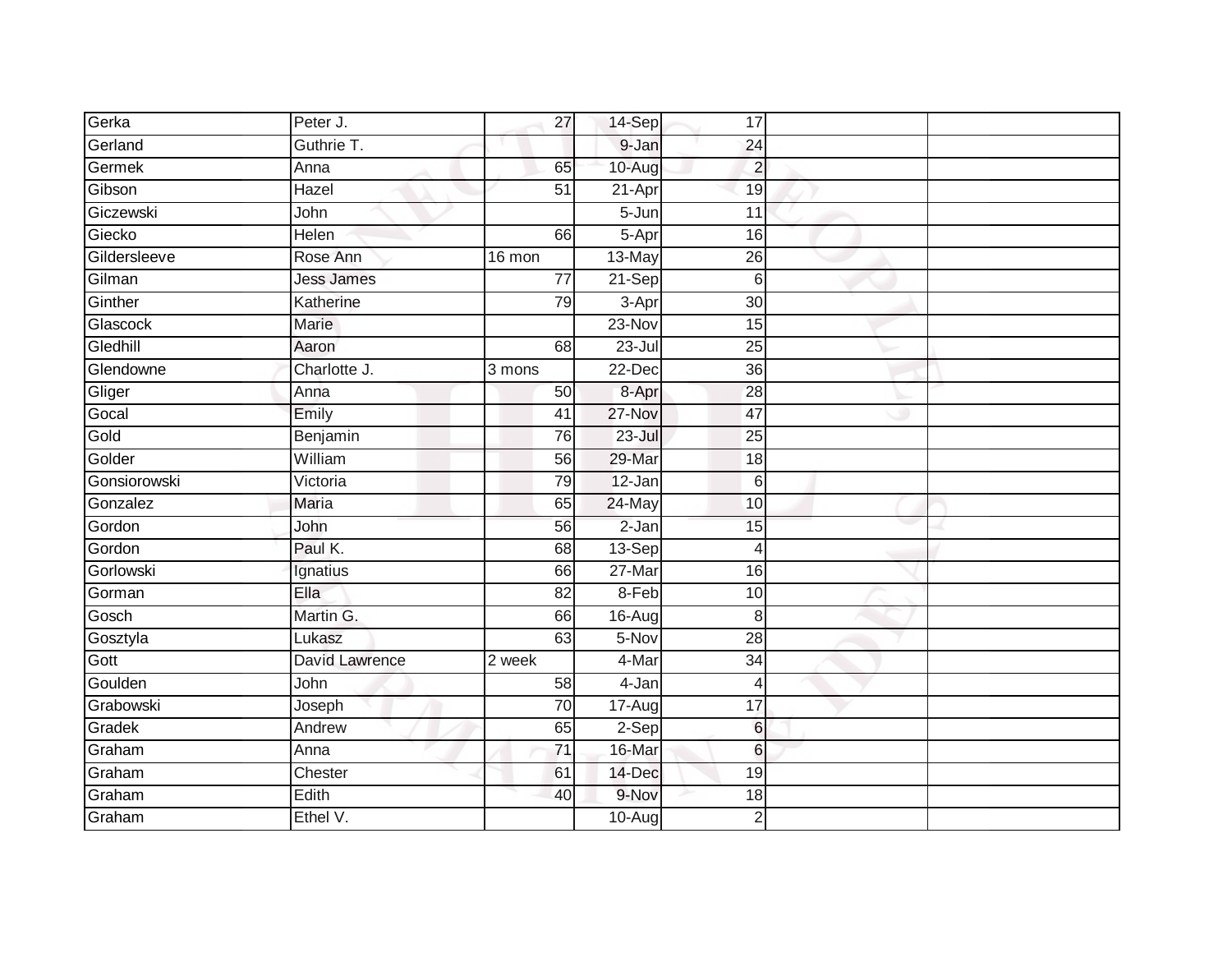| | | | | | | |
|---|---|---|---|---|---|---|
| Gerka | Peter J. | 27 | 14-Sep | 17 | | |
| Gerland | Guthrie T. | | 9-Jan | 24 | | |
| Germek | Anna | 65 | 10-Aug | 2 | | |
| Gibson | Hazel | 51 | 21-Apr | 19 | | |
| Giczewski | John | | 5-Jun | 11 | | |
| Giecko | Helen | 66 | 5-Apr | 16 | | |
| Gildersleeve | Rose Ann | 16 mon | 13-May | 26 | | |
| Gilman | Jess James | 77 | 21-Sep | 6 | | |
| Ginther | Katherine | 79 | 3-Apr | 30 | | |
| Glascock | Marie | | 23-Nov | 15 | | |
| Gledhill | Aaron | 68 | 23-Jul | 25 | | |
| Glendowne | Charlotte J. | 3 mons | 22-Dec | 36 | | |
| Gliger | Anna | 50 | 8-Apr | 28 | | |
| Gocal | Emily | 41 | 27-Nov | 47 | | |
| Gold | Benjamin | 76 | 23-Jul | 25 | | |
| Golder | William | 56 | 29-Mar | 18 | | |
| Gonsiorowski | Victoria | 79 | 12-Jan | 6 | | |
| Gonzalez | Maria | 65 | 24-May | 10 | | |
| Gordon | John | 56 | 2-Jan | 15 | | |
| Gordon | Paul K. | 68 | 13-Sep | 4 | | |
| Gorlowski | Ignatius | 66 | 27-Mar | 16 | | |
| Gorman | Ella | 82 | 8-Feb | 10 | | |
| Gosch | Martin G. | 66 | 16-Aug | 8 | | |
| Gosztyla | Lukasz | 63 | 5-Nov | 28 | | |
| Gott | David Lawrence | 2 week | 4-Mar | 34 | | |
| Goulden | John | 58 | 4-Jan | 4 | | |
| Grabowski | Joseph | 70 | 17-Aug | 17 | | |
| Gradek | Andrew | 65 | 2-Sep | 6 | | |
| Graham | Anna | 71 | 16-Mar | 6 | | |
| Graham | Chester | 61 | 14-Dec | 19 | | |
| Graham | Edith | 40 | 9-Nov | 18 | | |
| Graham | Ethel V. | | 10-Aug | 2 | | |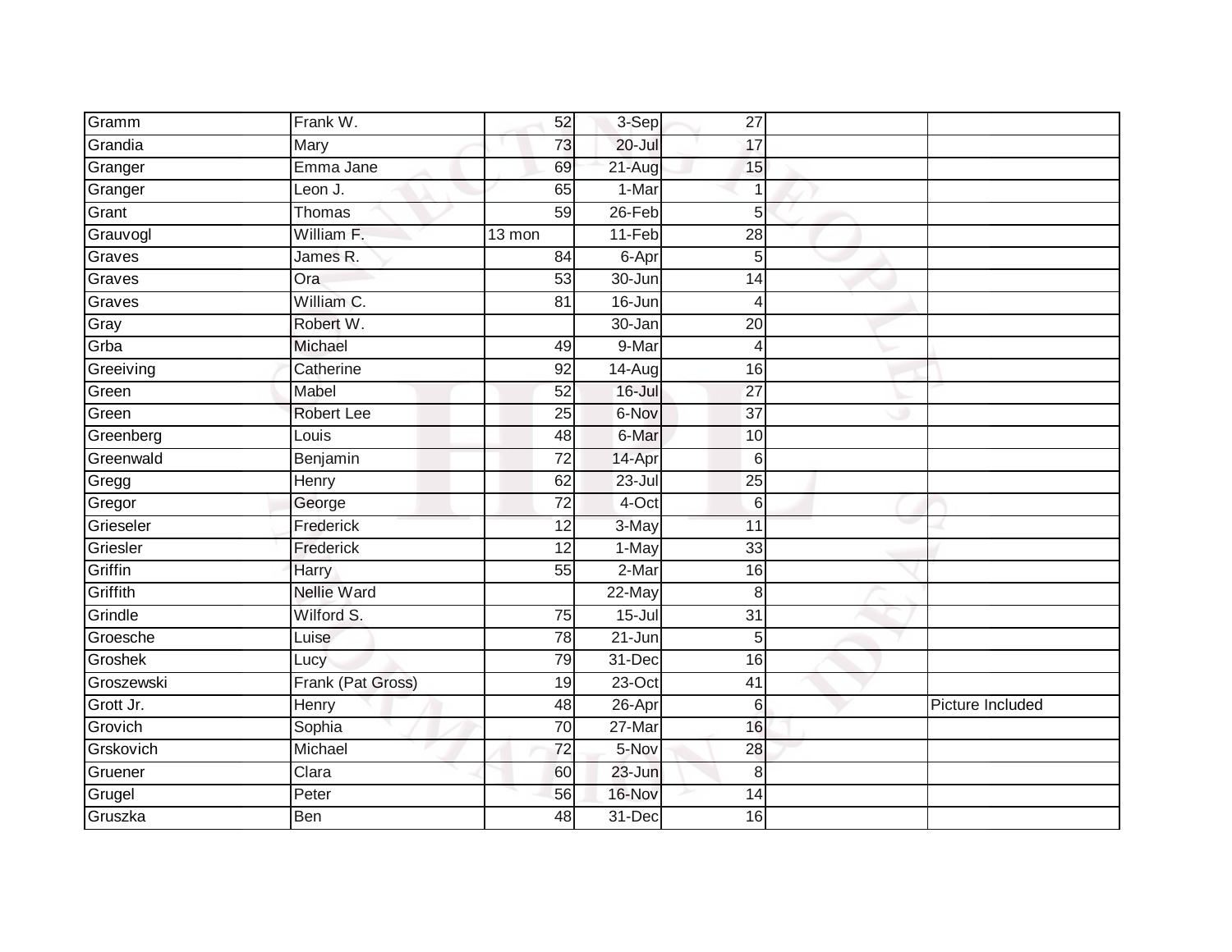| | | | | | | |
|---|---|---|---|---|---|---|
| Gramm | Frank W. | 52 | 3-Sep | 27 | | |
| Grandia | Mary | 73 | 20-Jul | 17 | | |
| Granger | Emma Jane | 69 | 21-Aug | 15 | | |
| Granger | Leon J. | 65 | 1-Mar | 1 | | |
| Grant | Thomas | 59 | 26-Feb | 5 | | |
| Grauvogl | William F. | 13 mon | 11-Feb | 28 | | |
| Graves | James R. | 84 | 6-Apr | 5 | | |
| Graves | Ora | 53 | 30-Jun | 14 | | |
| Graves | William C. | 81 | 16-Jun | 4 | | |
| Gray | Robert W. | | 30-Jan | 20 | | |
| Grba | Michael | 49 | 9-Mar | 4 | | |
| Greeiving | Catherine | 92 | 14-Aug | 16 | | |
| Green | Mabel | 52 | 16-Jul | 27 | | |
| Green | Robert Lee | 25 | 6-Nov | 37 | | |
| Greenberg | Louis | 48 | 6-Mar | 10 | | |
| Greenwald | Benjamin | 72 | 14-Apr | 6 | | |
| Gregg | Henry | 62 | 23-Jul | 25 | | |
| Gregor | George | 72 | 4-Oct | 6 | | |
| Grieseler | Frederick | 12 | 3-May | 11 | | |
| Griesler | Frederick | 12 | 1-May | 33 | | |
| Griffin | Harry | 55 | 2-Mar | 16 | | |
| Griffith | Nellie Ward | | 22-May | 8 | | |
| Grindle | Wilford S. | 75 | 15-Jul | 31 | | |
| Groesche | Luise | 78 | 21-Jun | 5 | | |
| Groshek | Lucy | 79 | 31-Dec | 16 | | |
| Groszewski | Frank (Pat Gross) | 19 | 23-Oct | 41 | | |
| Grott Jr. | Henry | 48 | 26-Apr | 6 | | Picture Included |
| Grovich | Sophia | 70 | 27-Mar | 16 | | |
| Grskovich | Michael | 72 | 5-Nov | 28 | | |
| Gruener | Clara | 60 | 23-Jun | 8 | | |
| Grugel | Peter | 56 | 16-Nov | 14 | | |
| Gruszka | Ben | 48 | 31-Dec | 16 | | |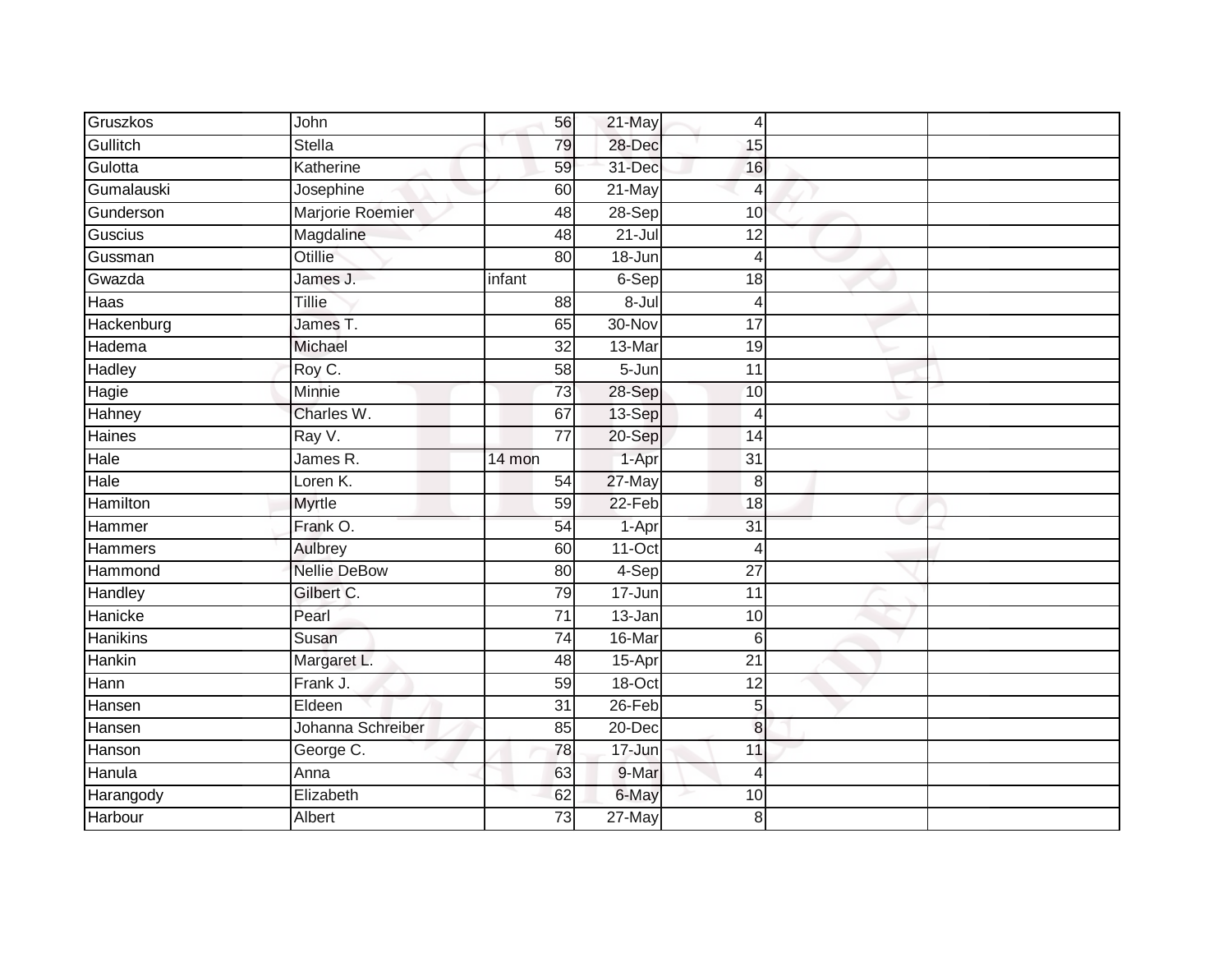| | | | | | | |
|---|---|---|---|---|---|---|
| Gruszkos | John | 56 | 21-May | 4 | | |
| Gullitch | Stella | 79 | 28-Dec | 15 | | |
| Gulotta | Katherine | 59 | 31-Dec | 16 | | |
| Gumalauski | Josephine | 60 | 21-May | 4 | | |
| Gunderson | Marjorie Roemier | 48 | 28-Sep | 10 | | |
| Guscius | Magdaline | 48 | 21-Jul | 12 | | |
| Gussman | Otillie | 80 | 18-Jun | 4 | | |
| Gwazda | James J. | infant | 6-Sep | 18 | | |
| Haas | Tillie | 88 | 8-Jul | 4 | | |
| Hackenburg | James T. | 65 | 30-Nov | 17 | | |
| Hadema | Michael | 32 | 13-Mar | 19 | | |
| Hadley | Roy C. | 58 | 5-Jun | 11 | | |
| Hagie | Minnie | 73 | 28-Sep | 10 | | |
| Hahney | Charles W. | 67 | 13-Sep | 4 | | |
| Haines | Ray V. | 77 | 20-Sep | 14 | | |
| Hale | James R. | 14 mon | 1-Apr | 31 | | |
| Hale | Loren K. | 54 | 27-May | 8 | | |
| Hamilton | Myrtle | 59 | 22-Feb | 18 | | |
| Hammer | Frank O. | 54 | 1-Apr | 31 | | |
| Hammers | Aulbrey | 60 | 11-Oct | 4 | | |
| Hammond | Nellie DeBow | 80 | 4-Sep | 27 | | |
| Handley | Gilbert C. | 79 | 17-Jun | 11 | | |
| Hanicke | Pearl | 71 | 13-Jan | 10 | | |
| Hanikins | Susan | 74 | 16-Mar | 6 | | |
| Hankin | Margaret L. | 48 | 15-Apr | 21 | | |
| Hann | Frank J. | 59 | 18-Oct | 12 | | |
| Hansen | Eldeen | 31 | 26-Feb | 5 | | |
| Hansen | Johanna Schreiber | 85 | 20-Dec | 8 | | |
| Hanson | George C. | 78 | 17-Jun | 11 | | |
| Hanula | Anna | 63 | 9-Mar | 4 | | |
| Harangody | Elizabeth | 62 | 6-May | 10 | | |
| Harbour | Albert | 73 | 27-May | 8 | | |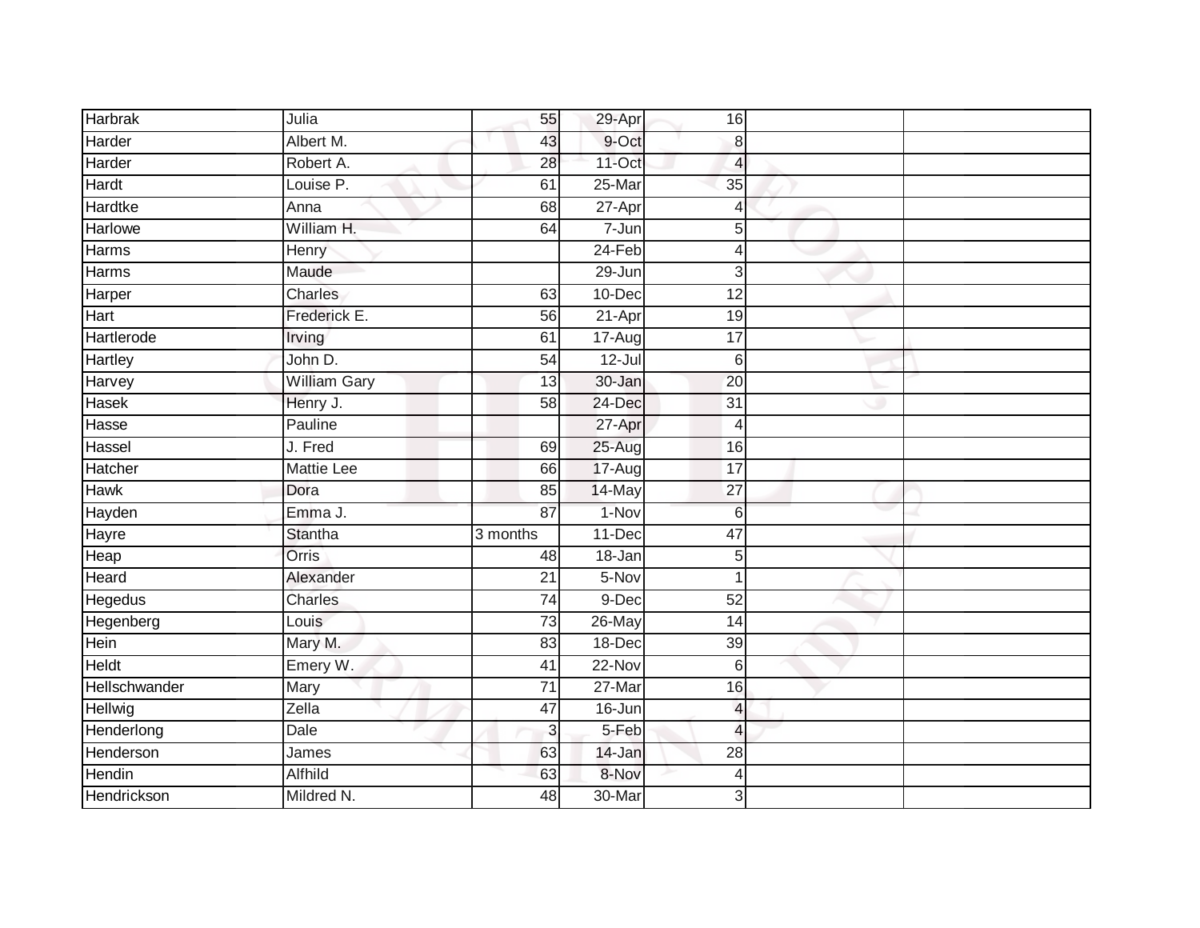| | | | | | | |
|---|---|---|---|---|---|---|
| Harbrak | Julia | 55 | 29-Apr | 16 | | |
| Harder | Albert M. | 43 | 9-Oct | 8 | | |
| Harder | Robert A. | 28 | 11-Oct | 4 | | |
| Hardt | Louise P. | 61 | 25-Mar | 35 | | |
| Hardtke | Anna | 68 | 27-Apr | 4 | | |
| Harlowe | William H. | 64 | 7-Jun | 5 | | |
| Harms | Henry | | 24-Feb | 4 | | |
| Harms | Maude | | 29-Jun | 3 | | |
| Harper | Charles | 63 | 10-Dec | 12 | | |
| Hart | Frederick E. | 56 | 21-Apr | 19 | | |
| Hartlerode | Irving | 61 | 17-Aug | 17 | | |
| Hartley | John D. | 54 | 12-Jul | 6 | | |
| Harvey | William Gary | 13 | 30-Jan | 20 | | |
| Hasek | Henry J. | 58 | 24-Dec | 31 | | |
| Hasse | Pauline | | 27-Apr | 4 | | |
| Hassel | J. Fred | 69 | 25-Aug | 16 | | |
| Hatcher | Mattie Lee | 66 | 17-Aug | 17 | | |
| Hawk | Dora | 85 | 14-May | 27 | | |
| Hayden | Emma J. | 87 | 1-Nov | 6 | | |
| Hayre | Stantha | 3 months | 11-Dec | 47 | | |
| Heap | Orris | 48 | 18-Jan | 5 | | |
| Heard | Alexander | 21 | 5-Nov | 1 | | |
| Hegedus | Charles | 74 | 9-Dec | 52 | | |
| Hegenberg | Louis | 73 | 26-May | 14 | | |
| Hein | Mary M. | 83 | 18-Dec | 39 | | |
| Heldt | Emery W. | 41 | 22-Nov | 6 | | |
| Hellschwander | Mary | 71 | 27-Mar | 16 | | |
| Hellwig | Zella | 47 | 16-Jun | 4 | | |
| Henderlong | Dale | 3 | 5-Feb | 4 | | |
| Henderson | James | 63 | 14-Jan | 28 | | |
| Hendin | Alfhild | 63 | 8-Nov | 4 | | |
| Hendrickson | Mildred N. | 48 | 30-Mar | 3 | | |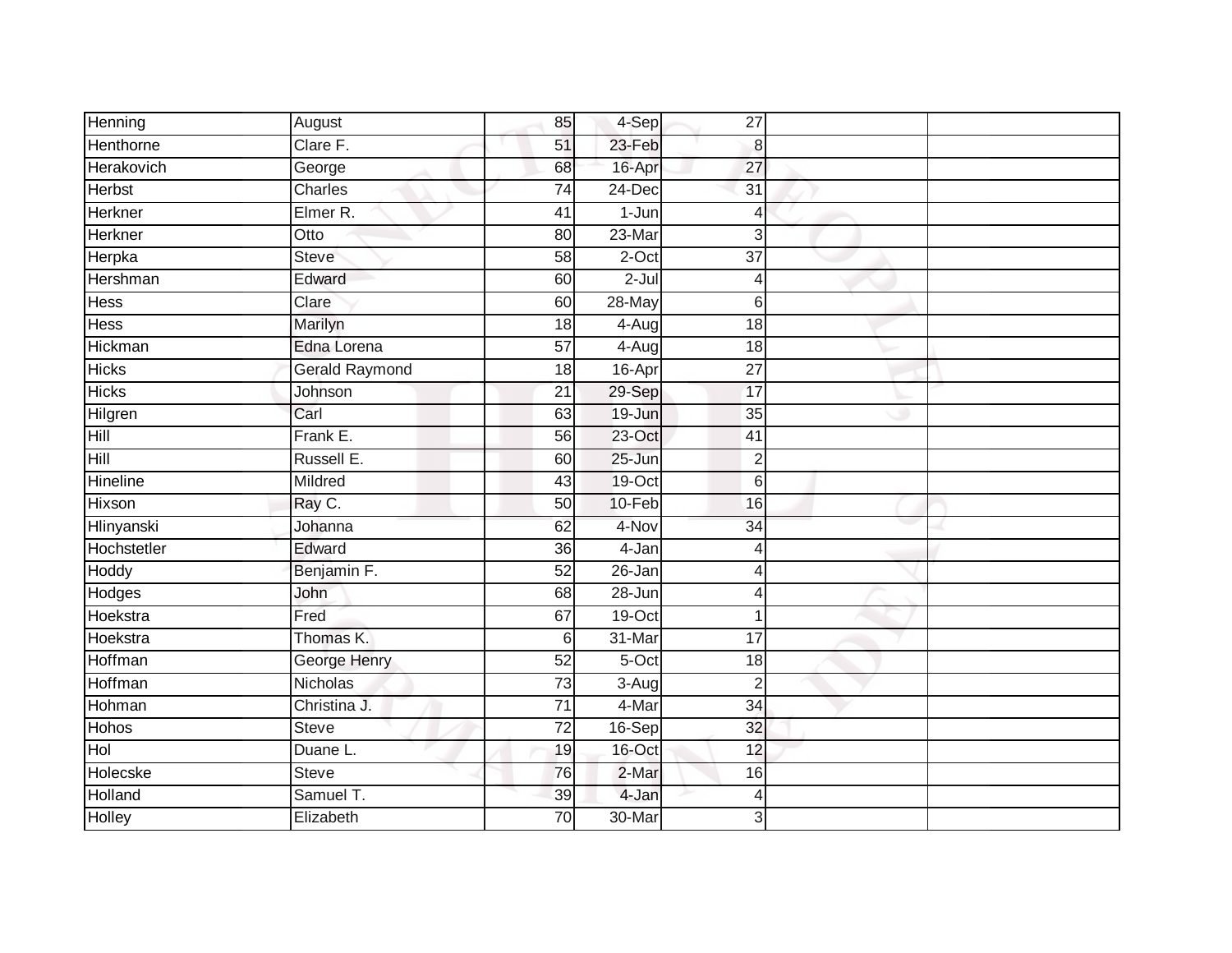| | | | | | | |
|---|---|---|---|---|---|---|
| Henning | August | 85 | 4-Sep | 27 | | |
| Henthorne | Clare F. | 51 | 23-Feb | 8 | | |
| Herakovich | George | 68 | 16-Apr | 27 | | |
| Herbst | Charles | 74 | 24-Dec | 31 | | |
| Herkner | Elmer R. | 41 | 1-Jun | 4 | | |
| Herkner | Otto | 80 | 23-Mar | 3 | | |
| Herpka | Steve | 58 | 2-Oct | 37 | | |
| Hershman | Edward | 60 | 2-Jul | 4 | | |
| Hess | Clare | 60 | 28-May | 6 | | |
| Hess | Marilyn | 18 | 4-Aug | 18 | | |
| Hickman | Edna Lorena | 57 | 4-Aug | 18 | | |
| Hicks | Gerald Raymond | 18 | 16-Apr | 27 | | |
| Hicks | Johnson | 21 | 29-Sep | 17 | | |
| Hilgren | Carl | 63 | 19-Jun | 35 | | |
| Hill | Frank E. | 56 | 23-Oct | 41 | | |
| Hill | Russell E. | 60 | 25-Jun | 2 | | |
| Hineline | Mildred | 43 | 19-Oct | 6 | | |
| Hixson | Ray C. | 50 | 10-Feb | 16 | | |
| Hlinyanski | Johanna | 62 | 4-Nov | 34 | | |
| Hochstetler | Edward | 36 | 4-Jan | 4 | | |
| Hoddy | Benjamin F. | 52 | 26-Jan | 4 | | |
| Hodges | John | 68 | 28-Jun | 4 | | |
| Hoekstra | Fred | 67 | 19-Oct | 1 | | |
| Hoekstra | Thomas K. | 6 | 31-Mar | 17 | | |
| Hoffman | George Henry | 52 | 5-Oct | 18 | | |
| Hoffman | Nicholas | 73 | 3-Aug | 2 | | |
| Hohman | Christina J. | 71 | 4-Mar | 34 | | |
| Hohos | Steve | 72 | 16-Sep | 32 | | |
| Hol | Duane L. | 19 | 16-Oct | 12 | | |
| Holecske | Steve | 76 | 2-Mar | 16 | | |
| Holland | Samuel T. | 39 | 4-Jan | 4 | | |
| Holley | Elizabeth | 70 | 30-Mar | 3 | | |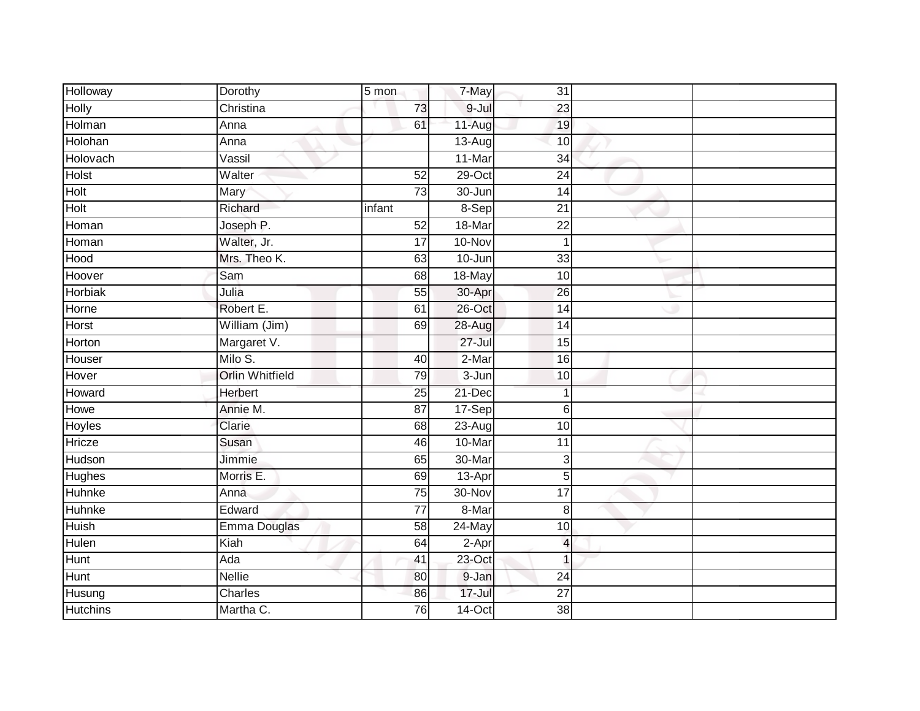| Holloway | Dorothy | 5 mon | 7-May | 31 | | |
|---|---|---|---|---|---|---|
| Holly | Christina | 73 | 9-Jul | 23 | | |
| Holman | Anna | 61 | 11-Aug | 19 | | |
| Holohan | Anna | | 13-Aug | 10 | | |
| Holovach | Vassil | | 11-Mar | 34 | | |
| Holst | Walter | 52 | 29-Oct | 24 | | |
| Holt | Mary | 73 | 30-Jun | 14 | | |
| Holt | Richard | infant | 8-Sep | 21 | | |
| Homan | Joseph P. | 52 | 18-Mar | 22 | | |
| Homan | Walter, Jr. | 17 | 10-Nov | 1 | | |
| Hood | Mrs. Theo K. | 63 | 10-Jun | 33 | | |
| Hoover | Sam | 68 | 18-May | 10 | | |
| Horbiak | Julia | 55 | 30-Apr | 26 | | |
| Horne | Robert E. | 61 | 26-Oct | 14 | | |
| Horst | William (Jim) | 69 | 28-Aug | 14 | | |
| Horton | Margaret V. | | 27-Jul | 15 | | |
| Houser | Milo S. | 40 | 2-Mar | 16 | | |
| Hover | Orlin Whitfield | 79 | 3-Jun | 10 | | |
| Howard | Herbert | 25 | 21-Dec | 1 | | |
| Howe | Annie M. | 87 | 17-Sep | 6 | | |
| Hoyles | Clarie | 68 | 23-Aug | 10 | | |
| Hricze | Susan | 46 | 10-Mar | 11 | | |
| Hudson | Jimmie | 65 | 30-Mar | 3 | | |
| Hughes | Morris E. | 69 | 13-Apr | 5 | | |
| Huhnke | Anna | 75 | 30-Nov | 17 | | |
| Huhnke | Edward | 77 | 8-Mar | 8 | | |
| Huish | Emma Douglas | 58 | 24-May | 10 | | |
| Hulen | Kiah | 64 | 2-Apr | 4 | | |
| Hunt | Ada | 41 | 23-Oct | 1 | | |
| Hunt | Nellie | 80 | 9-Jan | 24 | | |
| Husung | Charles | 86 | 17-Jul | 27 | | |
| Hutchins | Martha C. | 76 | 14-Oct | 38 | | |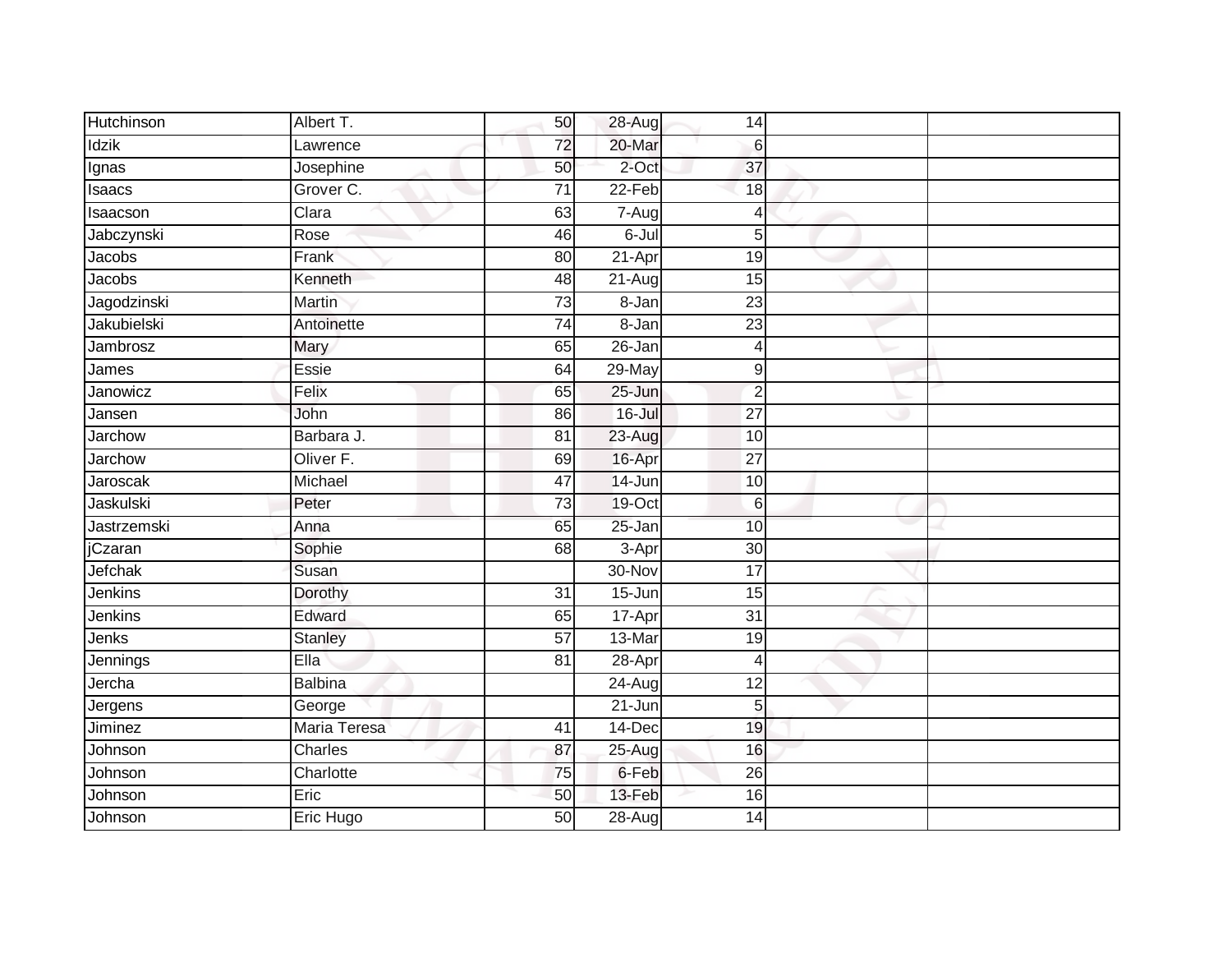| Hutchinson | Albert T. | 50 | 28-Aug | 14 | | |
|---|---|---|---|---|---|---|
| Idzik | Lawrence | 72 | 20-Mar | 6 | | |
| Ignas | Josephine | 50 | 2-Oct | 37 | | |
| Isaacs | Grover C. | 71 | 22-Feb | 18 | | |
| Isaacson | Clara | 63 | 7-Aug | 4 | | |
| Jabczynski | Rose | 46 | 6-Jul | 5 | | |
| Jacobs | Frank | 80 | 21-Apr | 19 | | |
| Jacobs | Kenneth | 48 | 21-Aug | 15 | | |
| Jagodzinski | Martin | 73 | 8-Jan | 23 | | |
| Jakubielski | Antoinette | 74 | 8-Jan | 23 | | |
| Jambrosz | Mary | 65 | 26-Jan | 4 | | |
| James | Essie | 64 | 29-May | 9 | | |
| Janowicz | Felix | 65 | 25-Jun | 2 | | |
| Jansen | John | 86 | 16-Jul | 27 | | |
| Jarchow | Barbara J. | 81 | 23-Aug | 10 | | |
| Jarchow | Oliver F. | 69 | 16-Apr | 27 | | |
| Jaroscak | Michael | 47 | 14-Jun | 10 | | |
| Jaskulski | Peter | 73 | 19-Oct | 6 | | |
| Jastrzemski | Anna | 65 | 25-Jan | 10 | | |
| jCzaran | Sophie | 68 | 3-Apr | 30 | | |
| Jefchak | Susan | | 30-Nov | 17 | | |
| Jenkins | Dorothy | 31 | 15-Jun | 15 | | |
| Jenkins | Edward | 65 | 17-Apr | 31 | | |
| Jenks | Stanley | 57 | 13-Mar | 19 | | |
| Jennings | Ella | 81 | 28-Apr | 4 | | |
| Jercha | Balbina | | 24-Aug | 12 | | |
| Jergens | George | | 21-Jun | 5 | | |
| Jiminez | Maria Teresa | 41 | 14-Dec | 19 | | |
| Johnson | Charles | 87 | 25-Aug | 16 | | |
| Johnson | Charlotte | 75 | 6-Feb | 26 | | |
| Johnson | Eric | 50 | 13-Feb | 16 | | |
| Johnson | Eric Hugo | 50 | 28-Aug | 14 | | |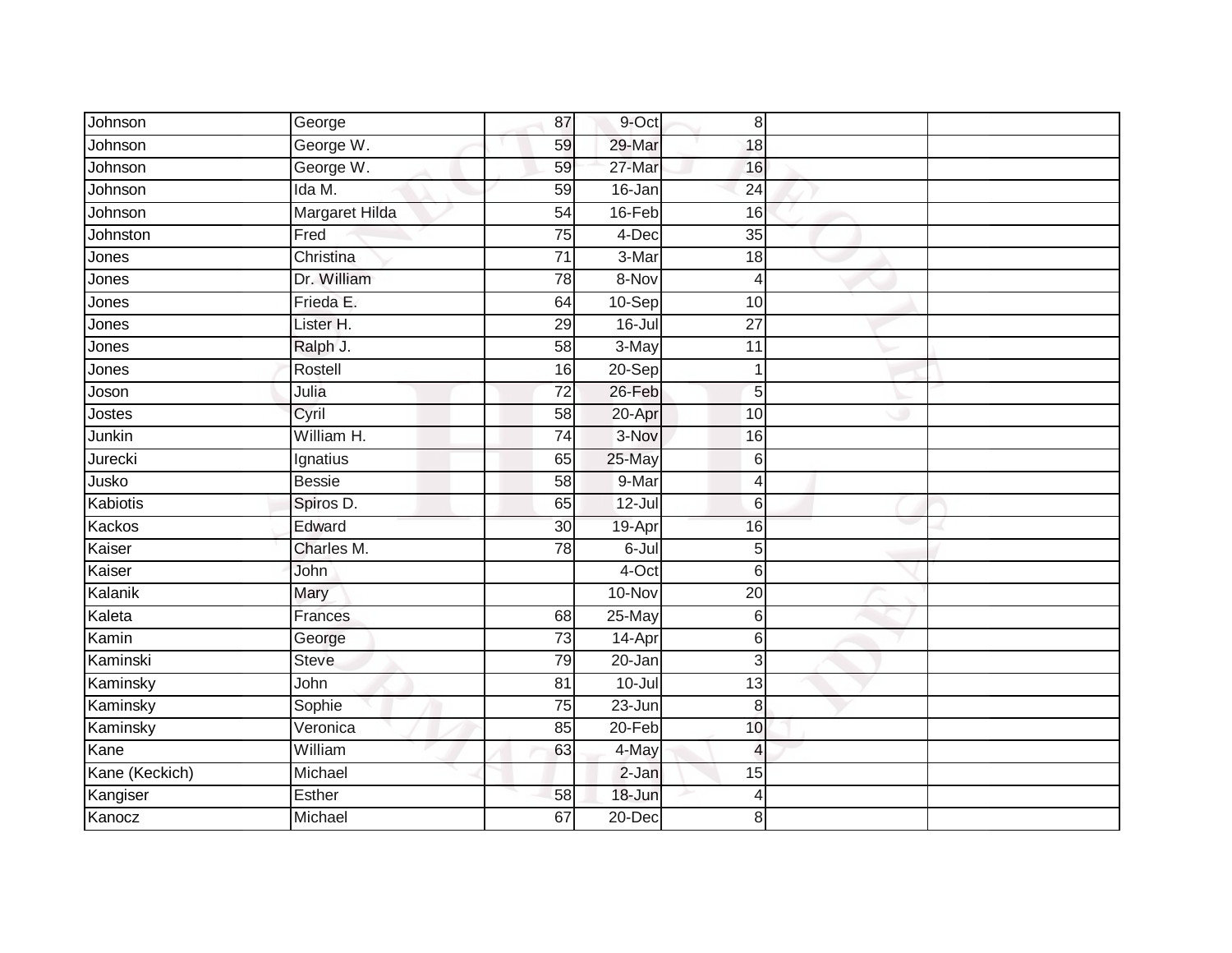| Johnson | George | 87 | 9-Oct | 8 | | |
|---|---|---|---|---|---|---|
| Johnson | George W. | 59 | 29-Mar | 18 | | |
| Johnson | George W. | 59 | 27-Mar | 16 | | |
| Johnson | Ida M. | 59 | 16-Jan | 24 | | |
| Johnson | Margaret Hilda | 54 | 16-Feb | 16 | | |
| Johnston | Fred | 75 | 4-Dec | 35 | | |
| Jones | Christina | 71 | 3-Mar | 18 | | |
| Jones | Dr. William | 78 | 8-Nov | 4 | | |
| Jones | Frieda E. | 64 | 10-Sep | 10 | | |
| Jones | Lister H. | 29 | 16-Jul | 27 | | |
| Jones | Ralph J. | 58 | 3-May | 11 | | |
| Jones | Rostell | 16 | 20-Sep | 1 | | |
| Joson | Julia | 72 | 26-Feb | 5 | | |
| Jostes | Cyril | 58 | 20-Apr | 10 | | |
| Junkin | William H. | 74 | 3-Nov | 16 | | |
| Jurecki | Ignatius | 65 | 25-May | 6 | | |
| Jusko | Bessie | 58 | 9-Mar | 4 | | |
| Kabiotis | Spiros D. | 65 | 12-Jul | 6 | | |
| Kackos | Edward | 30 | 19-Apr | 16 | | |
| Kaiser | Charles M. | 78 | 6-Jul | 5 | | |
| Kaiser | John | | 4-Oct | 6 | | |
| Kalanik | Mary | | 10-Nov | 20 | | |
| Kaleta | Frances | 68 | 25-May | 6 | | |
| Kamin | George | 73 | 14-Apr | 6 | | |
| Kaminski | Steve | 79 | 20-Jan | 3 | | |
| Kaminsky | John | 81 | 10-Jul | 13 | | |
| Kaminsky | Sophie | 75 | 23-Jun | 8 | | |
| Kaminsky | Veronica | 85 | 20-Feb | 10 | | |
| Kane | William | 63 | 4-May | 4 | | |
| Kane (Keckich) | Michael | | 2-Jan | 15 | | |
| Kangiser | Esther | 58 | 18-Jun | 4 | | |
| Kanocz | Michael | 67 | 20-Dec | 8 | | |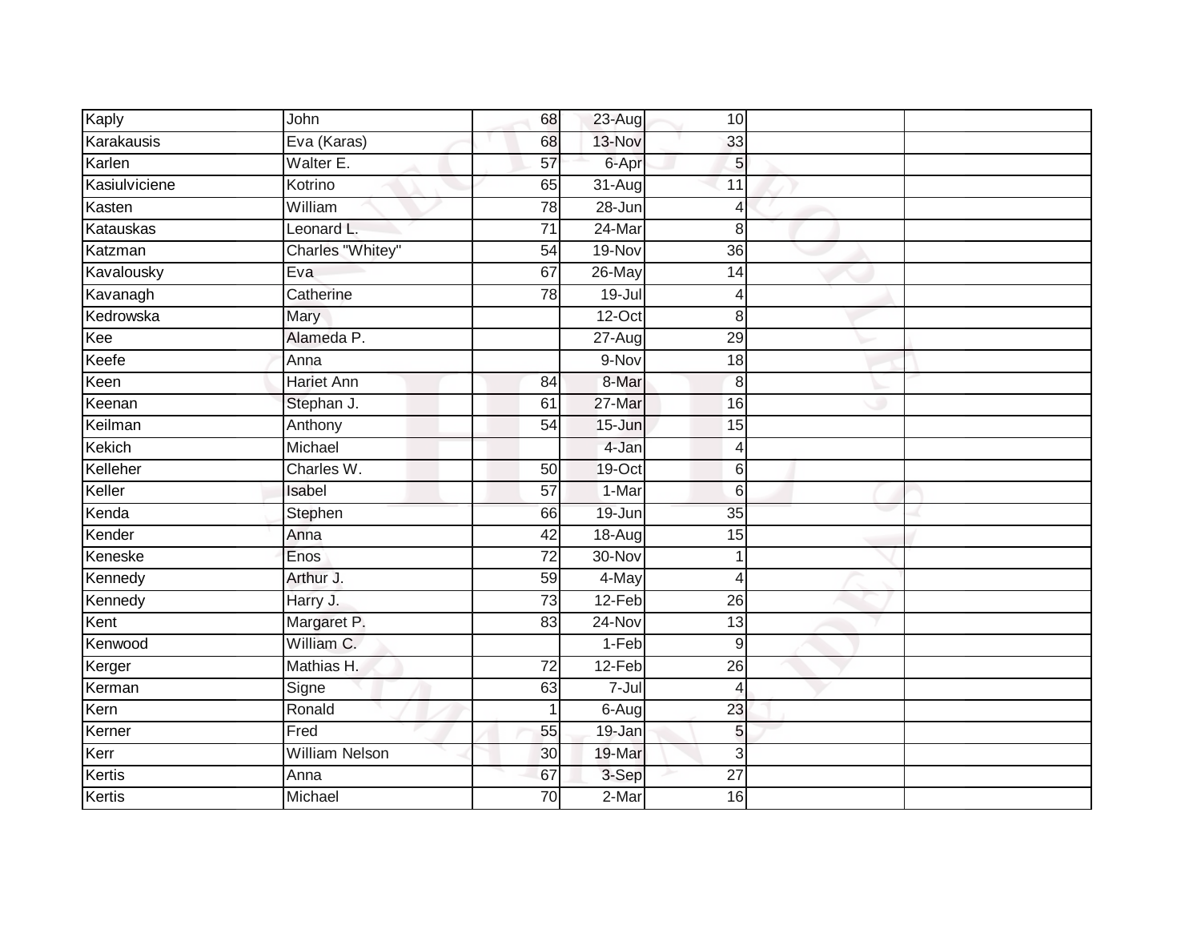| Kaply | John | 68 | 23-Aug | 10 | | |
|---|---|---|---|---|---|---|
| Karakausis | Eva (Karas) | 68 | 13-Nov | 33 | | |
| Karlen | Walter E. | 57 | 6-Apr | 5 | | |
| Kasiulviciene | Kotrino | 65 | 31-Aug | 11 | | |
| Kasten | William | 78 | 28-Jun | 4 | | |
| Katauskas | Leonard L. | 71 | 24-Mar | 8 | | |
| Katzman | Charles "Whitey" | 54 | 19-Nov | 36 | | |
| Kavalousky | Eva | 67 | 26-May | 14 | | |
| Kavanagh | Catherine | 78 | 19-Jul | 4 | | |
| Kedrowska | Mary | | 12-Oct | 8 | | |
| Kee | Alameda P. | | 27-Aug | 29 | | |
| Keefe | Anna | | 9-Nov | 18 | | |
| Keen | Hariet Ann | 84 | 8-Mar | 8 | | |
| Keenan | Stephan J. | 61 | 27-Mar | 16 | | |
| Keilman | Anthony | 54 | 15-Jun | 15 | | |
| Kekich | Michael | | 4-Jan | 4 | | |
| Kelleher | Charles W. | 50 | 19-Oct | 6 | | |
| Keller | Isabel | 57 | 1-Mar | 6 | | |
| Kenda | Stephen | 66 | 19-Jun | 35 | | |
| Kender | Anna | 42 | 18-Aug | 15 | | |
| Keneske | Enos | 72 | 30-Nov | 1 | | |
| Kennedy | Arthur J. | 59 | 4-May | 4 | | |
| Kennedy | Harry J. | 73 | 12-Feb | 26 | | |
| Kent | Margaret P. | 83 | 24-Nov | 13 | | |
| Kenwood | William C. | | 1-Feb | 9 | | |
| Kerger | Mathias H. | 72 | 12-Feb | 26 | | |
| Kerman | Signe | 63 | 7-Jul | 4 | | |
| Kern | Ronald | 1 | 6-Aug | 23 | | |
| Kerner | Fred | 55 | 19-Jan | 5 | | |
| Kerr | William Nelson | 30 | 19-Mar | 3 | | |
| Kertis | Anna | 67 | 3-Sep | 27 | | |
| Kertis | Michael | 70 | 2-Mar | 16 | | |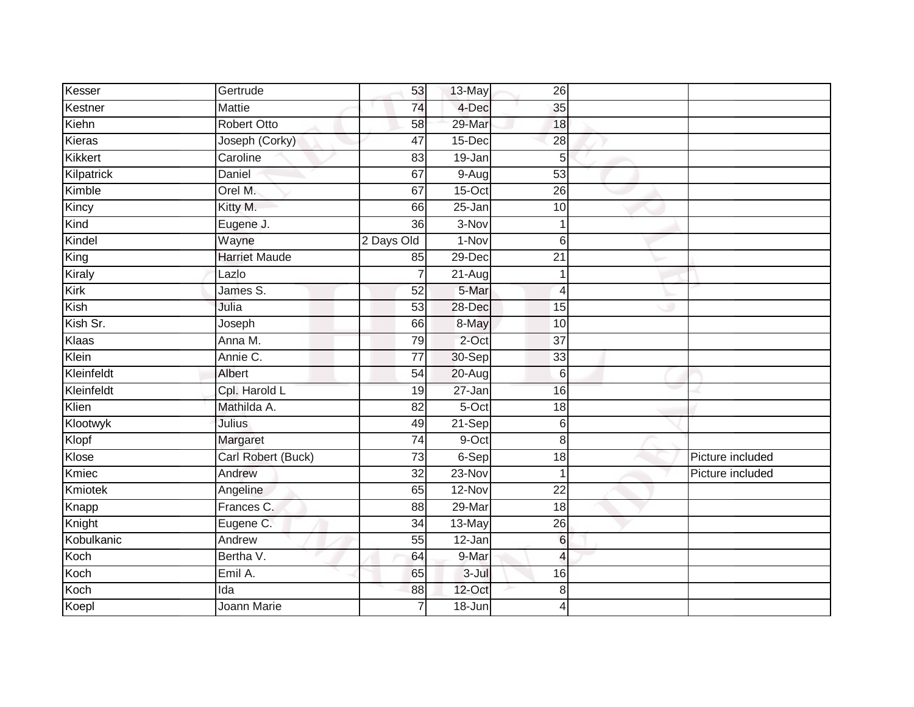| | | | | | | |
|---|---|---|---|---|---|---|
| Kesser | Gertrude | 53 | 13-May | 26 | | |
| Kestner | Mattie | 74 | 4-Dec | 35 | | |
| Kiehn | Robert Otto | 58 | 29-Mar | 18 | | |
| Kieras | Joseph (Corky) | 47 | 15-Dec | 28 | | |
| Kikkert | Caroline | 83 | 19-Jan | 5 | | |
| Kilpatrick | Daniel | 67 | 9-Aug | 53 | | |
| Kimble | Orel M. | 67 | 15-Oct | 26 | | |
| Kincy | Kitty M. | 66 | 25-Jan | 10 | | |
| Kind | Eugene J. | 36 | 3-Nov | 1 | | |
| Kindel | Wayne | 2 Days Old | 1-Nov | 6 | | |
| King | Harriet Maude | 85 | 29-Dec | 21 | | |
| Kiraly | Lazlo | 7 | 21-Aug | 1 | | |
| Kirk | James S. | 52 | 5-Mar | 4 | | |
| Kish | Julia | 53 | 28-Dec | 15 | | |
| Kish Sr. | Joseph | 66 | 8-May | 10 | | |
| Klaas | Anna M. | 79 | 2-Oct | 37 | | |
| Klein | Annie C. | 77 | 30-Sep | 33 | | |
| Kleinfeldt | Albert | 54 | 20-Aug | 6 | | |
| Kleinfeldt | Cpl. Harold L | 19 | 27-Jan | 16 | | |
| Klien | Mathilda A. | 82 | 5-Oct | 18 | | |
| Klootwyk | Julius | 49 | 21-Sep | 6 | | |
| Klopf | Margaret | 74 | 9-Oct | 8 | | |
| Klose | Carl Robert (Buck) | 73 | 6-Sep | 18 | | Picture included |
| Kmiec | Andrew | 32 | 23-Nov | 1 | | Picture included |
| Kmiotek | Angeline | 65 | 12-Nov | 22 | | |
| Knapp | Frances C. | 88 | 29-Mar | 18 | | |
| Knight | Eugene C. | 34 | 13-May | 26 | | |
| Kobulkanic | Andrew | 55 | 12-Jan | 6 | | |
| Koch | Bertha V. | 64 | 9-Mar | 4 | | |
| Koch | Emil A. | 65 | 3-Jul | 16 | | |
| Koch | Ida | 88 | 12-Oct | 8 | | |
| Koepl | Joann Marie | 7 | 18-Jun | 4 | | |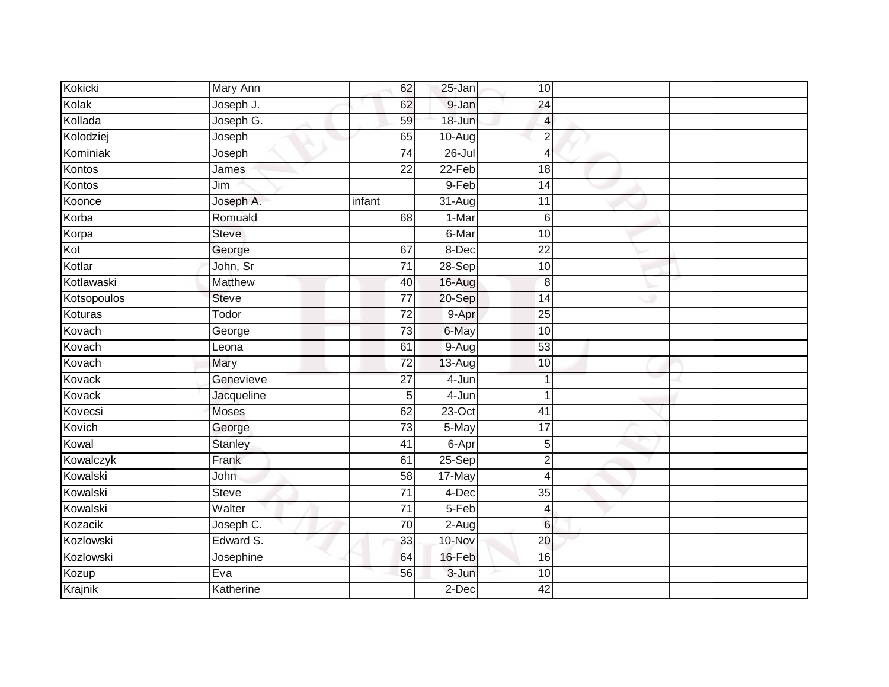| | | | | | | |
|---|---|---|---|---|---|---|
| Kokicki | Mary Ann | 62 | 25-Jan | 10 | | |
| Kolak | Joseph J. | 62 | 9-Jan | 24 | | |
| Kollada | Joseph G. | 59 | 18-Jun | 4 | | |
| Kolodziej | Joseph | 65 | 10-Aug | 2 | | |
| Kominiak | Joseph | 74 | 26-Jul | 4 | | |
| Kontos | James | 22 | 22-Feb | 18 | | |
| Kontos | Jim | | 9-Feb | 14 | | |
| Koonce | Joseph A. | infant | 31-Aug | 11 | | |
| Korba | Romuald | 68 | 1-Mar | 6 | | |
| Korpa | Steve | | 6-Mar | 10 | | |
| Kot | George | 67 | 8-Dec | 22 | | |
| Kotlar | John, Sr | 71 | 28-Sep | 10 | | |
| Kotlawaski | Matthew | 40 | 16-Aug | 8 | | |
| Kotsopoulos | Steve | 77 | 20-Sep | 14 | | |
| Koturas | Todor | 72 | 9-Apr | 25 | | |
| Kovach | George | 73 | 6-May | 10 | | |
| Kovach | Leona | 61 | 9-Aug | 53 | | |
| Kovach | Mary | 72 | 13-Aug | 10 | | |
| Kovack | Genevieve | 27 | 4-Jun | 1 | | |
| Kovack | Jacqueline | 5 | 4-Jun | 1 | | |
| Kovecsi | Moses | 62 | 23-Oct | 41 | | |
| Kovich | George | 73 | 5-May | 17 | | |
| Kowal | Stanley | 41 | 6-Apr | 5 | | |
| Kowalczyk | Frank | 61 | 25-Sep | 2 | | |
| Kowalski | John | 58 | 17-May | 4 | | |
| Kowalski | Steve | 71 | 4-Dec | 35 | | |
| Kowalski | Walter | 71 | 5-Feb | 4 | | |
| Kozacik | Joseph C. | 70 | 2-Aug | 6 | | |
| Kozlowski | Edward S. | 33 | 10-Nov | 20 | | |
| Kozlowski | Josephine | 64 | 16-Feb | 16 | | |
| Kozup | Eva | 56 | 3-Jun | 10 | | |
| Krajnik | Katherine | | 2-Dec | 42 | | |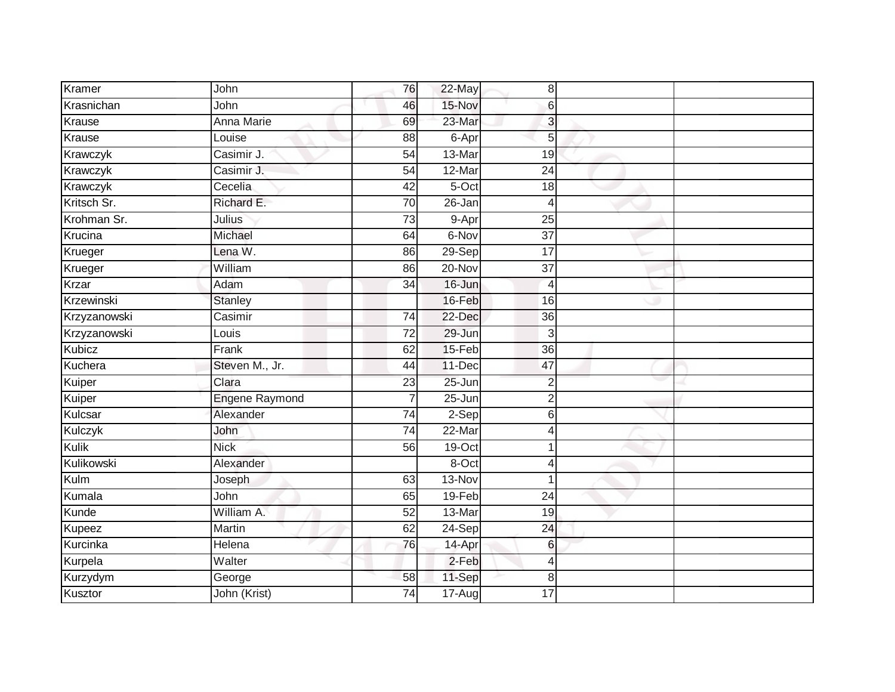| | | | | | | |
|---|---|---|---|---|---|---|
| Kramer | John | 76 | 22-May | 8 | | |
| Krasnichan | John | 46 | 15-Nov | 6 | | |
| Krause | Anna Marie | 69 | 23-Mar | 3 | | |
| Krause | Louise | 88 | 6-Apr | 5 | | |
| Krawczyk | Casimir J. | 54 | 13-Mar | 19 | | |
| Krawczyk | Casimir J. | 54 | 12-Mar | 24 | | |
| Krawczyk | Cecelia | 42 | 5-Oct | 18 | | |
| Kritsch Sr. | Richard E. | 70 | 26-Jan | 4 | | |
| Krohman Sr. | Julius | 73 | 9-Apr | 25 | | |
| Krucina | Michael | 64 | 6-Nov | 37 | | |
| Krueger | Lena W. | 86 | 29-Sep | 17 | | |
| Krueger | William | 86 | 20-Nov | 37 | | |
| Krzar | Adam | 34 | 16-Jun | 4 | | |
| Krzewinski | Stanley | | 16-Feb | 16 | | |
| Krzyzanowski | Casimir | 74 | 22-Dec | 36 | | |
| Krzyzanowski | Louis | 72 | 29-Jun | 3 | | |
| Kubicz | Frank | 62 | 15-Feb | 36 | | |
| Kuchera | Steven M., Jr. | 44 | 11-Dec | 47 | | |
| Kuiper | Clara | 23 | 25-Jun | 2 | | |
| Kuiper | Engene Raymond | 7 | 25-Jun | 2 | | |
| Kulcsar | Alexander | 74 | 2-Sep | 6 | | |
| Kulczyk | John | 74 | 22-Mar | 4 | | |
| Kulik | Nick | 56 | 19-Oct | 1 | | |
| Kulikowski | Alexander | | 8-Oct | 4 | | |
| Kulm | Joseph | 63 | 13-Nov | 1 | | |
| Kumala | John | 65 | 19-Feb | 24 | | |
| Kunde | William A. | 52 | 13-Mar | 19 | | |
| Kupeez | Martin | 62 | 24-Sep | 24 | | |
| Kurcinka | Helena | 76 | 14-Apr | 6 | | |
| Kurpela | Walter | | 2-Feb | 4 | | |
| Kurzydym | George | 58 | 11-Sep | 8 | | |
| Kusztor | John (Krist) | 74 | 17-Aug | 17 | | |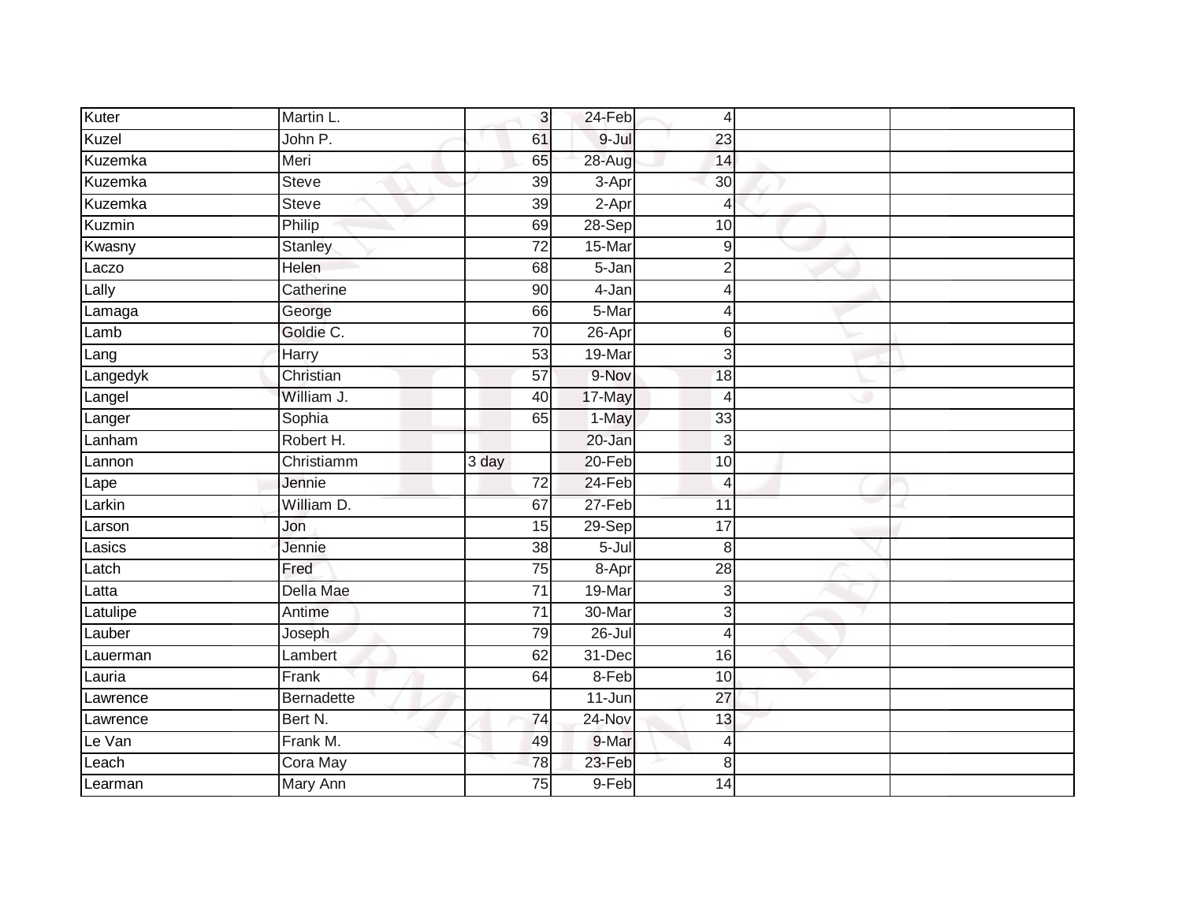| | | | | | | |
|---|---|---|---|---|---|---|
| Kuter | Martin L. | 3 | 24-Feb | 4 | | |
| Kuzel | John P. | 61 | 9-Jul | 23 | | |
| Kuzemka | Meri | 65 | 28-Aug | 14 | | |
| Kuzemka | Steve | 39 | 3-Apr | 30 | | |
| Kuzemka | Steve | 39 | 2-Apr | 4 | | |
| Kuzmin | Philip | 69 | 28-Sep | 10 | | |
| Kwasny | Stanley | 72 | 15-Mar | 9 | | |
| Laczo | Helen | 68 | 5-Jan | 2 | | |
| Lally | Catherine | 90 | 4-Jan | 4 | | |
| Lamaga | George | 66 | 5-Mar | 4 | | |
| Lamb | Goldie C. | 70 | 26-Apr | 6 | | |
| Lang | Harry | 53 | 19-Mar | 3 | | |
| Langedyk | Christian | 57 | 9-Nov | 18 | | |
| Langel | William J. | 40 | 17-May | 4 | | |
| Langer | Sophia | 65 | 1-May | 33 | | |
| Lanham | Robert H. | | 20-Jan | 3 | | |
| Lannon | Christiamm | 3 day | 20-Feb | 10 | | |
| Lape | Jennie | 72 | 24-Feb | 4 | | |
| Larkin | William D. | 67 | 27-Feb | 11 | | |
| Larson | Jon | 15 | 29-Sep | 17 | | |
| Lasics | Jennie | 38 | 5-Jul | 8 | | |
| Latch | Fred | 75 | 8-Apr | 28 | | |
| Latta | Della Mae | 71 | 19-Mar | 3 | | |
| Latulipe | Antime | 71 | 30-Mar | 3 | | |
| Lauber | Joseph | 79 | 26-Jul | 4 | | |
| Lauerman | Lambert | 62 | 31-Dec | 16 | | |
| Lauria | Frank | 64 | 8-Feb | 10 | | |
| Lawrence | Bernadette | | 11-Jun | 27 | | |
| Lawrence | Bert N. | 74 | 24-Nov | 13 | | |
| Le Van | Frank M. | 49 | 9-Mar | 4 | | |
| Leach | Cora May | 78 | 23-Feb | 8 | | |
| Learman | Mary Ann | 75 | 9-Feb | 14 | | |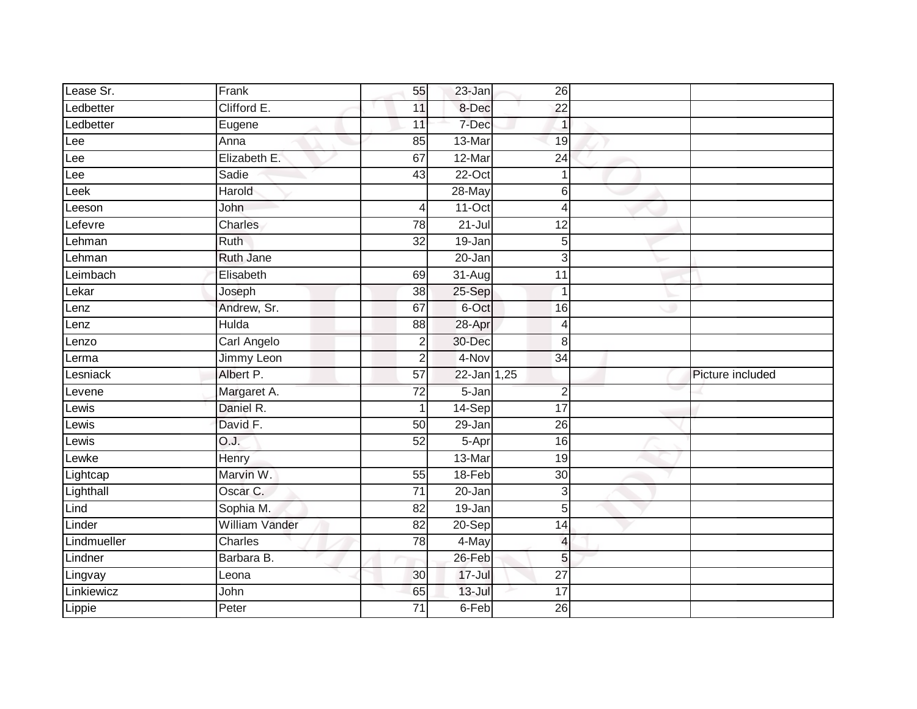|  |  |  |  |  |  |  |
|---|---|---|---|---|---|---|
| Lease Sr. | Frank | 55 | 23-Jan | 26 |  |  |
| Ledbetter | Clifford E. | 11 | 8-Dec | 22 |  |  |
| Ledbetter | Eugene | 11 | 7-Dec | 1 |  |  |
| Lee | Anna | 85 | 13-Mar | 19 |  |  |
| Lee | Elizabeth E. | 67 | 12-Mar | 24 |  |  |
| Lee | Sadie | 43 | 22-Oct | 1 |  |  |
| Leek | Harold |  | 28-May | 6 |  |  |
| Leeson | John | 4 | 11-Oct | 4 |  |  |
| Lefevre | Charles | 78 | 21-Jul | 12 |  |  |
| Lehman | Ruth | 32 | 19-Jan | 5 |  |  |
| Lehman | Ruth Jane |  | 20-Jan | 3 |  |  |
| Leimbach | Elisabeth | 69 | 31-Aug | 11 |  |  |
| Lekar | Joseph | 38 | 25-Sep | 1 |  |  |
| Lenz | Andrew, Sr. | 67 | 6-Oct | 16 |  |  |
| Lenz | Hulda | 88 | 28-Apr | 4 |  |  |
| Lenzo | Carl Angelo | 2 | 30-Dec | 8 |  |  |
| Lerma | Jimmy Leon | 2 | 4-Nov | 34 |  |  |
| Lesniack | Albert P. | 57 | 22-Jan | 1,25 |  | Picture included |
| Levene | Margaret A. | 72 | 5-Jan | 2 |  |  |
| Lewis | Daniel R. | 1 | 14-Sep | 17 |  |  |
| Lewis | David F. | 50 | 29-Jan | 26 |  |  |
| Lewis | O.J. | 52 | 5-Apr | 16 |  |  |
| Lewke | Henry |  | 13-Mar | 19 |  |  |
| Lightcap | Marvin W. | 55 | 18-Feb | 30 |  |  |
| Lighthall | Oscar C. | 71 | 20-Jan | 3 |  |  |
| Lind | Sophia M. | 82 | 19-Jan | 5 |  |  |
| Linder | William Vander | 82 | 20-Sep | 14 |  |  |
| Lindmueller | Charles | 78 | 4-May | 4 |  |  |
| Lindner | Barbara B. |  | 26-Feb | 5 |  |  |
| Lingvay | Leona | 30 | 17-Jul | 27 |  |  |
| Linkiewicz | John | 65 | 13-Jul | 17 |  |  |
| Lippie | Peter | 71 | 6-Feb | 26 |  |  |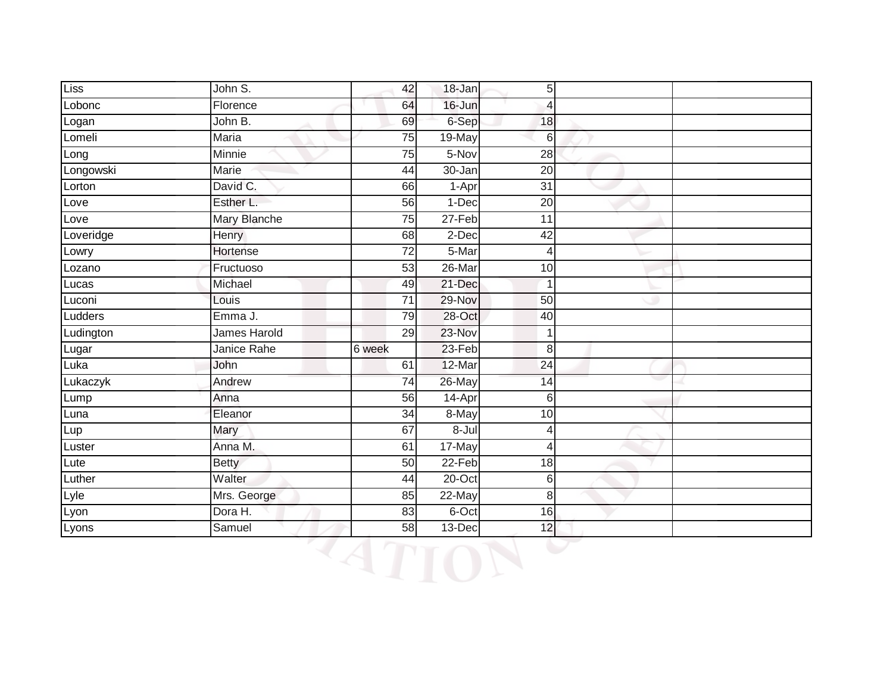| | | | | | | |
|---|---|---|---|---|---|---|
| Liss | John S. | 42 | 18-Jan | 5 | | |
| Lobonc | Florence | 64 | 16-Jun | 4 | | |
| Logan | John B. | 69 | 6-Sep | 18 | | |
| Lomeli | Maria | 75 | 19-May | 6 | | |
| Long | Minnie | 75 | 5-Nov | 28 | | |
| Longowski | Marie | 44 | 30-Jan | 20 | | |
| Lorton | David C. | 66 | 1-Apr | 31 | | |
| Love | Esther L. | 56 | 1-Dec | 20 | | |
| Love | Mary Blanche | 75 | 27-Feb | 11 | | |
| Loveridge | Henry | 68 | 2-Dec | 42 | | |
| Lowry | Hortense | 72 | 5-Mar | 4 | | |
| Lozano | Fructuoso | 53 | 26-Mar | 10 | | |
| Lucas | Michael | 49 | 21-Dec | 1 | | |
| Luconi | Louis | 71 | 29-Nov | 50 | | |
| Ludders | Emma J. | 79 | 28-Oct | 40 | | |
| Ludington | James Harold | 29 | 23-Nov | 1 | | |
| Lugar | Janice Rahe | 6 week | 23-Feb | 8 | | |
| Luka | John | 61 | 12-Mar | 24 | | |
| Lukaczyk | Andrew | 74 | 26-May | 14 | | |
| Lump | Anna | 56 | 14-Apr | 6 | | |
| Luna | Eleanor | 34 | 8-May | 10 | | |
| Lup | Mary | 67 | 8-Jul | 4 | | |
| Luster | Anna M. | 61 | 17-May | 4 | | |
| Lute | Betty | 50 | 22-Feb | 18 | | |
| Luther | Walter | 44 | 20-Oct | 6 | | |
| Lyle | Mrs. George | 85 | 22-May | 8 | | |
| Lyon | Dora H. | 83 | 6-Oct | 16 | | |
| Lyons | Samuel | 58 | 13-Dec | 12 | | |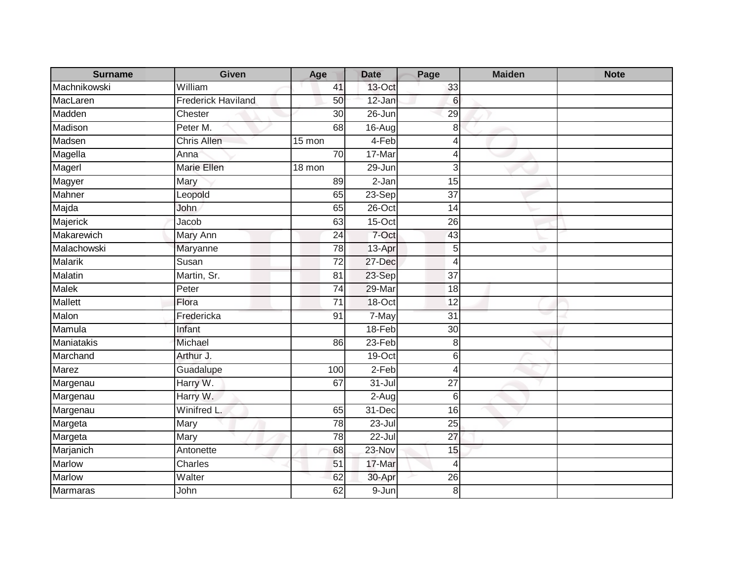| Surname | Given | Age | Date | Page | Maiden | Note |
|---|---|---|---|---|---|---|
| Machnikowski | William | 41 | 13-Oct | 33 | | |
| MacLaren | Frederick Haviland | 50 | 12-Jan | 6 | | |
| Madden | Chester | 30 | 26-Jun | 29 | | |
| Madison | Peter M. | 68 | 16-Aug | 8 | | |
| Madsen | Chris Allen | 15 mon | 4-Feb | 4 | | |
| Magella | Anna | 70 | 17-Mar | 4 | | |
| Magerl | Marie Ellen | 18 mon | 29-Jun | 3 | | |
| Magyer | Mary | 89 | 2-Jan | 15 | | |
| Mahner | Leopold | 65 | 23-Sep | 37 | | |
| Majda | John | 65 | 26-Oct | 14 | | |
| Majerick | Jacob | 63 | 15-Oct | 26 | | |
| Makarewich | Mary Ann | 24 | 7-Oct | 43 | | |
| Malachowski | Maryanne | 78 | 13-Apr | 5 | | |
| Malarik | Susan | 72 | 27-Dec | 4 | | |
| Malatin | Martin, Sr. | 81 | 23-Sep | 37 | | |
| Malek | Peter | 74 | 29-Mar | 18 | | |
| Mallett | Flora | 71 | 18-Oct | 12 | | |
| Malon | Fredericka | 91 | 7-May | 31 | | |
| Mamula | Infant | | 18-Feb | 30 | | |
| Maniatakis | Michael | 86 | 23-Feb | 8 | | |
| Marchand | Arthur J. | | 19-Oct | 6 | | |
| Marez | Guadalupe | 100 | 2-Feb | 4 | | |
| Margenau | Harry W. | 67 | 31-Jul | 27 | | |
| Margenau | Harry W. | | 2-Aug | 6 | | |
| Margenau | Winifred L. | 65 | 31-Dec | 16 | | |
| Margeta | Mary | 78 | 23-Jul | 25 | | |
| Margeta | Mary | 78 | 22-Jul | 27 | | |
| Marjanich | Antonette | 68 | 23-Nov | 15 | | |
| Marlow | Charles | 51 | 17-Mar | 4 | | |
| Marlow | Walter | 62 | 30-Apr | 26 | | |
| Marmaras | John | 62 | 9-Jun | 8 | | |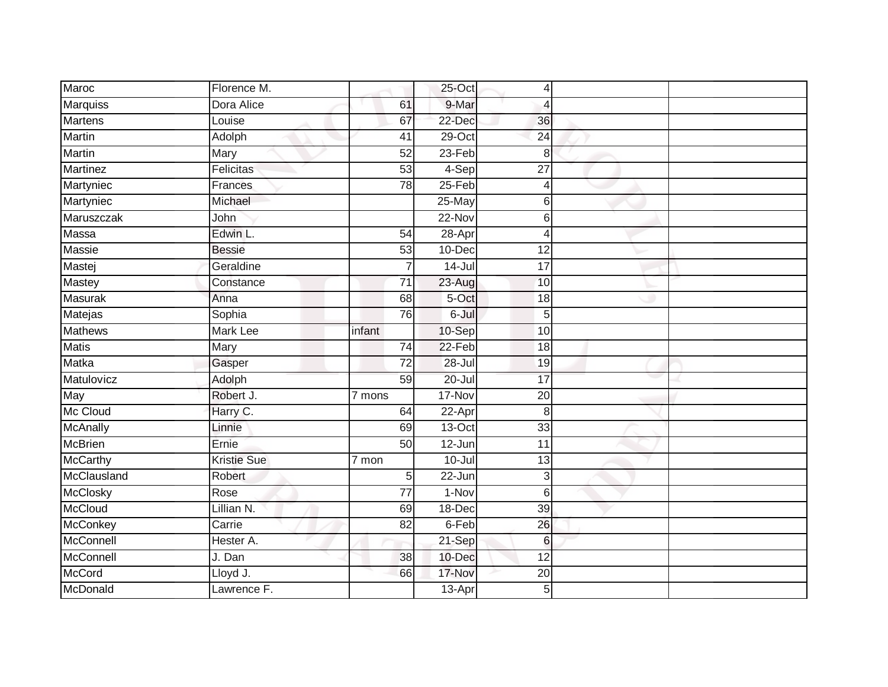| | | | | | | |
|---|---|---|---|---|---|---|
| Maroc | Florence M. | | 25-Oct | 4 | | |
| Marquiss | Dora Alice | 61 | 9-Mar | 4 | | |
| Martens | Louise | 67 | 22-Dec | 36 | | |
| Martin | Adolph | 41 | 29-Oct | 24 | | |
| Martin | Mary | 52 | 23-Feb | 8 | | |
| Martinez | Felicitas | 53 | 4-Sep | 27 | | |
| Martyniec | Frances | 78 | 25-Feb | 4 | | |
| Martyniec | Michael | | 25-May | 6 | | |
| Maruszczak | John | | 22-Nov | 6 | | |
| Massa | Edwin L. | 54 | 28-Apr | 4 | | |
| Massie | Bessie | 53 | 10-Dec | 12 | | |
| Mastej | Geraldine | 7 | 14-Jul | 17 | | |
| Mastey | Constance | 71 | 23-Aug | 10 | | |
| Masurak | Anna | 68 | 5-Oct | 18 | | |
| Matejas | Sophia | 76 | 6-Jul | 5 | | |
| Mathews | Mark Lee | infant | 10-Sep | 10 | | |
| Matis | Mary | 74 | 22-Feb | 18 | | |
| Matka | Gasper | 72 | 28-Jul | 19 | | |
| Matulovicz | Adolph | 59 | 20-Jul | 17 | | |
| May | Robert J. | 7 mons | 17-Nov | 20 | | |
| Mc Cloud | Harry C. | 64 | 22-Apr | 8 | | |
| McAnally | Linnie | 69 | 13-Oct | 33 | | |
| McBrien | Ernie | 50 | 12-Jun | 11 | | |
| McCarthy | Kristie Sue | 7 mon | 10-Jul | 13 | | |
| McClausland | Robert | 5 | 22-Jun | 3 | | |
| McClosky | Rose | 77 | 1-Nov | 6 | | |
| McCloud | Lillian N. | 69 | 18-Dec | 39 | | |
| McConkey | Carrie | 82 | 6-Feb | 26 | | |
| McConnell | Hester A. | | 21-Sep | 6 | | |
| McConnell | J. Dan | 38 | 10-Dec | 12 | | |
| McCord | Lloyd J. | 66 | 17-Nov | 20 | | |
| McDonald | Lawrence F. | | 13-Apr | 5 | | |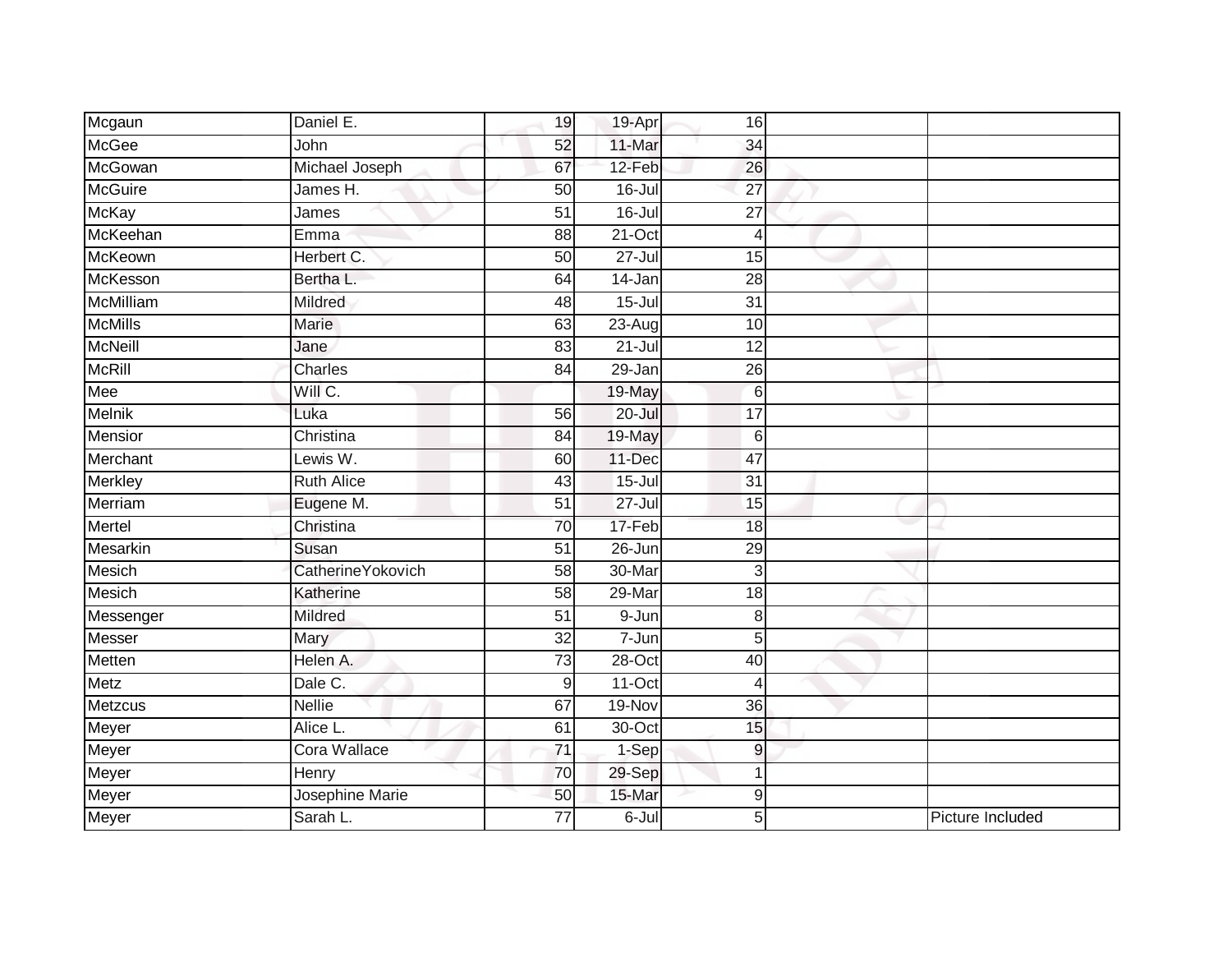| | | | | | | |
|---|---|---|---|---|---|---|
| Mcgaun | Daniel E. | 19 | 19-Apr | 16 | | |
| McGee | John | 52 | 11-Mar | 34 | | |
| McGowan | Michael Joseph | 67 | 12-Feb | 26 | | |
| McGuire | James H. | 50 | 16-Jul | 27 | | |
| McKay | James | 51 | 16-Jul | 27 | | |
| McKeehan | Emma | 88 | 21-Oct | 4 | | |
| McKeown | Herbert C. | 50 | 27-Jul | 15 | | |
| McKesson | Bertha L. | 64 | 14-Jan | 28 | | |
| McMilliam | Mildred | 48 | 15-Jul | 31 | | |
| McMills | Marie | 63 | 23-Aug | 10 | | |
| McNeill | Jane | 83 | 21-Jul | 12 | | |
| McRill | Charles | 84 | 29-Jan | 26 | | |
| Mee | Will C. | | 19-May | 6 | | |
| Melnik | Luka | 56 | 20-Jul | 17 | | |
| Mensior | Christina | 84 | 19-May | 6 | | |
| Merchant | Lewis W. | 60 | 11-Dec | 47 | | |
| Merkley | Ruth Alice | 43 | 15-Jul | 31 | | |
| Merriam | Eugene M. | 51 | 27-Jul | 15 | | |
| Mertel | Christina | 70 | 17-Feb | 18 | | |
| Mesarkin | Susan | 51 | 26-Jun | 29 | | |
| Mesich | CatherineYokovich | 58 | 30-Mar | 3 | | |
| Mesich | Katherine | 58 | 29-Mar | 18 | | |
| Messenger | Mildred | 51 | 9-Jun | 8 | | |
| Messer | Mary | 32 | 7-Jun | 5 | | |
| Metten | Helen A. | 73 | 28-Oct | 40 | | |
| Metz | Dale C. | 9 | 11-Oct | 4 | | |
| Metzcus | Nellie | 67 | 19-Nov | 36 | | |
| Meyer | Alice L. | 61 | 30-Oct | 15 | | |
| Meyer | Cora Wallace | 71 | 1-Sep | 9 | | |
| Meyer | Henry | 70 | 29-Sep | 1 | | |
| Meyer | Josephine Marie | 50 | 15-Mar | 9 | | |
| Meyer | Sarah L. | 77 | 6-Jul | 5 | | Picture Included |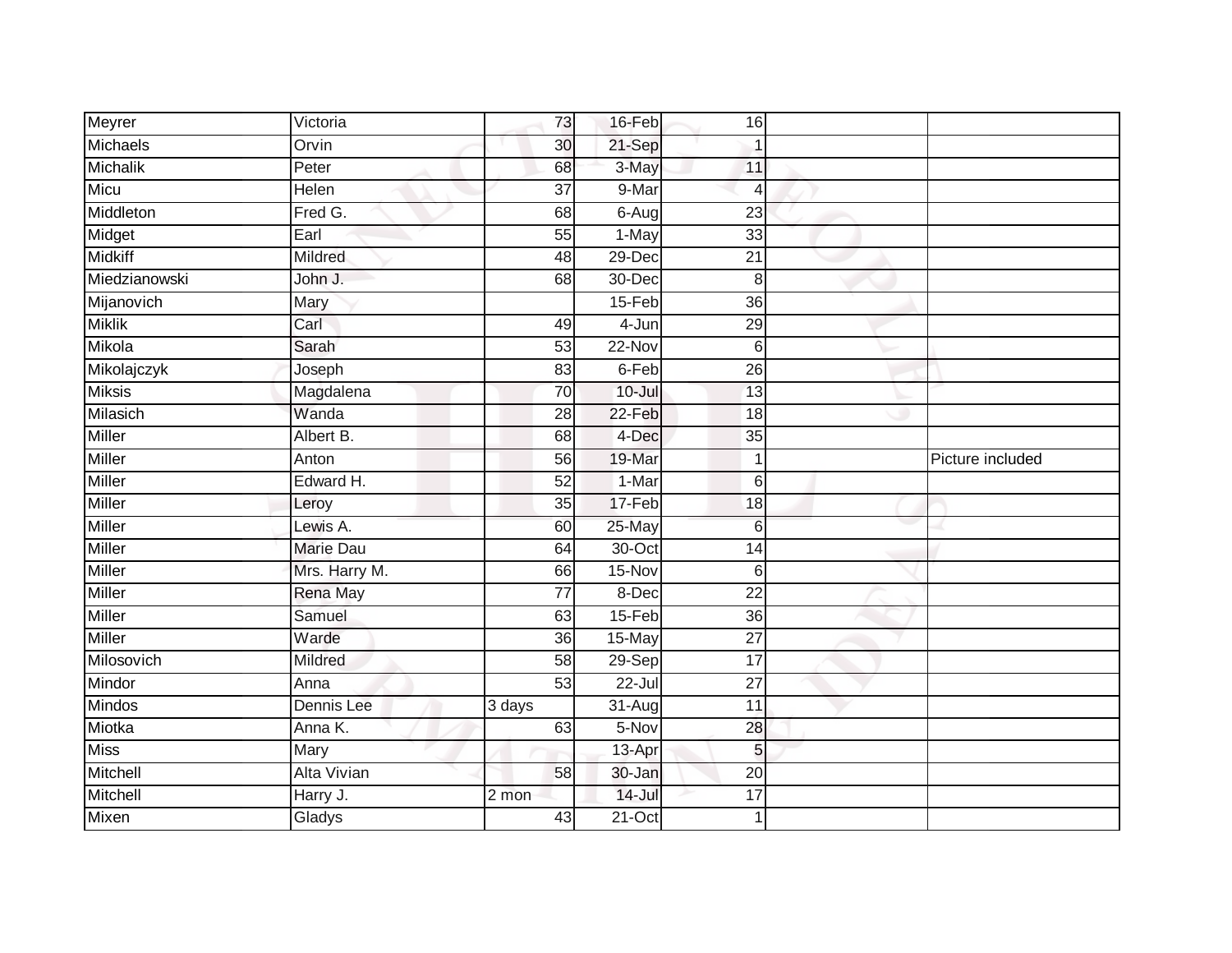| | | | | | | |
|---|---|---|---|---|---|---|
| Meyrer | Victoria | 73 | 16-Feb | 16 | | |
| Michaels | Orvin | 30 | 21-Sep | 1 | | |
| Michalik | Peter | 68 | 3-May | 11 | | |
| Micu | Helen | 37 | 9-Mar | 4 | | |
| Middleton | Fred G. | 68 | 6-Aug | 23 | | |
| Midget | Earl | 55 | 1-May | 33 | | |
| Midkiff | Mildred | 48 | 29-Dec | 21 | | |
| Miedzianowski | John J. | 68 | 30-Dec | 8 | | |
| Mijanovich | Mary | | 15-Feb | 36 | | |
| Miklik | Carl | 49 | 4-Jun | 29 | | |
| Mikola | Sarah | 53 | 22-Nov | 6 | | |
| Mikolajczyk | Joseph | 83 | 6-Feb | 26 | | |
| Miksis | Magdalena | 70 | 10-Jul | 13 | | |
| Milasich | Wanda | 28 | 22-Feb | 18 | | |
| Miller | Albert B. | 68 | 4-Dec | 35 | | |
| Miller | Anton | 56 | 19-Mar | 1 | | Picture included |
| Miller | Edward H. | 52 | 1-Mar | 6 | | |
| Miller | Leroy | 35 | 17-Feb | 18 | | |
| Miller | Lewis A. | 60 | 25-May | 6 | | |
| Miller | Marie Dau | 64 | 30-Oct | 14 | | |
| Miller | Mrs. Harry M. | 66 | 15-Nov | 6 | | |
| Miller | Rena May | 77 | 8-Dec | 22 | | |
| Miller | Samuel | 63 | 15-Feb | 36 | | |
| Miller | Warde | 36 | 15-May | 27 | | |
| Milosovich | Mildred | 58 | 29-Sep | 17 | | |
| Mindor | Anna | 53 | 22-Jul | 27 | | |
| Mindos | Dennis Lee | 3 days | 31-Aug | 11 | | |
| Miotka | Anna K. | 63 | 5-Nov | 28 | | |
| Miss | Mary | | 13-Apr | 5 | | |
| Mitchell | Alta Vivian | 58 | 30-Jan | 20 | | |
| Mitchell | Harry J. | 2 mon | 14-Jul | 17 | | |
| Mixen | Gladys | 43 | 21-Oct | 1 | | |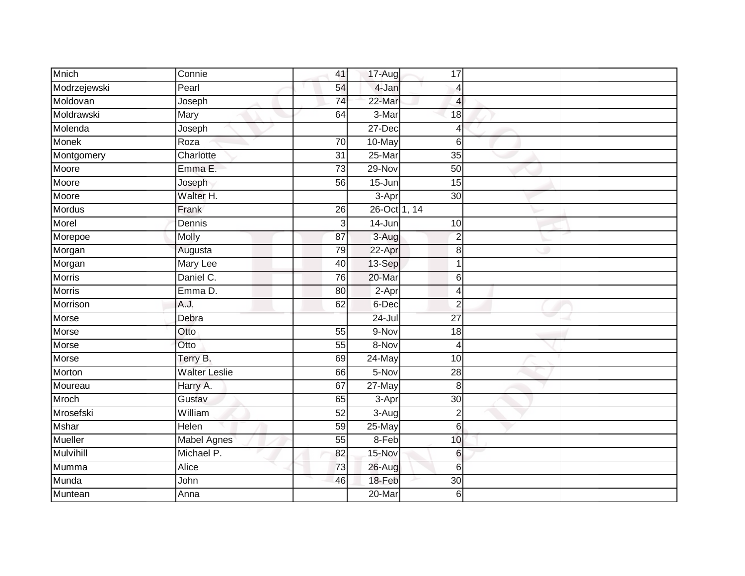| Mnich | Connie | 41 | 17-Aug | 17 | | |
|---|---|---|---|---|---|---|
| Modrzejewski | Pearl | 54 | 4-Jan | 4 | | |
| Moldovan | Joseph | 74 | 22-Mar | 4 | | |
| Moldrawski | Mary | 64 | 3-Mar | 18 | | |
| Molenda | Joseph | | 27-Dec | 4 | | |
| Monek | Roza | 70 | 10-May | 6 | | |
| Montgomery | Charlotte | 31 | 25-Mar | 35 | | |
| Moore | Emma E. | 73 | 29-Nov | 50 | | |
| Moore | Joseph | 56 | 15-Jun | 15 | | |
| Moore | Walter H. | | 3-Apr | 30 | | |
| Mordus | Frank | 26 | 26-Oct | 1, 14 | | |
| Morel | Dennis | 3 | 14-Jun | 10 | | |
| Morepoe | Molly | 87 | 3-Aug | 2 | | |
| Morgan | Augusta | 79 | 22-Apr | 8 | | |
| Morgan | Mary Lee | 40 | 13-Sep | 1 | | |
| Morris | Daniel C. | 76 | 20-Mar | 6 | | |
| Morris | Emma D. | 80 | 2-Apr | 4 | | |
| Morrison | A.J. | 62 | 6-Dec | 2 | | |
| Morse | Debra | | 24-Jul | 27 | | |
| Morse | Otto | 55 | 9-Nov | 18 | | |
| Morse | Otto | 55 | 8-Nov | 4 | | |
| Morse | Terry B. | 69 | 24-May | 10 | | |
| Morton | Walter Leslie | 66 | 5-Nov | 28 | | |
| Moureau | Harry A. | 67 | 27-May | 8 | | |
| Mroch | Gustav | 65 | 3-Apr | 30 | | |
| Mrosefski | William | 52 | 3-Aug | 2 | | |
| Mshar | Helen | 59 | 25-May | 6 | | |
| Mueller | Mabel Agnes | 55 | 8-Feb | 10 | | |
| Mulvihill | Michael P. | 82 | 15-Nov | 6 | | |
| Mumma | Alice | 73 | 26-Aug | 6 | | |
| Munda | John | 46 | 18-Feb | 30 | | |
| Muntean | Anna | | 20-Mar | 6 | | |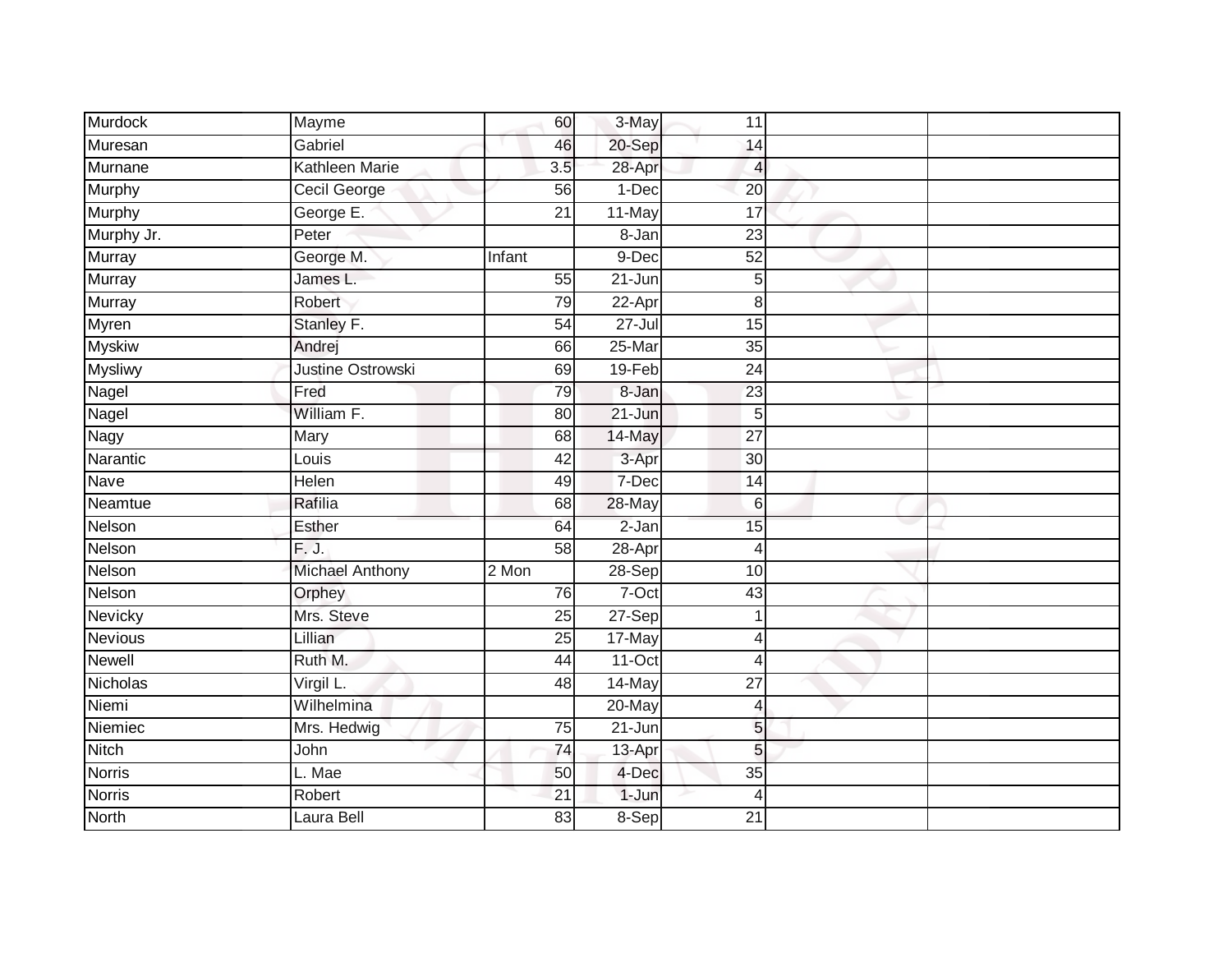| | | | | | | |
|---|---|---|---|---|---|---|
| Murdock | Mayme | 60 | 3-May | 11 | | |
| Muresan | Gabriel | 46 | 20-Sep | 14 | | |
| Murnane | Kathleen Marie | 3.5 | 28-Apr | 4 | | |
| Murphy | Cecil George | 56 | 1-Dec | 20 | | |
| Murphy | George E. | 21 | 11-May | 17 | | |
| Murphy Jr. | Peter | | 8-Jan | 23 | | |
| Murray | George M. | Infant | 9-Dec | 52 | | |
| Murray | James L. | 55 | 21-Jun | 5 | | |
| Murray | Robert | 79 | 22-Apr | 8 | | |
| Myren | Stanley F. | 54 | 27-Jul | 15 | | |
| Myskiw | Andrej | 66 | 25-Mar | 35 | | |
| Mysliwy | Justine Ostrowski | 69 | 19-Feb | 24 | | |
| Nagel | Fred | 79 | 8-Jan | 23 | | |
| Nagel | William F. | 80 | 21-Jun | 5 | | |
| Nagy | Mary | 68 | 14-May | 27 | | |
| Narantic | Louis | 42 | 3-Apr | 30 | | |
| Nave | Helen | 49 | 7-Dec | 14 | | |
| Neamtue | Rafilia | 68 | 28-May | 6 | | |
| Nelson | Esther | 64 | 2-Jan | 15 | | |
| Nelson | F. J. | 58 | 28-Apr | 4 | | |
| Nelson | Michael Anthony | 2 Mon | 28-Sep | 10 | | |
| Nelson | Orphey | 76 | 7-Oct | 43 | | |
| Nevicky | Mrs. Steve | 25 | 27-Sep | 1 | | |
| Nevious | Lillian | 25 | 17-May | 4 | | |
| Newell | Ruth M. | 44 | 11-Oct | 4 | | |
| Nicholas | Virgil L. | 48 | 14-May | 27 | | |
| Niemi | Wilhelmina | | 20-May | 4 | | |
| Niemiec | Mrs. Hedwig | 75 | 21-Jun | 5 | | |
| Nitch | John | 74 | 13-Apr | 5 | | |
| Norris | L. Mae | 50 | 4-Dec | 35 | | |
| Norris | Robert | 21 | 1-Jun | 4 | | |
| North | Laura Bell | 83 | 8-Sep | 21 | | |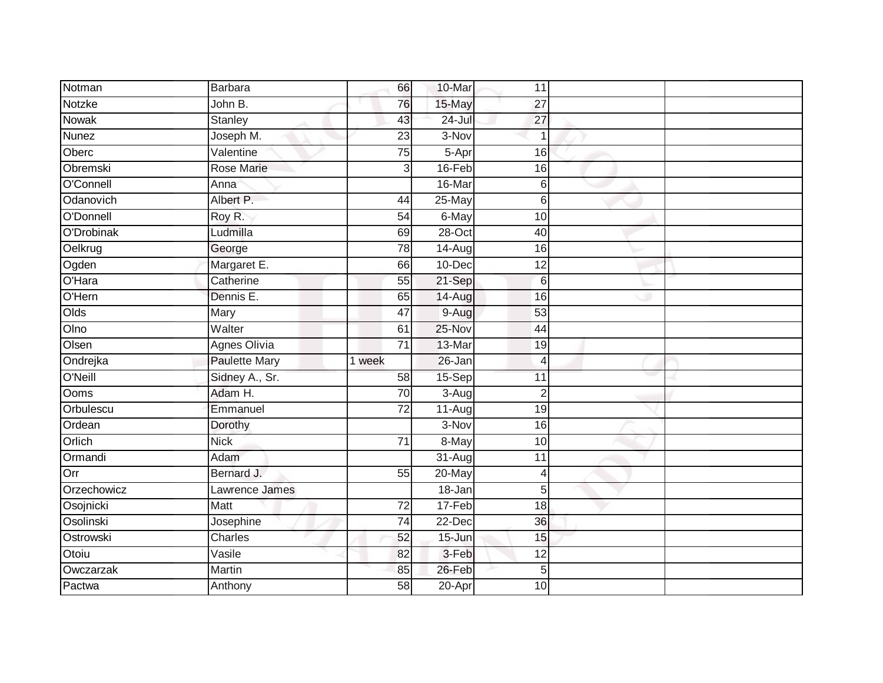| Notman | Barbara | 66 | 10-Mar | 11 | | |
|---|---|---|---|---|---|---|
| Notzke | John B. | 76 | 15-May | 27 | | |
| Nowak | Stanley | 43 | 24-Jul | 27 | | |
| Nunez | Joseph M. | 23 | 3-Nov | 1 | | |
| Oberc | Valentine | 75 | 5-Apr | 16 | | |
| Obremski | Rose Marie | 3 | 16-Feb | 16 | | |
| O'Connell | Anna | | 16-Mar | 6 | | |
| Odanovich | Albert P. | 44 | 25-May | 6 | | |
| O'Donnell | Roy R. | 54 | 6-May | 10 | | |
| O'Drobinak | Ludmilla | 69 | 28-Oct | 40 | | |
| Oelkrug | George | 78 | 14-Aug | 16 | | |
| Ogden | Margaret E. | 66 | 10-Dec | 12 | | |
| O'Hara | Catherine | 55 | 21-Sep | 6 | | |
| O'Hern | Dennis E. | 65 | 14-Aug | 16 | | |
| Olds | Mary | 47 | 9-Aug | 53 | | |
| Olno | Walter | 61 | 25-Nov | 44 | | |
| Olsen | Agnes Olivia | 71 | 13-Mar | 19 | | |
| Ondrejka | Paulette Mary | 1 week | 26-Jan | 4 | | |
| O'Neill | Sidney A., Sr. | 58 | 15-Sep | 11 | | |
| Ooms | Adam H. | 70 | 3-Aug | 2 | | |
| Orbulescu | Emmanuel | 72 | 11-Aug | 19 | | |
| Ordean | Dorothy | | 3-Nov | 16 | | |
| Orlich | Nick | 71 | 8-May | 10 | | |
| Ormandi | Adam | | 31-Aug | 11 | | |
| Orr | Bernard J. | 55 | 20-May | 4 | | |
| Orzechowicz | Lawrence James | | 18-Jan | 5 | | |
| Osojnicki | Matt | 72 | 17-Feb | 18 | | |
| Osolinski | Josephine | 74 | 22-Dec | 36 | | |
| Ostrowski | Charles | 52 | 15-Jun | 15 | | |
| Otoiu | Vasile | 82 | 3-Feb | 12 | | |
| Owczarzak | Martin | 85 | 26-Feb | 5 | | |
| Pactwa | Anthony | 58 | 20-Apr | 10 | | |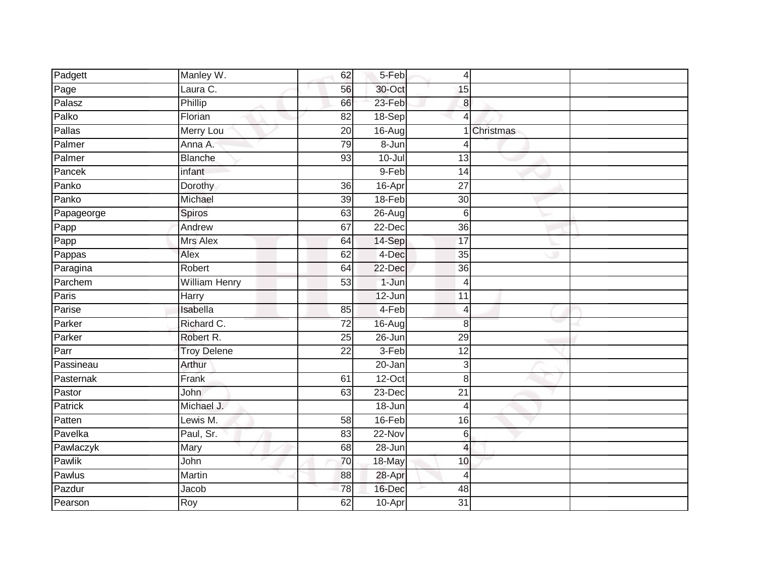| | | | | | | |
|---|---|---|---|---|---|---|
| Padgett | Manley W. | 62 | 5-Feb | 4 | | |
| Page | Laura C. | 56 | 30-Oct | 15 | | |
| Palasz | Phillip | 66 | 23-Feb | 8 | | |
| Palko | Florian | 82 | 18-Sep | 4 | | |
| Pallas | Merry Lou | 20 | 16-Aug | 1 | Christmas | |
| Palmer | Anna A. | 79 | 8-Jun | 4 | | |
| Palmer | Blanche | 93 | 10-Jul | 13 | | |
| Pancek | infant | | 9-Feb | 14 | | |
| Panko | Dorothy | 36 | 16-Apr | 27 | | |
| Panko | Michael | 39 | 18-Feb | 30 | | |
| Papageorge | Spiros | 63 | 26-Aug | 6 | | |
| Papp | Andrew | 67 | 22-Dec | 36 | | |
| Papp | Mrs Alex | 64 | 14-Sep | 17 | | |
| Pappas | Alex | 62 | 4-Dec | 35 | | |
| Paragina | Robert | 64 | 22-Dec | 36 | | |
| Parchem | William Henry | 53 | 1-Jun | 4 | | |
| Paris | Harry | | 12-Jun | 11 | | |
| Parise | Isabella | 85 | 4-Feb | 4 | | |
| Parker | Richard C. | 72 | 16-Aug | 8 | | |
| Parker | Robert R. | 25 | 26-Jun | 29 | | |
| Parr | Troy Delene | 22 | 3-Feb | 12 | | |
| Passineau | Arthur | | 20-Jan | 3 | | |
| Pasternak | Frank | 61 | 12-Oct | 8 | | |
| Pastor | John | 63 | 23-Dec | 21 | | |
| Patrick | Michael J. | | 18-Jun | 4 | | |
| Patten | Lewis M. | 58 | 16-Feb | 16 | | |
| Pavelka | Paul, Sr. | 83 | 22-Nov | 6 | | |
| Pawlaczyk | Mary | 68 | 28-Jun | 4 | | |
| Pawlik | John | 70 | 18-May | 10 | | |
| Pawlus | Martin | 88 | 28-Apr | 4 | | |
| Pazdur | Jacob | 78 | 16-Dec | 48 | | |
| Pearson | Roy | 62 | 10-Apr | 31 | | |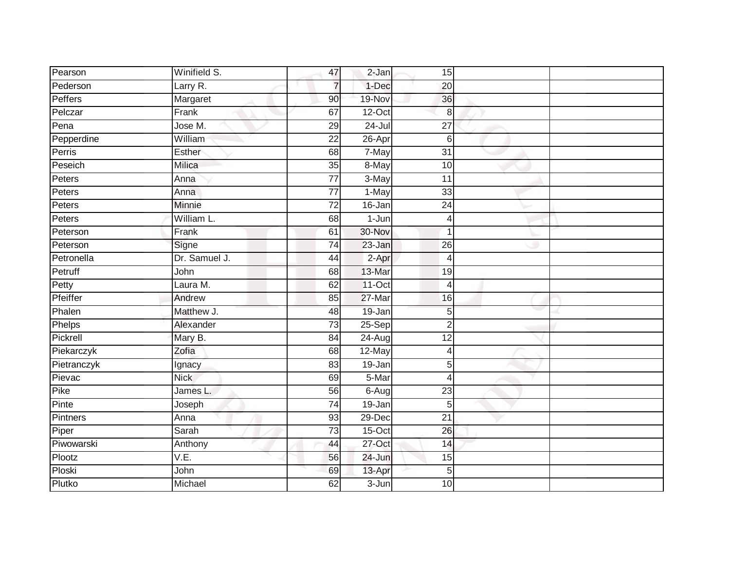| Pearson | Winifield S. | 47 | 2-Jan | 15 | | |
|---|---|---|---|---|---|---|
| Pederson | Larry R. | 7 | 1-Dec | 20 | | |
| Peffers | Margaret | 90 | 19-Nov | 36 | | |
| Pelczar | Frank | 67 | 12-Oct | 8 | | |
| Pena | Jose M. | 29 | 24-Jul | 27 | | |
| Pepperdine | William | 22 | 26-Apr | 6 | | |
| Perris | Esther | 68 | 7-May | 31 | | |
| Peseich | Milica | 35 | 8-May | 10 | | |
| Peters | Anna | 77 | 3-May | 11 | | |
| Peters | Anna | 77 | 1-May | 33 | | |
| Peters | Minnie | 72 | 16-Jan | 24 | | |
| Peters | William L. | 68 | 1-Jun | 4 | | |
| Peterson | Frank | 61 | 30-Nov | 1 | | |
| Peterson | Signe | 74 | 23-Jan | 26 | | |
| Petronella | Dr. Samuel J. | 44 | 2-Apr | 4 | | |
| Petruff | John | 68 | 13-Mar | 19 | | |
| Petty | Laura M. | 62 | 11-Oct | 4 | | |
| Pfeiffer | Andrew | 85 | 27-Mar | 16 | | |
| Phalen | Matthew J. | 48 | 19-Jan | 5 | | |
| Phelps | Alexander | 73 | 25-Sep | 2 | | |
| Pickrell | Mary B. | 84 | 24-Aug | 12 | | |
| Piekarczyk | Zofia | 68 | 12-May | 4 | | |
| Pietranczyk | Ignacy | 83 | 19-Jan | 5 | | |
| Pievac | Nick | 69 | 5-Mar | 4 | | |
| Pike | James L. | 56 | 6-Aug | 23 | | |
| Pinte | Joseph | 74 | 19-Jan | 5 | | |
| Pintners | Anna | 93 | 29-Dec | 21 | | |
| Piper | Sarah | 73 | 15-Oct | 26 | | |
| Piwowarski | Anthony | 44 | 27-Oct | 14 | | |
| Plootz | V.E. | 56 | 24-Jun | 15 | | |
| Ploski | John | 69 | 13-Apr | 5 | | |
| Plutko | Michael | 62 | 3-Jun | 10 | | |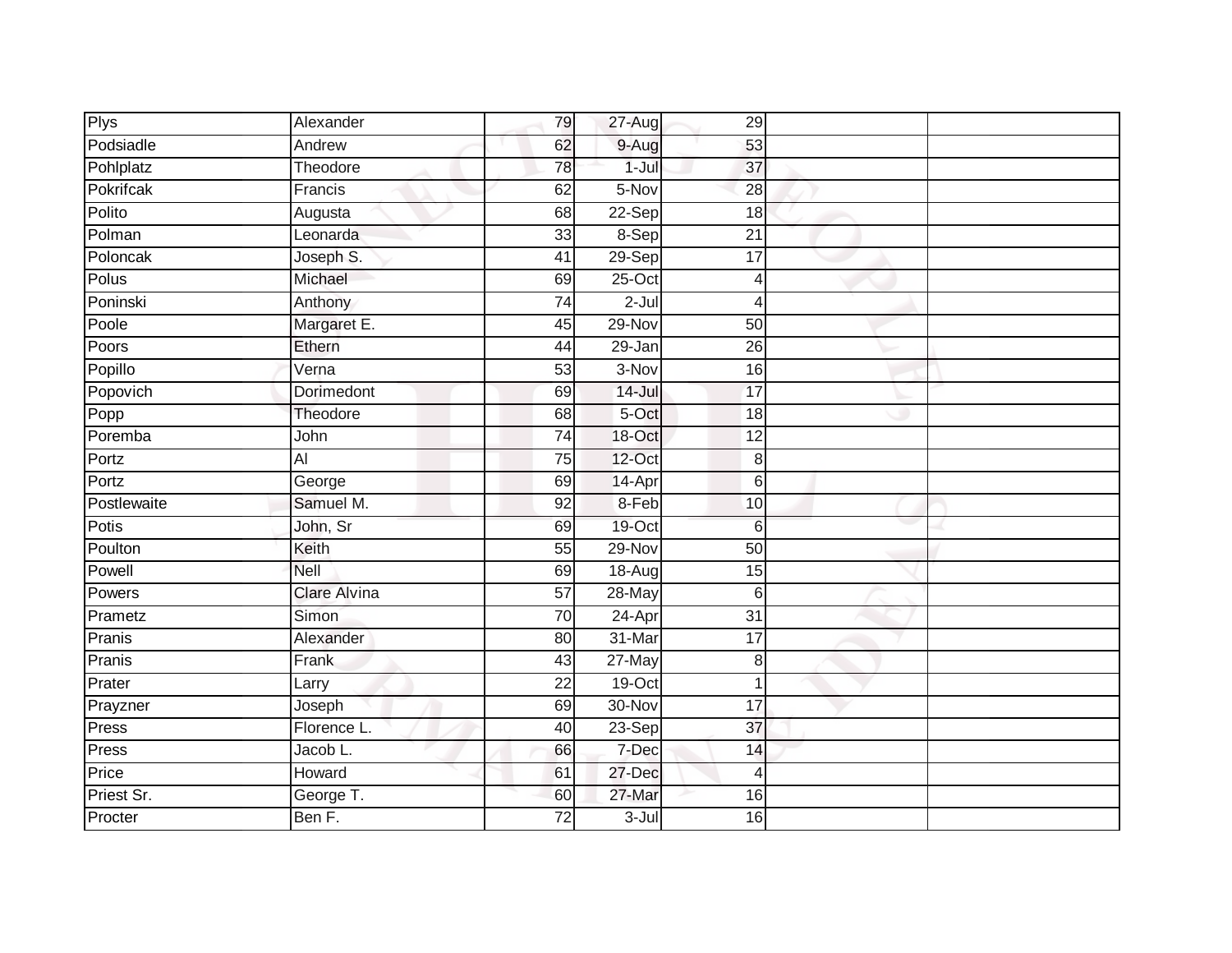| | | | | | | |
|---|---|---|---|---|---|---|
| Plys | Alexander | 79 | 27-Aug | 29 | | |
| Podsiadle | Andrew | 62 | 9-Aug | 53 | | |
| Pohlplatz | Theodore | 78 | 1-Jul | 37 | | |
| Pokrifcak | Francis | 62 | 5-Nov | 28 | | |
| Polito | Augusta | 68 | 22-Sep | 18 | | |
| Polman | Leonarda | 33 | 8-Sep | 21 | | |
| Poloncak | Joseph S. | 41 | 29-Sep | 17 | | |
| Polus | Michael | 69 | 25-Oct | 4 | | |
| Poninski | Anthony | 74 | 2-Jul | 4 | | |
| Poole | Margaret E. | 45 | 29-Nov | 50 | | |
| Poors | Ethern | 44 | 29-Jan | 26 | | |
| Popillo | Verna | 53 | 3-Nov | 16 | | |
| Popovich | Dorimedont | 69 | 14-Jul | 17 | | |
| Popp | Theodore | 68 | 5-Oct | 18 | | |
| Poremba | John | 74 | 18-Oct | 12 | | |
| Portz | Al | 75 | 12-Oct | 8 | | |
| Portz | George | 69 | 14-Apr | 6 | | |
| Postlewaite | Samuel M. | 92 | 8-Feb | 10 | | |
| Potis | John, Sr | 69 | 19-Oct | 6 | | |
| Poulton | Keith | 55 | 29-Nov | 50 | | |
| Powell | Nell | 69 | 18-Aug | 15 | | |
| Powers | Clare Alvina | 57 | 28-May | 6 | | |
| Prametz | Simon | 70 | 24-Apr | 31 | | |
| Pranis | Alexander | 80 | 31-Mar | 17 | | |
| Pranis | Frank | 43 | 27-May | 8 | | |
| Prater | Larry | 22 | 19-Oct | 1 | | |
| Prayzner | Joseph | 69 | 30-Nov | 17 | | |
| Press | Florence L. | 40 | 23-Sep | 37 | | |
| Press | Jacob L. | 66 | 7-Dec | 14 | | |
| Price | Howard | 61 | 27-Dec | 4 | | |
| Priest Sr. | George T. | 60 | 27-Mar | 16 | | |
| Procter | Ben F. | 72 | 3-Jul | 16 | | |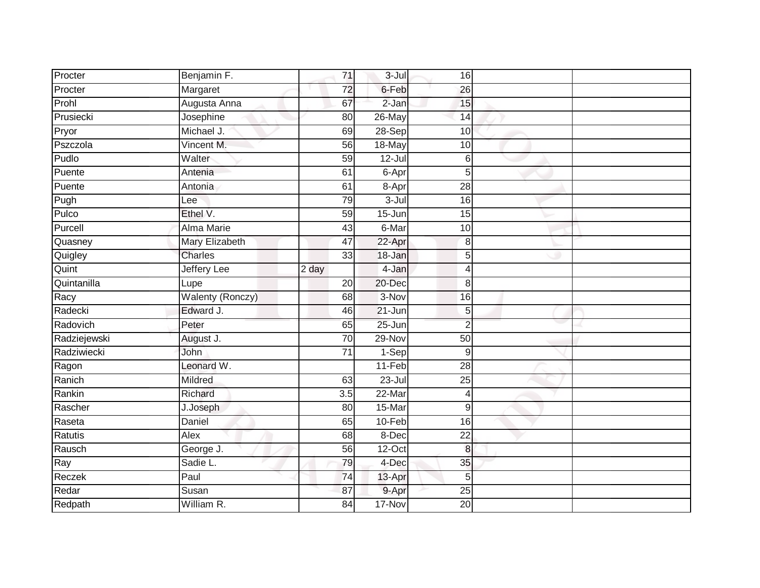| | | | | | | |
|---|---|---|---|---|---|---|
| Procter | Benjamin F. | 71 | 3-Jul | 16 | | |
| Procter | Margaret | 72 | 6-Feb | 26 | | |
| Prohl | Augusta Anna | 67 | 2-Jan | 15 | | |
| Prusiecki | Josephine | 80 | 26-May | 14 | | |
| Pryor | Michael J. | 69 | 28-Sep | 10 | | |
| Pszczola | Vincent M. | 56 | 18-May | 10 | | |
| Pudlo | Walter | 59 | 12-Jul | 6 | | |
| Puente | Antenia | 61 | 6-Apr | 5 | | |
| Puente | Antonia | 61 | 8-Apr | 28 | | |
| Pugh | Lee | 79 | 3-Jul | 16 | | |
| Pulco | Ethel V. | 59 | 15-Jun | 15 | | |
| Purcell | Alma Marie | 43 | 6-Mar | 10 | | |
| Quasney | Mary Elizabeth | 47 | 22-Apr | 8 | | |
| Quigley | Charles | 33 | 18-Jan | 5 | | |
| Quint | Jeffery Lee | 2 day | 4-Jan | 4 | | |
| Quintanilla | Lupe | 20 | 20-Dec | 8 | | |
| Racy | Walenty (Ronczy) | 68 | 3-Nov | 16 | | |
| Radecki | Edward J. | 46 | 21-Jun | 5 | | |
| Radovich | Peter | 65 | 25-Jun | 2 | | |
| Radziejewski | August J. | 70 | 29-Nov | 50 | | |
| Radziwiecki | John | 71 | 1-Sep | 9 | | |
| Ragon | Leonard W. | | 11-Feb | 28 | | |
| Ranich | Mildred | 63 | 23-Jul | 25 | | |
| Rankin | Richard | 3.5 | 22-Mar | 4 | | |
| Rascher | J.Joseph | 80 | 15-Mar | 9 | | |
| Raseta | Daniel | 65 | 10-Feb | 16 | | |
| Ratutis | Alex | 68 | 8-Dec | 22 | | |
| Rausch | George J. | 56 | 12-Oct | 8 | | |
| Ray | Sadie L. | 79 | 4-Dec | 35 | | |
| Reczek | Paul | 74 | 13-Apr | 5 | | |
| Redar | Susan | 87 | 9-Apr | 25 | | |
| Redpath | William R. | 84 | 17-Nov | 20 | | |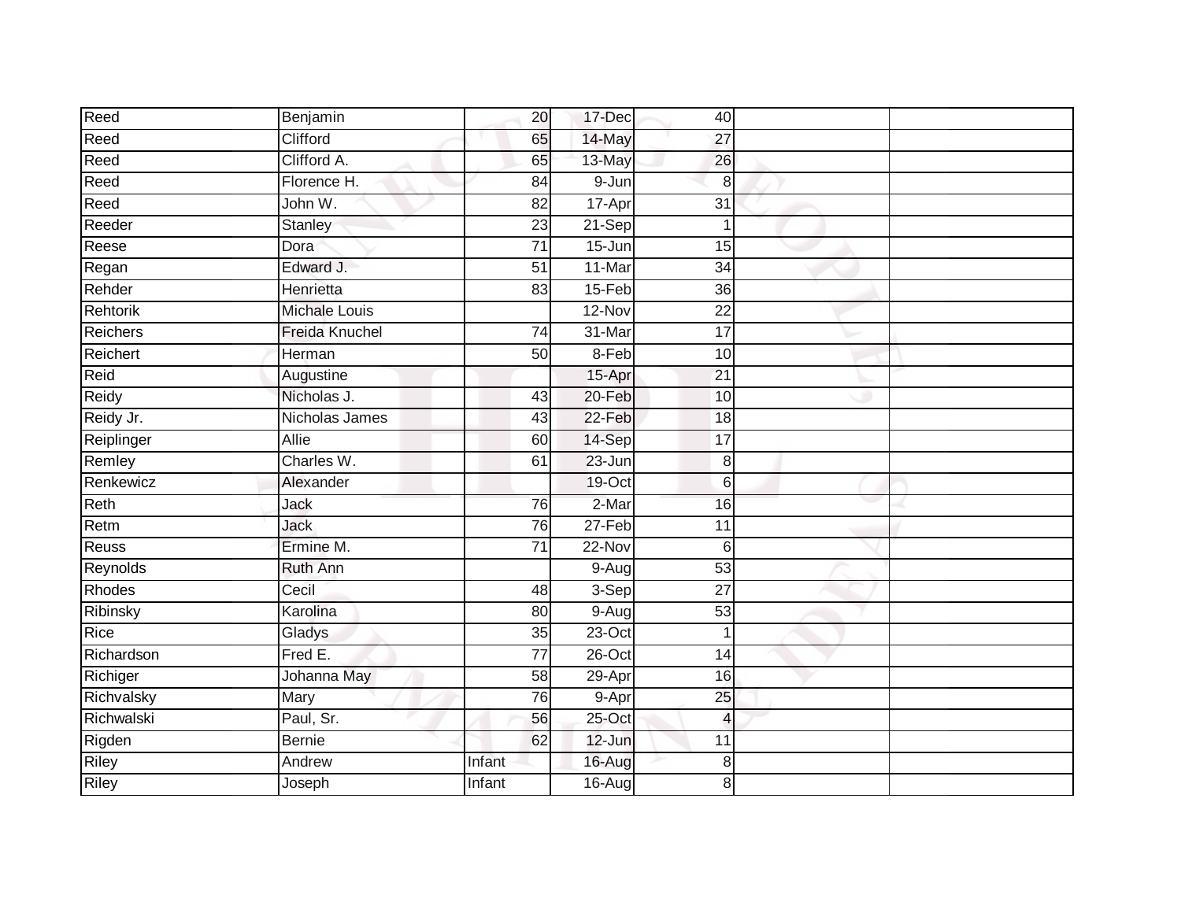| | | | | | | |
|---|---|---|---|---|---|---|
| Reed | Benjamin | 20 | 17-Dec | 40 | | |
| Reed | Clifford | 65 | 14-May | 27 | | |
| Reed | Clifford A. | 65 | 13-May | 26 | | |
| Reed | Florence H. | 84 | 9-Jun | 8 | | |
| Reed | John W. | 82 | 17-Apr | 31 | | |
| Reeder | Stanley | 23 | 21-Sep | 1 | | |
| Reese | Dora | 71 | 15-Jun | 15 | | |
| Regan | Edward J. | 51 | 11-Mar | 34 | | |
| Rehder | Henrietta | 83 | 15-Feb | 36 | | |
| Rehtorik | Michale Louis | | 12-Nov | 22 | | |
| Reichers | Freida Knuchel | 74 | 31-Mar | 17 | | |
| Reichert | Herman | 50 | 8-Feb | 10 | | |
| Reid | Augustine | | 15-Apr | 21 | | |
| Reidy | Nicholas J. | 43 | 20-Feb | 10 | | |
| Reidy Jr. | Nicholas James | 43 | 22-Feb | 18 | | |
| Reiplinger | Allie | 60 | 14-Sep | 17 | | |
| Remley | Charles W. | 61 | 23-Jun | 8 | | |
| Renkewicz | Alexander | | 19-Oct | 6 | | |
| Reth | Jack | 76 | 2-Mar | 16 | | |
| Retm | Jack | 76 | 27-Feb | 11 | | |
| Reuss | Ermine M. | 71 | 22-Nov | 6 | | |
| Reynolds | Ruth Ann | | 9-Aug | 53 | | |
| Rhodes | Cecil | 48 | 3-Sep | 27 | | |
| Ribinsky | Karolina | 80 | 9-Aug | 53 | | |
| Rice | Gladys | 35 | 23-Oct | 1 | | |
| Richardson | Fred E. | 77 | 26-Oct | 14 | | |
| Richiger | Johanna May | 58 | 29-Apr | 16 | | |
| Richvalsky | Mary | 76 | 9-Apr | 25 | | |
| Richwalski | Paul, Sr. | 56 | 25-Oct | 4 | | |
| Rigden | Bernie | 62 | 12-Jun | 11 | | |
| Riley | Andrew | Infant | 16-Aug | 8 | | |
| Riley | Joseph | Infant | 16-Aug | 8 | | |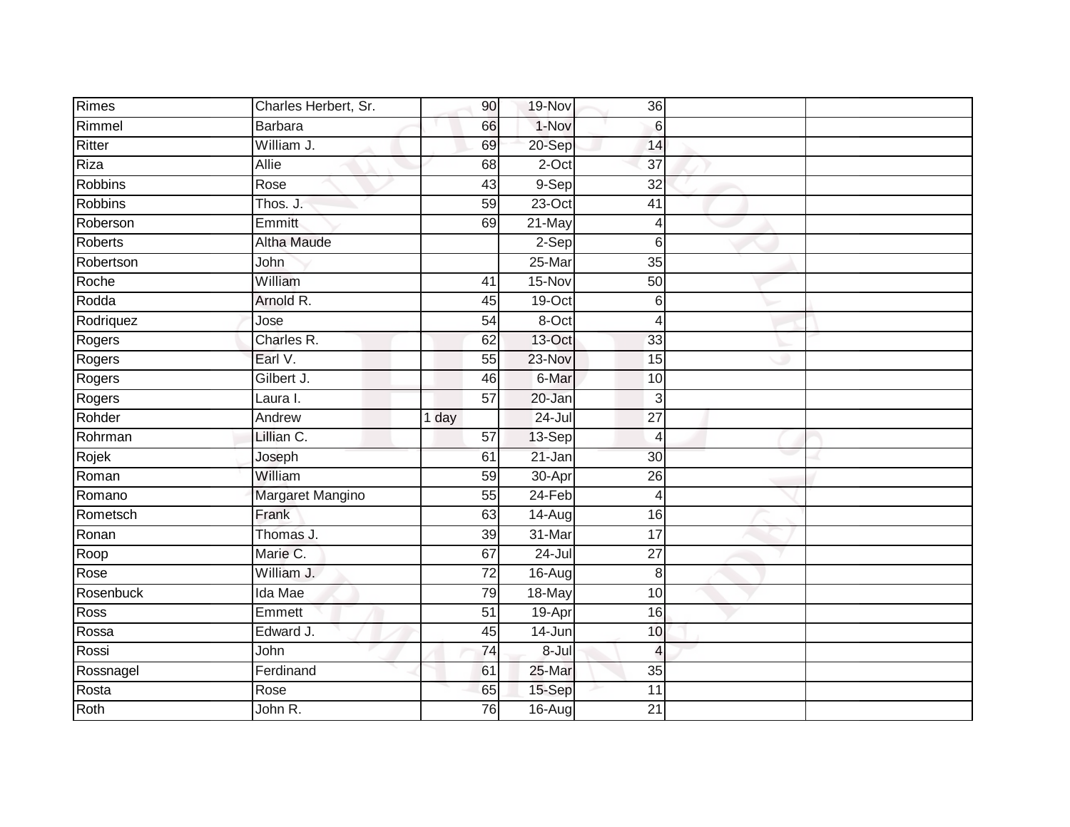| | | | | | | |
|---|---|---|---|---|---|---|
| Rimes | Charles Herbert, Sr. | 90 | 19-Nov | 36 | | |
| Rimmel | Barbara | 66 | 1-Nov | 6 | | |
| Ritter | William J. | 69 | 20-Sep | 14 | | |
| Riza | Allie | 68 | 2-Oct | 37 | | |
| Robbins | Rose | 43 | 9-Sep | 32 | | |
| Robbins | Thos. J. | 59 | 23-Oct | 41 | | |
| Roberson | Emmitt | 69 | 21-May | 4 | | |
| Roberts | Altha Maude | | 2-Sep | 6 | | |
| Robertson | John | | 25-Mar | 35 | | |
| Roche | William | 41 | 15-Nov | 50 | | |
| Rodda | Arnold R. | 45 | 19-Oct | 6 | | |
| Rodriquez | Jose | 54 | 8-Oct | 4 | | |
| Rogers | Charles R. | 62 | 13-Oct | 33 | | |
| Rogers | Earl V. | 55 | 23-Nov | 15 | | |
| Rogers | Gilbert J. | 46 | 6-Mar | 10 | | |
| Rogers | Laura I. | 57 | 20-Jan | 3 | | |
| Rohder | Andrew | 1 day | 24-Jul | 27 | | |
| Rohrman | Lillian C. | 57 | 13-Sep | 4 | | |
| Rojek | Joseph | 61 | 21-Jan | 30 | | |
| Roman | William | 59 | 30-Apr | 26 | | |
| Romano | Margaret Mangino | 55 | 24-Feb | 4 | | |
| Rometsch | Frank | 63 | 14-Aug | 16 | | |
| Ronan | Thomas J. | 39 | 31-Mar | 17 | | |
| Roop | Marie C. | 67 | 24-Jul | 27 | | |
| Rose | William J. | 72 | 16-Aug | 8 | | |
| Rosenbuck | Ida Mae | 79 | 18-May | 10 | | |
| Ross | Emmett | 51 | 19-Apr | 16 | | |
| Rossa | Edward J. | 45 | 14-Jun | 10 | | |
| Rossi | John | 74 | 8-Jul | 4 | | |
| Rossnagel | Ferdinand | 61 | 25-Mar | 35 | | |
| Rosta | Rose | 65 | 15-Sep | 11 | | |
| Roth | John R. | 76 | 16-Aug | 21 | | |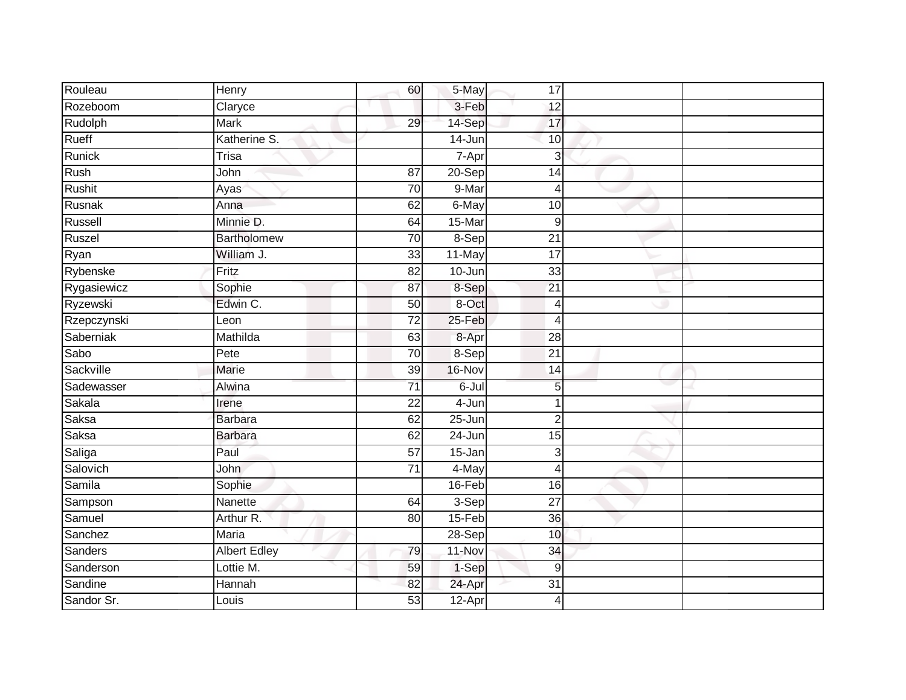| Rouleau | Henry | 60 | 5-May | 17 | | |
|---|---|---|---|---|---|---|
| Rozeboom | Claryce | | 3-Feb | 12 | | |
| Rudolph | Mark | 29 | 14-Sep | 17 | | |
| Rueff | Katherine S. | | 14-Jun | 10 | | |
| Runick | Trisa | | 7-Apr | 3 | | |
| Rush | John | 87 | 20-Sep | 14 | | |
| Rushit | Ayas | 70 | 9-Mar | 4 | | |
| Rusnak | Anna | 62 | 6-May | 10 | | |
| Russell | Minnie D. | 64 | 15-Mar | 9 | | |
| Ruszel | Bartholomew | 70 | 8-Sep | 21 | | |
| Ryan | William J. | 33 | 11-May | 17 | | |
| Rybenske | Fritz | 82 | 10-Jun | 33 | | |
| Rygasiewicz | Sophie | 87 | 8-Sep | 21 | | |
| Ryzewski | Edwin C. | 50 | 8-Oct | 4 | | |
| Rzepczynski | Leon | 72 | 25-Feb | 4 | | |
| Saberniak | Mathilda | 63 | 8-Apr | 28 | | |
| Sabo | Pete | 70 | 8-Sep | 21 | | |
| Sackville | Marie | 39 | 16-Nov | 14 | | |
| Sadewasser | Alwina | 71 | 6-Jul | 5 | | |
| Sakala | Irene | 22 | 4-Jun | 1 | | |
| Saksa | Barbara | 62 | 25-Jun | 2 | | |
| Saksa | Barbara | 62 | 24-Jun | 15 | | |
| Saliga | Paul | 57 | 15-Jan | 3 | | |
| Salovich | John | 71 | 4-May | 4 | | |
| Samila | Sophie | | 16-Feb | 16 | | |
| Sampson | Nanette | 64 | 3-Sep | 27 | | |
| Samuel | Arthur R. | 80 | 15-Feb | 36 | | |
| Sanchez | Maria | | 28-Sep | 10 | | |
| Sanders | Albert Edley | 79 | 11-Nov | 34 | | |
| Sanderson | Lottie M. | 59 | 1-Sep | 9 | | |
| Sandine | Hannah | 82 | 24-Apr | 31 | | |
| Sandor Sr. | Louis | 53 | 12-Apr | 4 | | |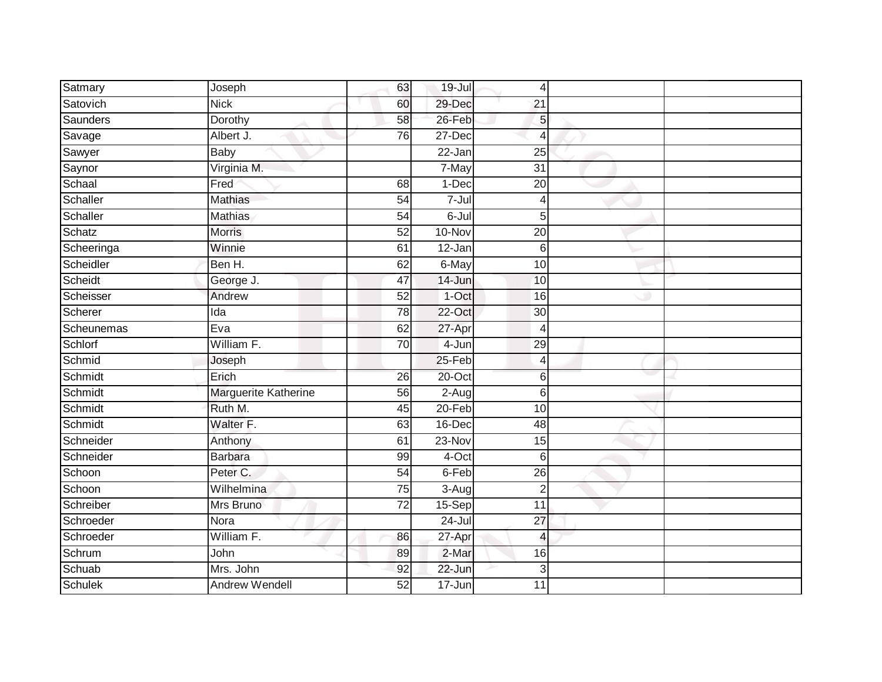| | | | | | | |
|---|---|---|---|---|---|---|
| Satmary | Joseph | 63 | 19-Jul | 4 | | |
| Satovich | Nick | 60 | 29-Dec | 21 | | |
| Saunders | Dorothy | 58 | 26-Feb | 5 | | |
| Savage | Albert J. | 76 | 27-Dec | 4 | | |
| Sawyer | Baby | | 22-Jan | 25 | | |
| Saynor | Virginia M. | | 7-May | 31 | | |
| Schaal | Fred | 68 | 1-Dec | 20 | | |
| Schaller | Mathias | 54 | 7-Jul | 4 | | |
| Schaller | Mathias | 54 | 6-Jul | 5 | | |
| Schatz | Morris | 52 | 10-Nov | 20 | | |
| Scheeringa | Winnie | 61 | 12-Jan | 6 | | |
| Scheidler | Ben H. | 62 | 6-May | 10 | | |
| Scheidt | George J. | 47 | 14-Jun | 10 | | |
| Scheisser | Andrew | 52 | 1-Oct | 16 | | |
| Scherer | Ida | 78 | 22-Oct | 30 | | |
| Scheunemas | Eva | 62 | 27-Apr | 4 | | |
| Schlorf | William F. | 70 | 4-Jun | 29 | | |
| Schmid | Joseph | | 25-Feb | 4 | | |
| Schmidt | Erich | 26 | 20-Oct | 6 | | |
| Schmidt | Marguerite Katherine | 56 | 2-Aug | 6 | | |
| Schmidt | Ruth M. | 45 | 20-Feb | 10 | | |
| Schmidt | Walter F. | 63 | 16-Dec | 48 | | |
| Schneider | Anthony | 61 | 23-Nov | 15 | | |
| Schneider | Barbara | 99 | 4-Oct | 6 | | |
| Schoon | Peter C. | 54 | 6-Feb | 26 | | |
| Schoon | Wilhelmina | 75 | 3-Aug | 2 | | |
| Schreiber | Mrs Bruno | 72 | 15-Sep | 11 | | |
| Schroeder | Nora | | 24-Jul | 27 | | |
| Schroeder | William F. | 86 | 27-Apr | 4 | | |
| Schrum | John | 89 | 2-Mar | 16 | | |
| Schuab | Mrs. John | 92 | 22-Jun | 3 | | |
| Schulek | Andrew Wendell | 52 | 17-Jun | 11 | | |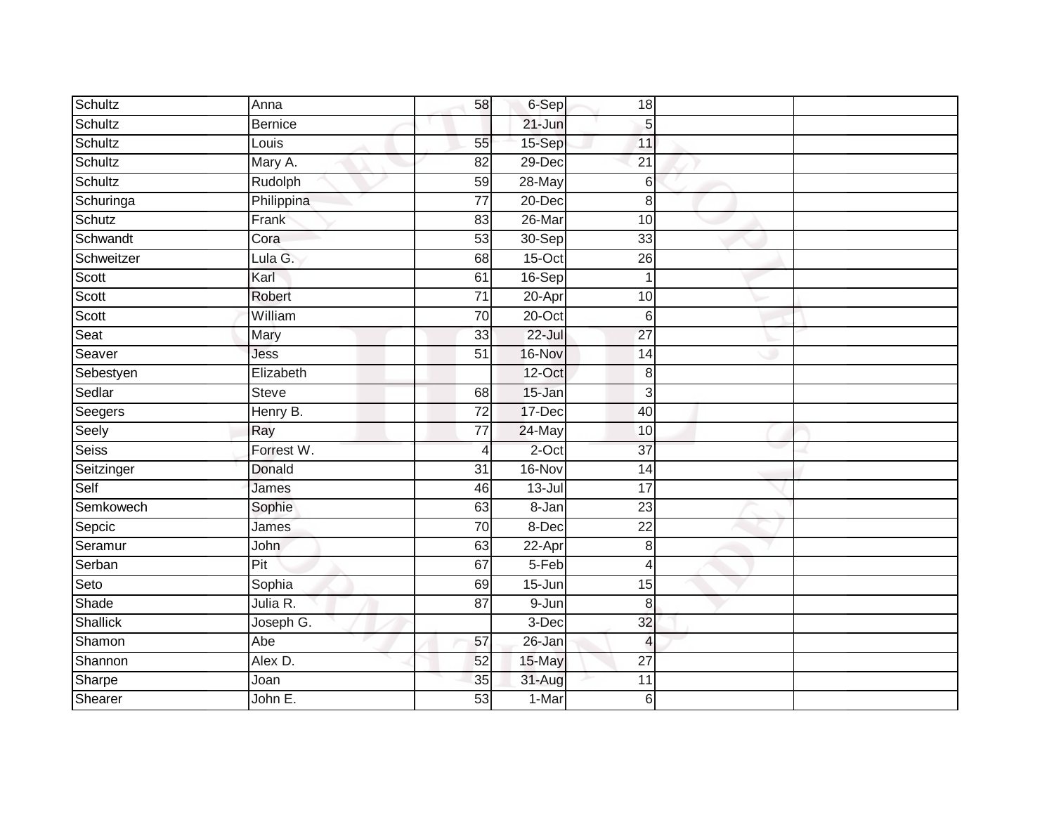| | | | | | | |
|---|---|---|---|---|---|---|
| Schultz | Anna | 58 | 6-Sep | 18 | | |
| Schultz | Bernice | | 21-Jun | 5 | | |
| Schultz | Louis | 55 | 15-Sep | 11 | | |
| Schultz | Mary A. | 82 | 29-Dec | 21 | | |
| Schultz | Rudolph | 59 | 28-May | 6 | | |
| Schuringa | Philippina | 77 | 20-Dec | 8 | | |
| Schutz | Frank | 83 | 26-Mar | 10 | | |
| Schwandt | Cora | 53 | 30-Sep | 33 | | |
| Schweitzer | Lula G. | 68 | 15-Oct | 26 | | |
| Scott | Karl | 61 | 16-Sep | 1 | | |
| Scott | Robert | 71 | 20-Apr | 10 | | |
| Scott | William | 70 | 20-Oct | 6 | | |
| Seat | Mary | 33 | 22-Jul | 27 | | |
| Seaver | Jess | 51 | 16-Nov | 14 | | |
| Sebestyen | Elizabeth | | 12-Oct | 8 | | |
| Sedlar | Steve | 68 | 15-Jan | 3 | | |
| Seegers | Henry B. | 72 | 17-Dec | 40 | | |
| Seely | Ray | 77 | 24-May | 10 | | |
| Seiss | Forrest W. | 4 | 2-Oct | 37 | | |
| Seitzinger | Donald | 31 | 16-Nov | 14 | | |
| Self | James | 46 | 13-Jul | 17 | | |
| Semkowech | Sophie | 63 | 8-Jan | 23 | | |
| Sepcic | James | 70 | 8-Dec | 22 | | |
| Seramur | John | 63 | 22-Apr | 8 | | |
| Serban | Pit | 67 | 5-Feb | 4 | | |
| Seto | Sophia | 69 | 15-Jun | 15 | | |
| Shade | Julia R. | 87 | 9-Jun | 8 | | |
| Shallick | Joseph G. | | 3-Dec | 32 | | |
| Shamon | Abe | 57 | 26-Jan | 4 | | |
| Shannon | Alex D. | 52 | 15-May | 27 | | |
| Sharpe | Joan | 35 | 31-Aug | 11 | | |
| Shearer | John E. | 53 | 1-Mar | 6 | | |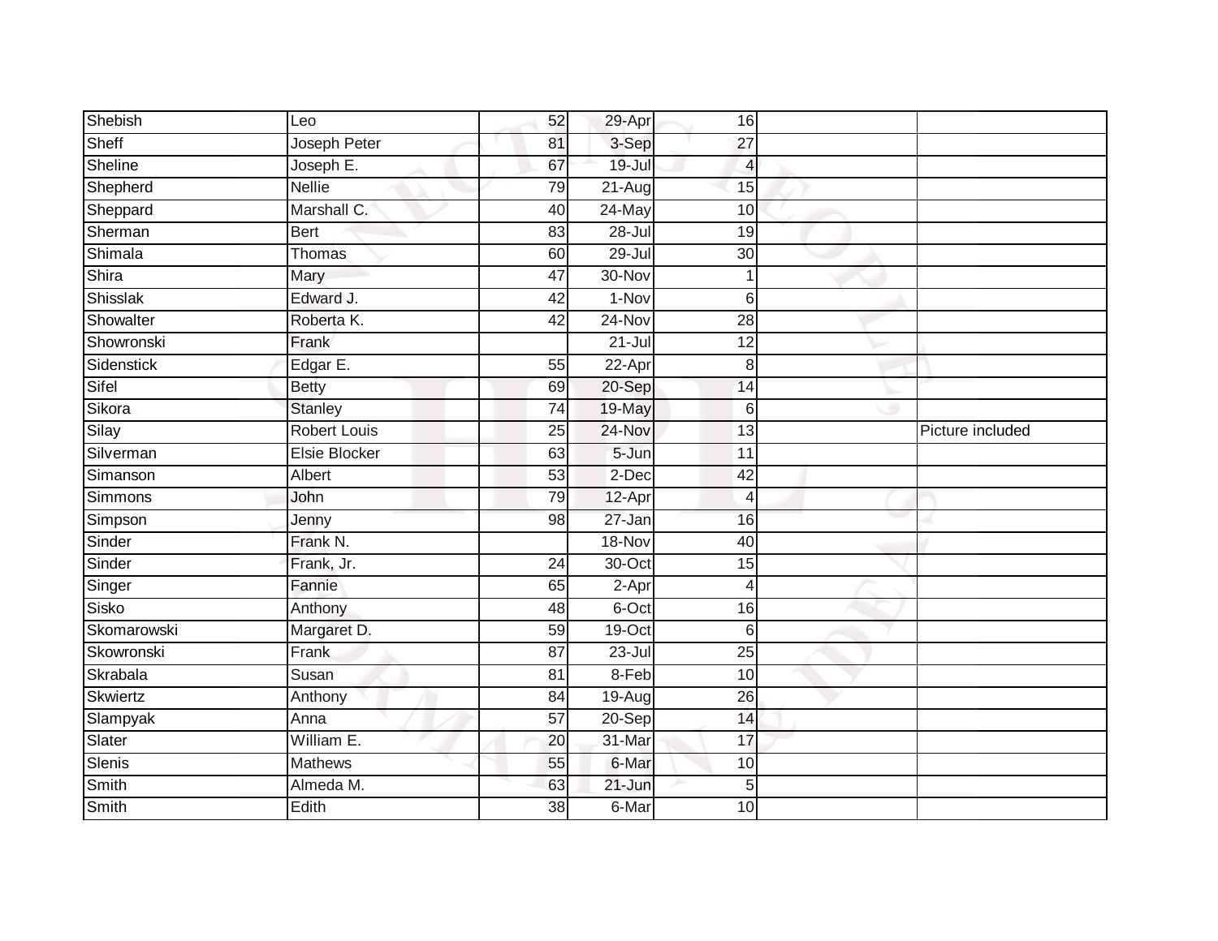| | | | | | | |
|---|---|---|---|---|---|---|
| Shebish | Leo | 52 | 29-Apr | 16 | | |
| Sheff | Joseph Peter | 81 | 3-Sep | 27 | | |
| Sheline | Joseph E. | 67 | 19-Jul | 4 | | |
| Shepherd | Nellie | 79 | 21-Aug | 15 | | |
| Sheppard | Marshall C. | 40 | 24-May | 10 | | |
| Sherman | Bert | 83 | 28-Jul | 19 | | |
| Shimala | Thomas | 60 | 29-Jul | 30 | | |
| Shira | Mary | 47 | 30-Nov | 1 | | |
| Shisslak | Edward J. | 42 | 1-Nov | 6 | | |
| Showalter | Roberta K. | 42 | 24-Nov | 28 | | |
| Showronski | Frank | | 21-Jul | 12 | | |
| Sidenstick | Edgar E. | 55 | 22-Apr | 8 | | |
| Sifel | Betty | 69 | 20-Sep | 14 | | |
| Sikora | Stanley | 74 | 19-May | 6 | | |
| Silay | Robert Louis | 25 | 24-Nov | 13 | | Picture included |
| Silverman | Elsie Blocker | 63 | 5-Jun | 11 | | |
| Simanson | Albert | 53 | 2-Dec | 42 | | |
| Simmons | John | 79 | 12-Apr | 4 | | |
| Simpson | Jenny | 98 | 27-Jan | 16 | | |
| Sinder | Frank N. | | 18-Nov | 40 | | |
| Sinder | Frank, Jr. | 24 | 30-Oct | 15 | | |
| Singer | Fannie | 65 | 2-Apr | 4 | | |
| Sisko | Anthony | 48 | 6-Oct | 16 | | |
| Skomarowski | Margaret D. | 59 | 19-Oct | 6 | | |
| Skowronski | Frank | 87 | 23-Jul | 25 | | |
| Skrabala | Susan | 81 | 8-Feb | 10 | | |
| Skwiertz | Anthony | 84 | 19-Aug | 26 | | |
| Slampyak | Anna | 57 | 20-Sep | 14 | | |
| Slater | William E. | 20 | 31-Mar | 17 | | |
| Slenis | Mathews | 55 | 6-Mar | 10 | | |
| Smith | Almeda M. | 63 | 21-Jun | 5 | | |
| Smith | Edith | 38 | 6-Mar | 10 | | |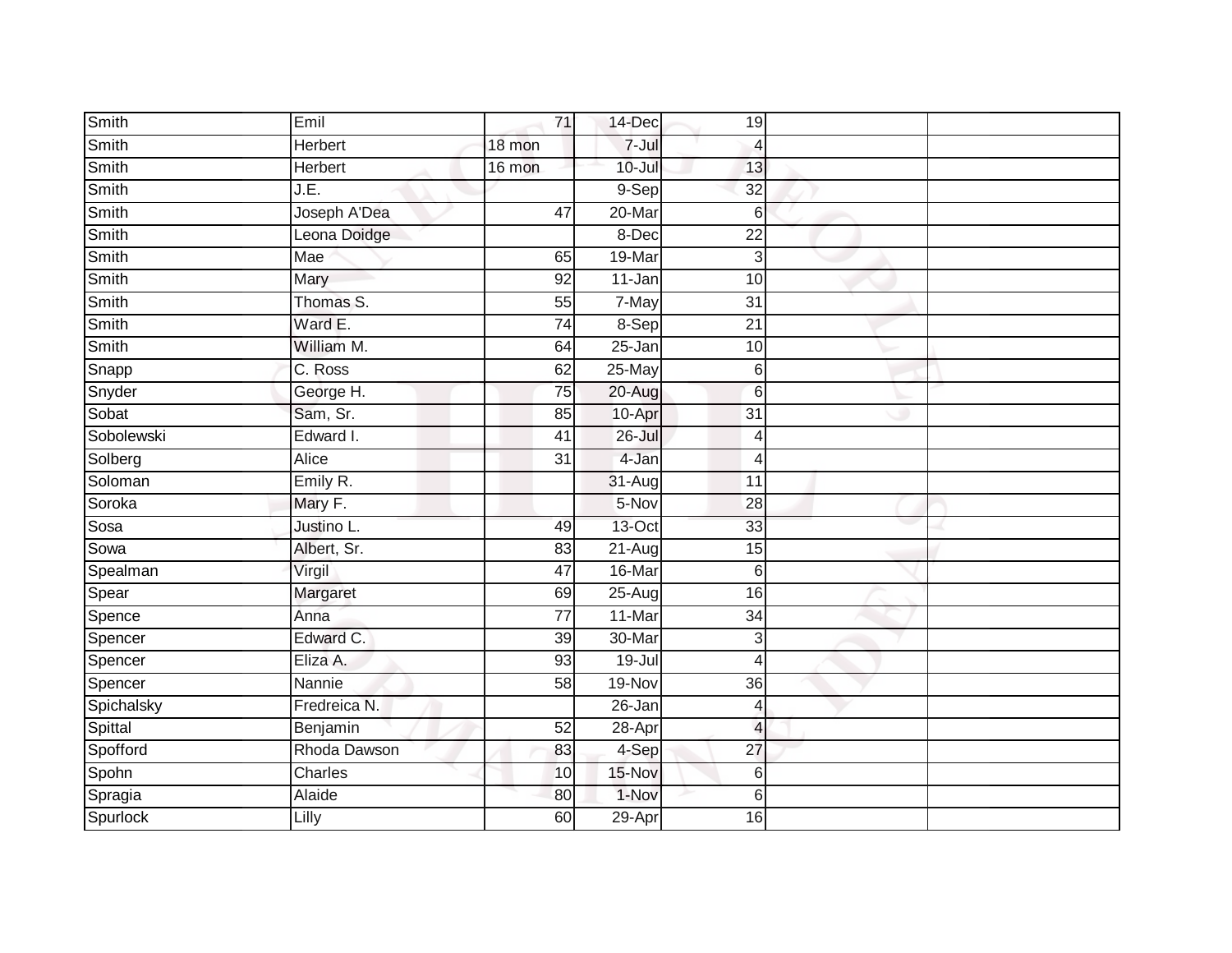| | | | | | | |
|---|---|---|---|---|---|---|
| Smith | Emil | 71 | 14-Dec | 19 | | |
| Smith | Herbert | 18 mon | 7-Jul | 4 | | |
| Smith | Herbert | 16 mon | 10-Jul | 13 | | |
| Smith | J.E. | | 9-Sep | 32 | | |
| Smith | Joseph A'Dea | 47 | 20-Mar | 6 | | |
| Smith | Leona Doidge | | 8-Dec | 22 | | |
| Smith | Mae | 65 | 19-Mar | 3 | | |
| Smith | Mary | 92 | 11-Jan | 10 | | |
| Smith | Thomas S. | 55 | 7-May | 31 | | |
| Smith | Ward E. | 74 | 8-Sep | 21 | | |
| Smith | William M. | 64 | 25-Jan | 10 | | |
| Snapp | C. Ross | 62 | 25-May | 6 | | |
| Snyder | George H. | 75 | 20-Aug | 6 | | |
| Sobat | Sam, Sr. | 85 | 10-Apr | 31 | | |
| Sobolewski | Edward I. | 41 | 26-Jul | 4 | | |
| Solberg | Alice | 31 | 4-Jan | 4 | | |
| Soloman | Emily R. | | 31-Aug | 11 | | |
| Soroka | Mary F. | | 5-Nov | 28 | | |
| Sosa | Justino L. | 49 | 13-Oct | 33 | | |
| Sowa | Albert, Sr. | 83 | 21-Aug | 15 | | |
| Spealman | Virgil | 47 | 16-Mar | 6 | | |
| Spear | Margaret | 69 | 25-Aug | 16 | | |
| Spence | Anna | 77 | 11-Mar | 34 | | |
| Spencer | Edward C. | 39 | 30-Mar | 3 | | |
| Spencer | Eliza A. | 93 | 19-Jul | 4 | | |
| Spencer | Nannie | 58 | 19-Nov | 36 | | |
| Spichalsky | Fredreica N. | | 26-Jan | 4 | | |
| Spittal | Benjamin | 52 | 28-Apr | 4 | | |
| Spofford | Rhoda Dawson | 83 | 4-Sep | 27 | | |
| Spohn | Charles | 10 | 15-Nov | 6 | | |
| Spragia | Alaide | 80 | 1-Nov | 6 | | |
| Spurlock | Lilly | 60 | 29-Apr | 16 | | |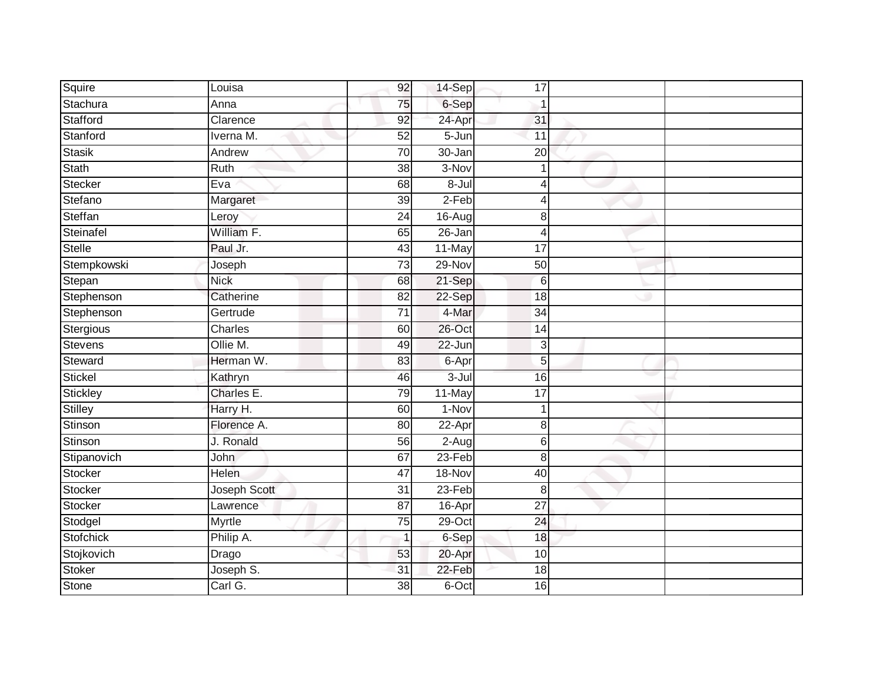| Squire | Louisa | 92 | 14-Sep | 17 | | |
|---|---|---|---|---|---|---|
| Stachura | Anna | 75 | 6-Sep | 1 | | |
| Stafford | Clarence | 92 | 24-Apr | 31 | | |
| Stanford | Iverna M. | 52 | 5-Jun | 11 | | |
| Stasik | Andrew | 70 | 30-Jan | 20 | | |
| Stath | Ruth | 38 | 3-Nov | 1 | | |
| Stecker | Eva | 68 | 8-Jul | 4 | | |
| Stefano | Margaret | 39 | 2-Feb | 4 | | |
| Steffan | Leroy | 24 | 16-Aug | 8 | | |
| Steinafel | William F. | 65 | 26-Jan | 4 | | |
| Stelle | Paul Jr. | 43 | 11-May | 17 | | |
| Stempkowski | Joseph | 73 | 29-Nov | 50 | | |
| Stepan | Nick | 68 | 21-Sep | 6 | | |
| Stephenson | Catherine | 82 | 22-Sep | 18 | | |
| Stephenson | Gertrude | 71 | 4-Mar | 34 | | |
| Stergious | Charles | 60 | 26-Oct | 14 | | |
| Stevens | Ollie M. | 49 | 22-Jun | 3 | | |
| Steward | Herman W. | 83 | 6-Apr | 5 | | |
| Stickel | Kathryn | 46 | 3-Jul | 16 | | |
| Stickley | Charles E. | 79 | 11-May | 17 | | |
| Stilley | Harry H. | 60 | 1-Nov | 1 | | |
| Stinson | Florence A. | 80 | 22-Apr | 8 | | |
| Stinson | J. Ronald | 56 | 2-Aug | 6 | | |
| Stipanovich | John | 67 | 23-Feb | 8 | | |
| Stocker | Helen | 47 | 18-Nov | 40 | | |
| Stocker | Joseph Scott | 31 | 23-Feb | 8 | | |
| Stocker | Lawrence | 87 | 16-Apr | 27 | | |
| Stodgel | Myrtle | 75 | 29-Oct | 24 | | |
| Stofchick | Philip A. | 1 | 6-Sep | 18 | | |
| Stojkovich | Drago | 53 | 20-Apr | 10 | | |
| Stoker | Joseph S. | 31 | 22-Feb | 18 | | |
| Stone | Carl G. | 38 | 6-Oct | 16 | | |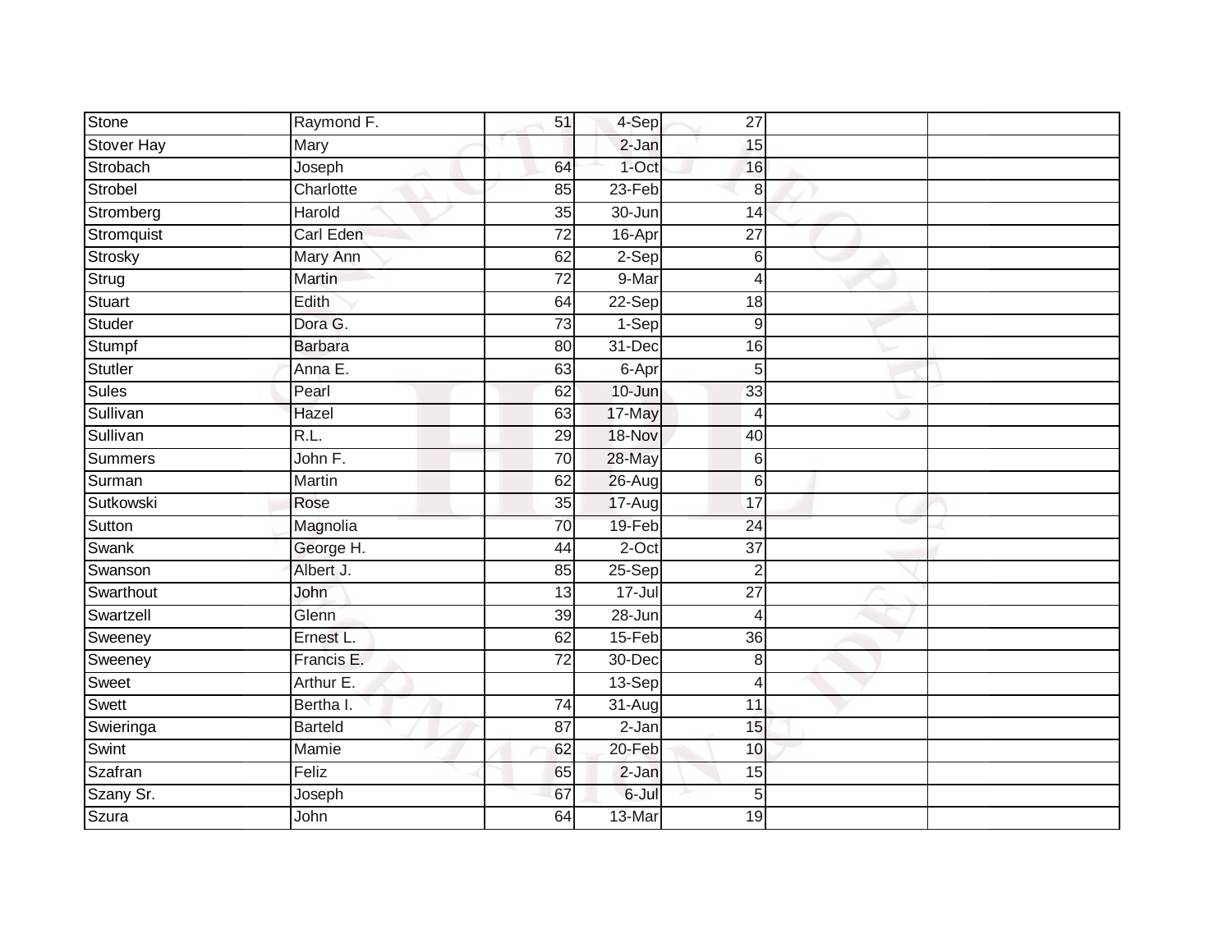| Stone | Raymond F. | 51 | 4-Sep | 27 | | |
|---|---|---|---|---|---|---|
| Stover Hay | Mary | | 2-Jan | 15 | | |
| Strobach | Joseph | 64 | 1-Oct | 16 | | |
| Strobel | Charlotte | 85 | 23-Feb | 8 | | |
| Stromberg | Harold | 35 | 30-Jun | 14 | | |
| Stromquist | Carl Eden | 72 | 16-Apr | 27 | | |
| Strosky | Mary Ann | 62 | 2-Sep | 6 | | |
| Strug | Martin | 72 | 9-Mar | 4 | | |
| Stuart | Edith | 64 | 22-Sep | 18 | | |
| Studer | Dora G. | 73 | 1-Sep | 9 | | |
| Stumpf | Barbara | 80 | 31-Dec | 16 | | |
| Stutler | Anna E. | 63 | 6-Apr | 5 | | |
| Sules | Pearl | 62 | 10-Jun | 33 | | |
| Sullivan | Hazel | 63 | 17-May | 4 | | |
| Sullivan | R.L. | 29 | 18-Nov | 40 | | |
| Summers | John F. | 70 | 28-May | 6 | | |
| Surman | Martin | 62 | 26-Aug | 6 | | |
| Sutkowski | Rose | 35 | 17-Aug | 17 | | |
| Sutton | Magnolia | 70 | 19-Feb | 24 | | |
| Swank | George H. | 44 | 2-Oct | 37 | | |
| Swanson | Albert J. | 85 | 25-Sep | 2 | | |
| Swarthout | John | 13 | 17-Jul | 27 | | |
| Swartzell | Glenn | 39 | 28-Jun | 4 | | |
| Sweeney | Ernest L. | 62 | 15-Feb | 36 | | |
| Sweeney | Francis E. | 72 | 30-Dec | 8 | | |
| Sweet | Arthur E. | | 13-Sep | 4 | | |
| Swett | Bertha I. | 74 | 31-Aug | 11 | | |
| Swieringa | Barteld | 87 | 2-Jan | 15 | | |
| Swint | Mamie | 62 | 20-Feb | 10 | | |
| Szafran | Feliz | 65 | 2-Jan | 15 | | |
| Szany Sr. | Joseph | 67 | 6-Jul | 5 | | |
| Szura | John | 64 | 13-Mar | 19 | | |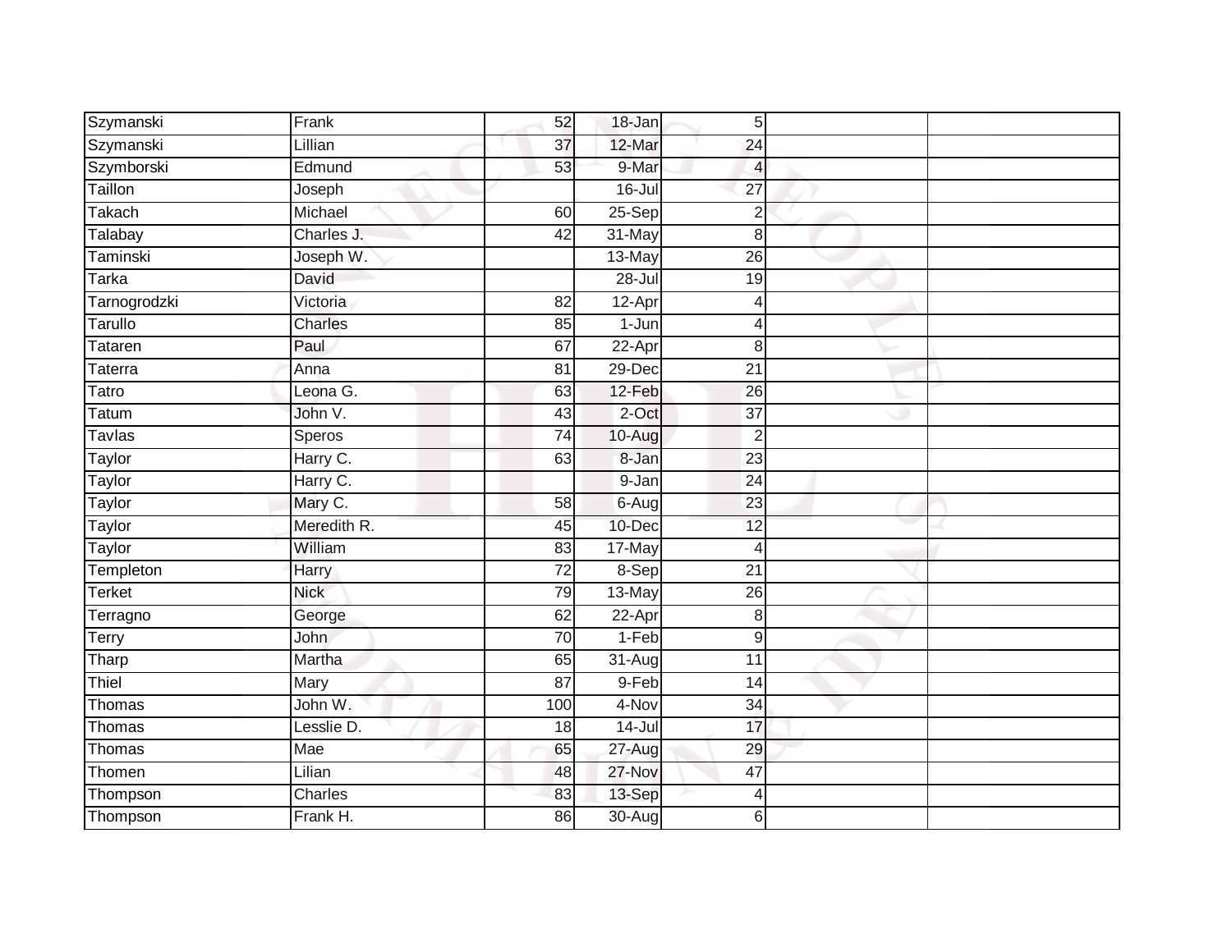| | | | | | | |
|---|---|---|---|---|---|---|
| Szymanski | Frank | 52 | 18-Jan | 5 | | |
| Szymanski | Lillian | 37 | 12-Mar | 24 | | |
| Szymborski | Edmund | 53 | 9-Mar | 4 | | |
| Taillon | Joseph | | 16-Jul | 27 | | |
| Takach | Michael | 60 | 25-Sep | 2 | | |
| Talabay | Charles J. | 42 | 31-May | 8 | | |
| Taminski | Joseph W. | | 13-May | 26 | | |
| Tarka | David | | 28-Jul | 19 | | |
| Tarnogrodzki | Victoria | 82 | 12-Apr | 4 | | |
| Tarullo | Charles | 85 | 1-Jun | 4 | | |
| Tataren | Paul | 67 | 22-Apr | 8 | | |
| Taterra | Anna | 81 | 29-Dec | 21 | | |
| Tatro | Leona G. | 63 | 12-Feb | 26 | | |
| Tatum | John V. | 43 | 2-Oct | 37 | | |
| Tavlas | Speros | 74 | 10-Aug | 2 | | |
| Taylor | Harry C. | 63 | 8-Jan | 23 | | |
| Taylor | Harry C. | | 9-Jan | 24 | | |
| Taylor | Mary C. | 58 | 6-Aug | 23 | | |
| Taylor | Meredith R. | 45 | 10-Dec | 12 | | |
| Taylor | William | 83 | 17-May | 4 | | |
| Templeton | Harry | 72 | 8-Sep | 21 | | |
| Terket | Nick | 79 | 13-May | 26 | | |
| Terragno | George | 62 | 22-Apr | 8 | | |
| Terry | John | 70 | 1-Feb | 9 | | |
| Tharp | Martha | 65 | 31-Aug | 11 | | |
| Thiel | Mary | 87 | 9-Feb | 14 | | |
| Thomas | John W. | 100 | 4-Nov | 34 | | |
| Thomas | Lesslie D. | 18 | 14-Jul | 17 | | |
| Thomas | Mae | 65 | 27-Aug | 29 | | |
| Thomen | Lilian | 48 | 27-Nov | 47 | | |
| Thompson | Charles | 83 | 13-Sep | 4 | | |
| Thompson | Frank H. | 86 | 30-Aug | 6 | | |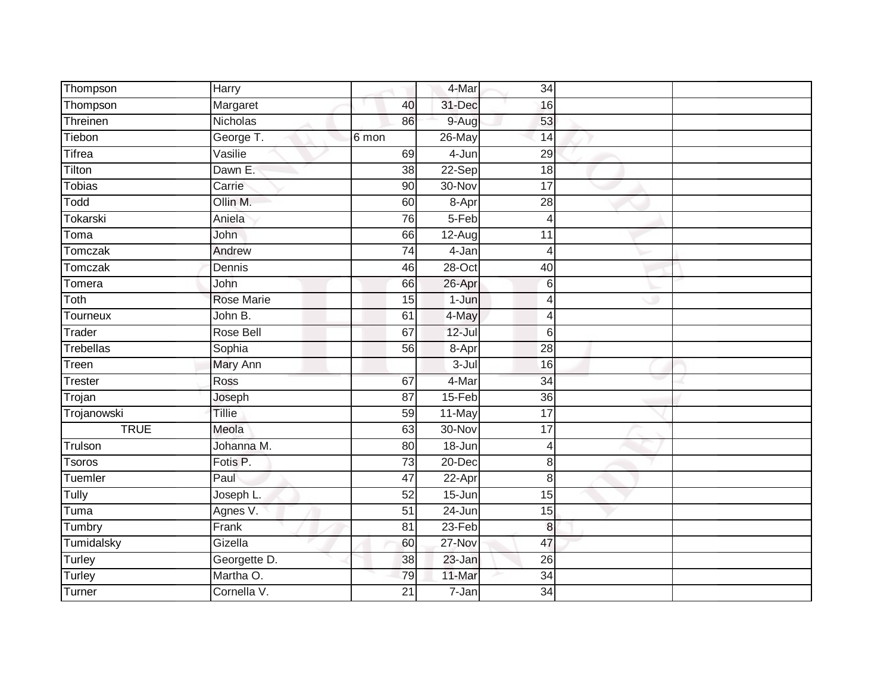| | | | | | | |
|---|---|---|---|---|---|---|
| Thompson | Harry | | 4-Mar | 34 | | |
| Thompson | Margaret | 40 | 31-Dec | 16 | | |
| Threinen | Nicholas | 86 | 9-Aug | 53 | | |
| Tiebon | George T. | 6 mon | 26-May | 14 | | |
| Tifrea | Vasilie | 69 | 4-Jun | 29 | | |
| Tilton | Dawn E. | 38 | 22-Sep | 18 | | |
| Tobias | Carrie | 90 | 30-Nov | 17 | | |
| Todd | Ollin M. | 60 | 8-Apr | 28 | | |
| Tokarski | Aniela | 76 | 5-Feb | 4 | | |
| Toma | John | 66 | 12-Aug | 11 | | |
| Tomczak | Andrew | 74 | 4-Jan | 4 | | |
| Tomczak | Dennis | 46 | 28-Oct | 40 | | |
| Tomera | John | 66 | 26-Apr | 6 | | |
| Toth | Rose Marie | 15 | 1-Jun | 4 | | |
| Tourneux | John B. | 61 | 4-May | 4 | | |
| Trader | Rose Bell | 67 | 12-Jul | 6 | | |
| Trebellas | Sophia | 56 | 8-Apr | 28 | | |
| Treen | Mary Ann | | 3-Jul | 16 | | |
| Trester | Ross | 67 | 4-Mar | 34 | | |
| Trojan | Joseph | 87 | 15-Feb | 36 | | |
| Trojanowski | Tillie | 59 | 11-May | 17 | | |
| TRUE | Meola | 63 | 30-Nov | 17 | | |
| Trulson | Johanna M. | 80 | 18-Jun | 4 | | |
| Tsoros | Fotis P. | 73 | 20-Dec | 8 | | |
| Tuemler | Paul | 47 | 22-Apr | 8 | | |
| Tully | Joseph L. | 52 | 15-Jun | 15 | | |
| Tuma | Agnes V. | 51 | 24-Jun | 15 | | |
| Tumbry | Frank | 81 | 23-Feb | 8 | | |
| Tumidalsky | Gizella | 60 | 27-Nov | 47 | | |
| Turley | Georgette D. | 38 | 23-Jan | 26 | | |
| Turley | Martha O. | 79 | 11-Mar | 34 | | |
| Turner | Cornella V. | 21 | 7-Jan | 34 | | |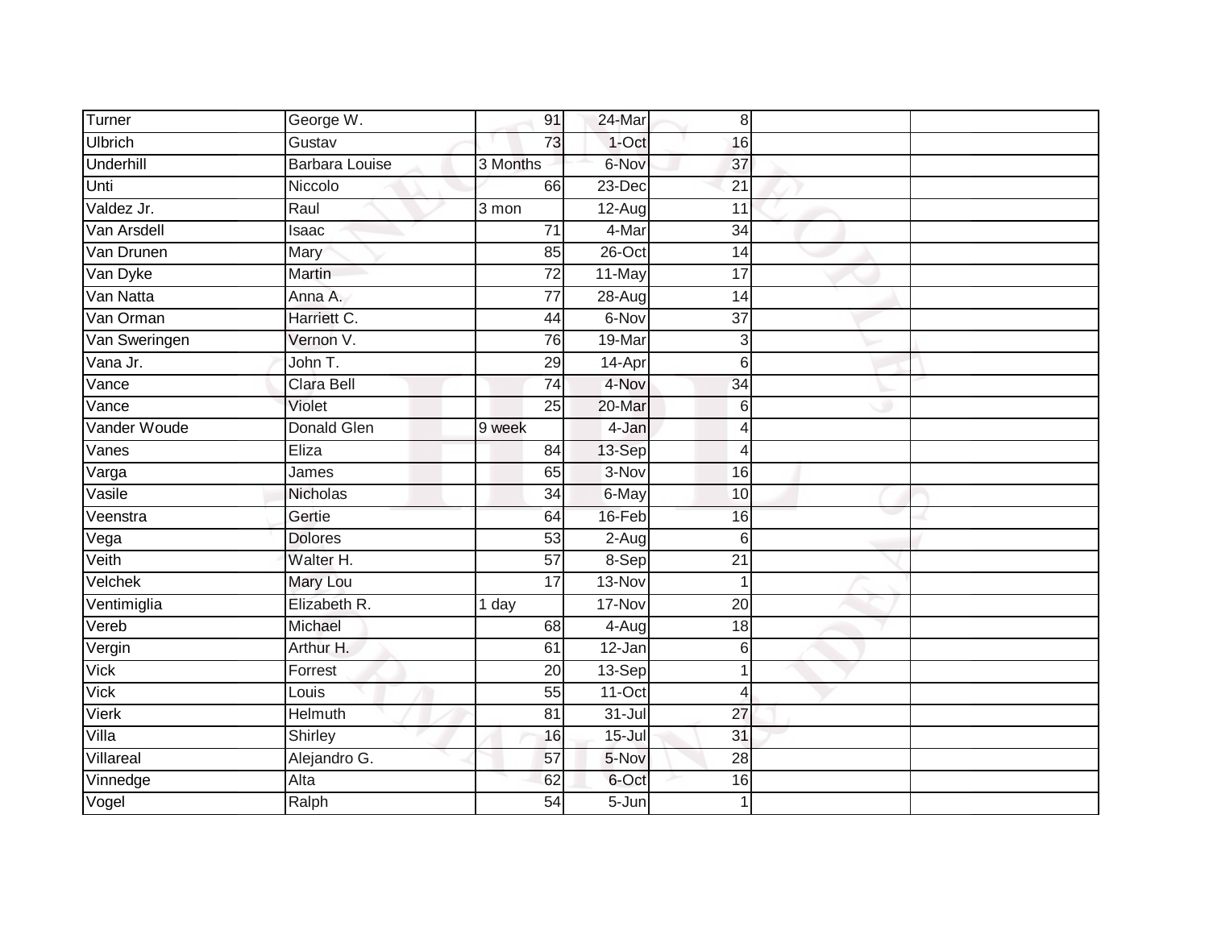| | | | | | | |
|---|---|---|---|---|---|---|
| Turner | George W. | 91 | 24-Mar | 8 | | |
| Ulbrich | Gustav | 73 | 1-Oct | 16 | | |
| Underhill | Barbara Louise | 3 Months | 6-Nov | 37 | | |
| Unti | Niccolo | 66 | 23-Dec | 21 | | |
| Valdez Jr. | Raul | 3 mon | 12-Aug | 11 | | |
| Van Arsdell | Isaac | 71 | 4-Mar | 34 | | |
| Van Drunen | Mary | 85 | 26-Oct | 14 | | |
| Van Dyke | Martin | 72 | 11-May | 17 | | |
| Van Natta | Anna A. | 77 | 28-Aug | 14 | | |
| Van Orman | Harriett C. | 44 | 6-Nov | 37 | | |
| Van Sweringen | Vernon V. | 76 | 19-Mar | 3 | | |
| Vana Jr. | John T. | 29 | 14-Apr | 6 | | |
| Vance | Clara Bell | 74 | 4-Nov | 34 | | |
| Vance | Violet | 25 | 20-Mar | 6 | | |
| Vander Woude | Donald Glen | 9 week | 4-Jan | 4 | | |
| Vanes | Eliza | 84 | 13-Sep | 4 | | |
| Varga | James | 65 | 3-Nov | 16 | | |
| Vasile | Nicholas | 34 | 6-May | 10 | | |
| Veenstra | Gertie | 64 | 16-Feb | 16 | | |
| Vega | Dolores | 53 | 2-Aug | 6 | | |
| Veith | Walter H. | 57 | 8-Sep | 21 | | |
| Velchek | Mary Lou | 17 | 13-Nov | 1 | | |
| Ventimiglia | Elizabeth R. | 1 day | 17-Nov | 20 | | |
| Vereb | Michael | 68 | 4-Aug | 18 | | |
| Vergin | Arthur H. | 61 | 12-Jan | 6 | | |
| Vick | Forrest | 20 | 13-Sep | 1 | | |
| Vick | Louis | 55 | 11-Oct | 4 | | |
| Vierk | Helmuth | 81 | 31-Jul | 27 | | |
| Villa | Shirley | 16 | 15-Jul | 31 | | |
| Villareal | Alejandro G. | 57 | 5-Nov | 28 | | |
| Vinnedge | Alta | 62 | 6-Oct | 16 | | |
| Vogel | Ralph | 54 | 5-Jun | 1 | | |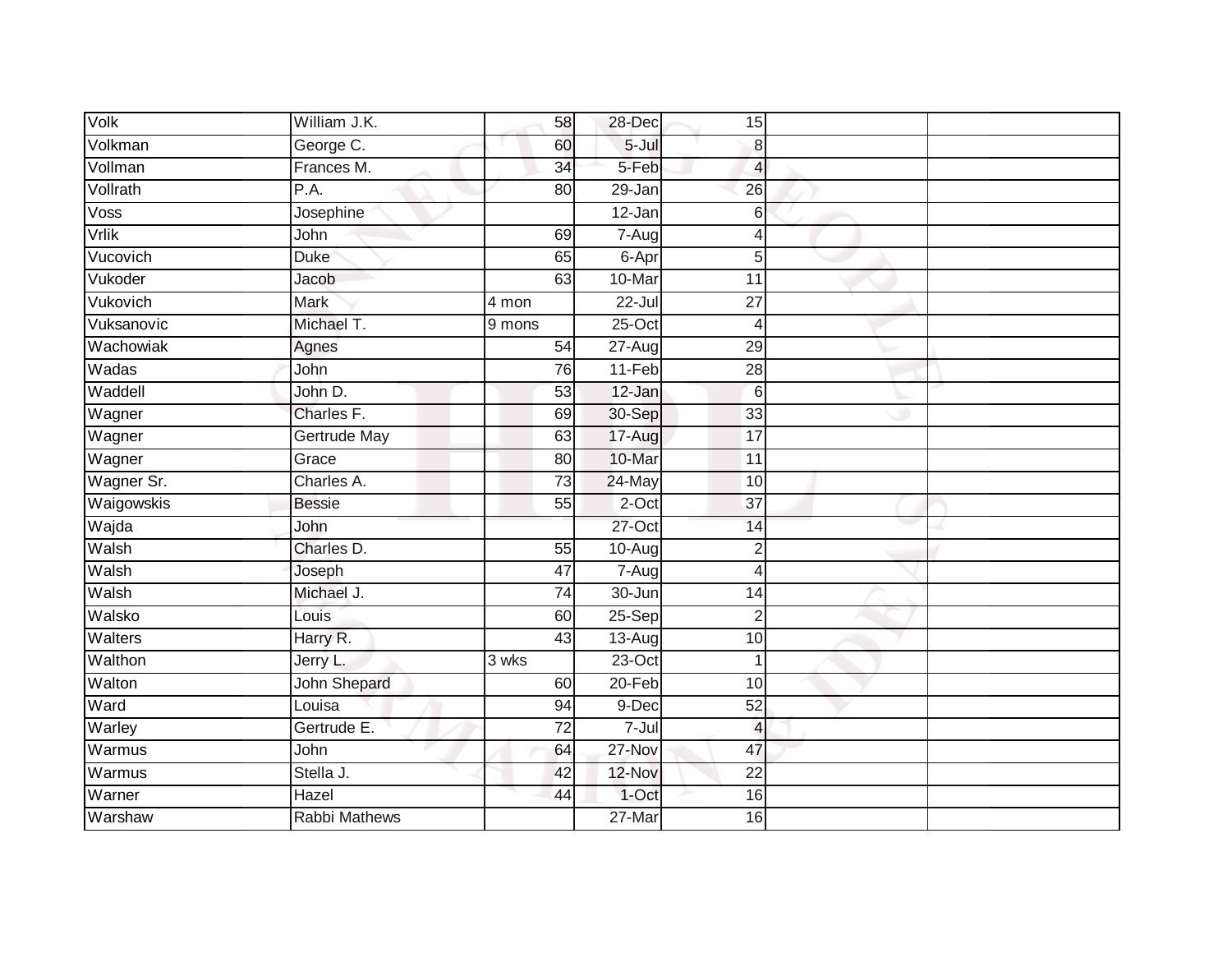| Volk | William J.K. | 58 | 28-Dec | 15 | | |
|---|---|---|---|---|---|---|
| Volkman | George C. | 60 | 5-Jul | 8 | | |
| Vollman | Frances M. | 34 | 5-Feb | 4 | | |
| Vollrath | P.A. | 80 | 29-Jan | 26 | | |
| Voss | Josephine | | 12-Jan | 6 | | |
| Vrlik | John | 69 | 7-Aug | 4 | | |
| Vucovich | Duke | 65 | 6-Apr | 5 | | |
| Vukoder | Jacob | 63 | 10-Mar | 11 | | |
| Vukovich | Mark | 4 mon | 22-Jul | 27 | | |
| Vuksanovic | Michael T. | 9 mons | 25-Oct | 4 | | |
| Wachowiak | Agnes | 54 | 27-Aug | 29 | | |
| Wadas | John | 76 | 11-Feb | 28 | | |
| Waddell | John D. | 53 | 12-Jan | 6 | | |
| Wagner | Charles F. | 69 | 30-Sep | 33 | | |
| Wagner | Gertrude May | 63 | 17-Aug | 17 | | |
| Wagner | Grace | 80 | 10-Mar | 11 | | |
| Wagner Sr. | Charles A. | 73 | 24-May | 10 | | |
| Waigowskis | Bessie | 55 | 2-Oct | 37 | | |
| Wajda | John | | 27-Oct | 14 | | |
| Walsh | Charles D. | 55 | 10-Aug | 2 | | |
| Walsh | Joseph | 47 | 7-Aug | 4 | | |
| Walsh | Michael J. | 74 | 30-Jun | 14 | | |
| Walsko | Louis | 60 | 25-Sep | 2 | | |
| Walters | Harry R. | 43 | 13-Aug | 10 | | |
| Walthon | Jerry L. | 3 wks | 23-Oct | 1 | | |
| Walton | John Shepard | 60 | 20-Feb | 10 | | |
| Ward | Louisa | 94 | 9-Dec | 52 | | |
| Warley | Gertrude E. | 72 | 7-Jul | 4 | | |
| Warmus | John | 64 | 27-Nov | 47 | | |
| Warmus | Stella J. | 42 | 12-Nov | 22 | | |
| Warner | Hazel | 44 | 1-Oct | 16 | | |
| Warshaw | Rabbi Mathews | | 27-Mar | 16 | | |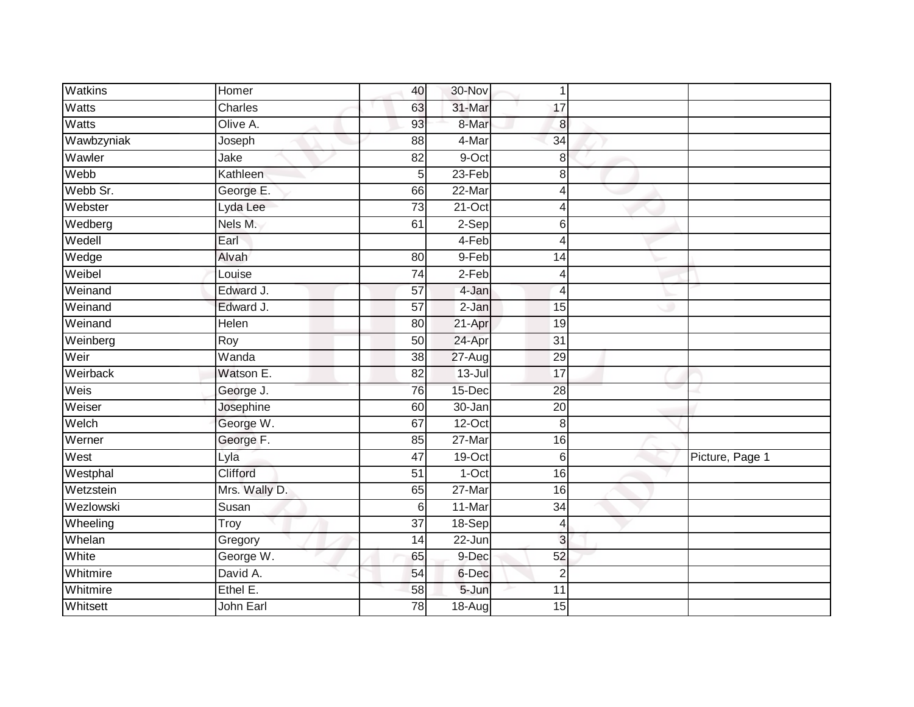| | | | | | | |
|---|---|---|---|---|---|---|
| Watkins | Homer | 40 | 30-Nov | 1 | | |
| Watts | Charles | 63 | 31-Mar | 17 | | |
| Watts | Olive A. | 93 | 8-Mar | 8 | | |
| Wawbzyniak | Joseph | 88 | 4-Mar | 34 | | |
| Wawler | Jake | 82 | 9-Oct | 8 | | |
| Webb | Kathleen | 5 | 23-Feb | 8 | | |
| Webb Sr. | George E. | 66 | 22-Mar | 4 | | |
| Webster | Lyda Lee | 73 | 21-Oct | 4 | | |
| Wedberg | Nels M. | 61 | 2-Sep | 6 | | |
| Wedell | Earl | | 4-Feb | 4 | | |
| Wedge | Alvah | 80 | 9-Feb | 14 | | |
| Weibel | Louise | 74 | 2-Feb | 4 | | |
| Weinand | Edward J. | 57 | 4-Jan | 4 | | |
| Weinand | Edward J. | 57 | 2-Jan | 15 | | |
| Weinand | Helen | 80 | 21-Apr | 19 | | |
| Weinberg | Roy | 50 | 24-Apr | 31 | | |
| Weir | Wanda | 38 | 27-Aug | 29 | | |
| Weirback | Watson E. | 82 | 13-Jul | 17 | | |
| Weis | George J. | 76 | 15-Dec | 28 | | |
| Weiser | Josephine | 60 | 30-Jan | 20 | | |
| Welch | George W. | 67 | 12-Oct | 8 | | |
| Werner | George F. | 85 | 27-Mar | 16 | | |
| West | Lyla | 47 | 19-Oct | 6 | | Picture, Page 1 |
| Westphal | Clifford | 51 | 1-Oct | 16 | | |
| Wetzstein | Mrs. Wally D. | 65 | 27-Mar | 16 | | |
| Wezlowski | Susan | 6 | 11-Mar | 34 | | |
| Wheeling | Troy | 37 | 18-Sep | 4 | | |
| Whelan | Gregory | 14 | 22-Jun | 3 | | |
| White | George W. | 65 | 9-Dec | 52 | | |
| Whitmire | David A. | 54 | 6-Dec | 2 | | |
| Whitmire | Ethel E. | 58 | 5-Jun | 11 | | |
| Whitsett | John Earl | 78 | 18-Aug | 15 | | |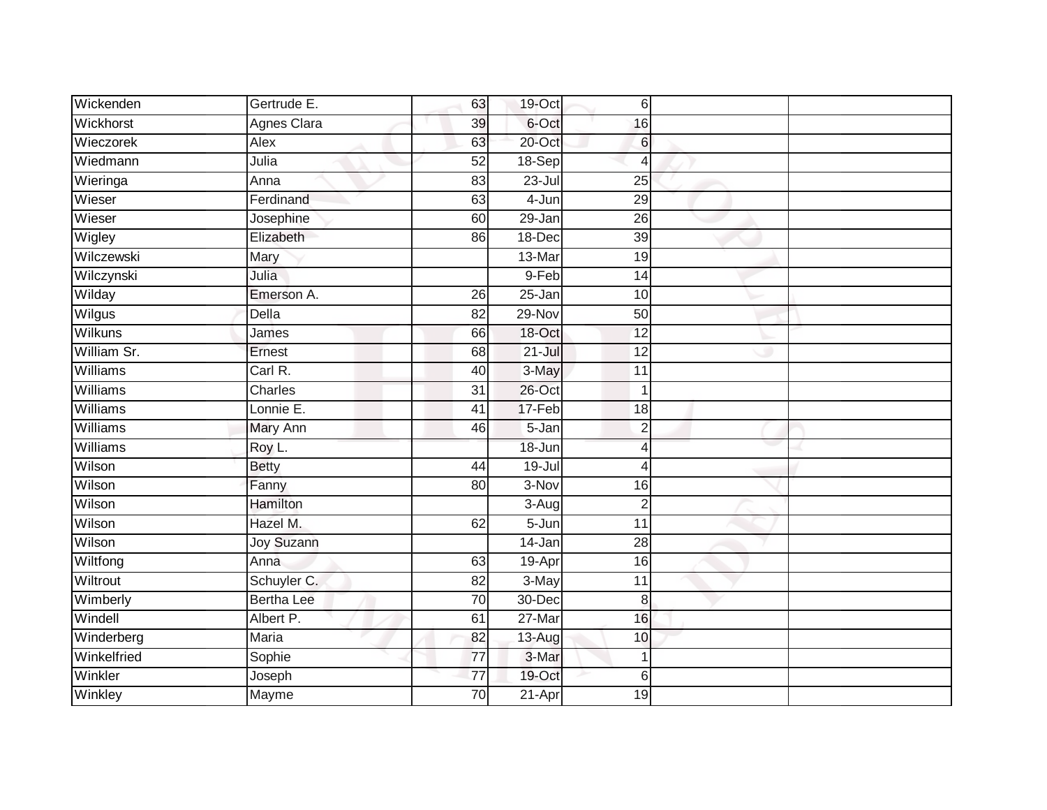| | | | | | | |
|---|---|---|---|---|---|---|
| Wickenden | Gertrude E. | 63 | 19-Oct | 6 | | |
| Wickhorst | Agnes Clara | 39 | 6-Oct | 16 | | |
| Wieczorek | Alex | 63 | 20-Oct | 6 | | |
| Wiedmann | Julia | 52 | 18-Sep | 4 | | |
| Wieringa | Anna | 83 | 23-Jul | 25 | | |
| Wieser | Ferdinand | 63 | 4-Jun | 29 | | |
| Wieser | Josephine | 60 | 29-Jan | 26 | | |
| Wigley | Elizabeth | 86 | 18-Dec | 39 | | |
| Wilczewski | Mary | | 13-Mar | 19 | | |
| Wilczynski | Julia | | 9-Feb | 14 | | |
| Wilday | Emerson A. | 26 | 25-Jan | 10 | | |
| Wilgus | Della | 82 | 29-Nov | 50 | | |
| Wilkuns | James | 66 | 18-Oct | 12 | | |
| William Sr. | Ernest | 68 | 21-Jul | 12 | | |
| Williams | Carl R. | 40 | 3-May | 11 | | |
| Williams | Charles | 31 | 26-Oct | 1 | | |
| Williams | Lonnie E. | 41 | 17-Feb | 18 | | |
| Williams | Mary Ann | 46 | 5-Jan | 2 | | |
| Williams | Roy L. | | 18-Jun | 4 | | |
| Wilson | Betty | 44 | 19-Jul | 4 | | |
| Wilson | Fanny | 80 | 3-Nov | 16 | | |
| Wilson | Hamilton | | 3-Aug | 2 | | |
| Wilson | Hazel M. | 62 | 5-Jun | 11 | | |
| Wilson | Joy Suzann | | 14-Jan | 28 | | |
| Wiltfong | Anna | 63 | 19-Apr | 16 | | |
| Wiltrout | Schuyler C. | 82 | 3-May | 11 | | |
| Wimberly | Bertha Lee | 70 | 30-Dec | 8 | | |
| Windell | Albert P. | 61 | 27-Mar | 16 | | |
| Winderberg | Maria | 82 | 13-Aug | 10 | | |
| Winkelfried | Sophie | 77 | 3-Mar | 1 | | |
| Winkler | Joseph | 77 | 19-Oct | 6 | | |
| Winkley | Mayme | 70 | 21-Apr | 19 | | |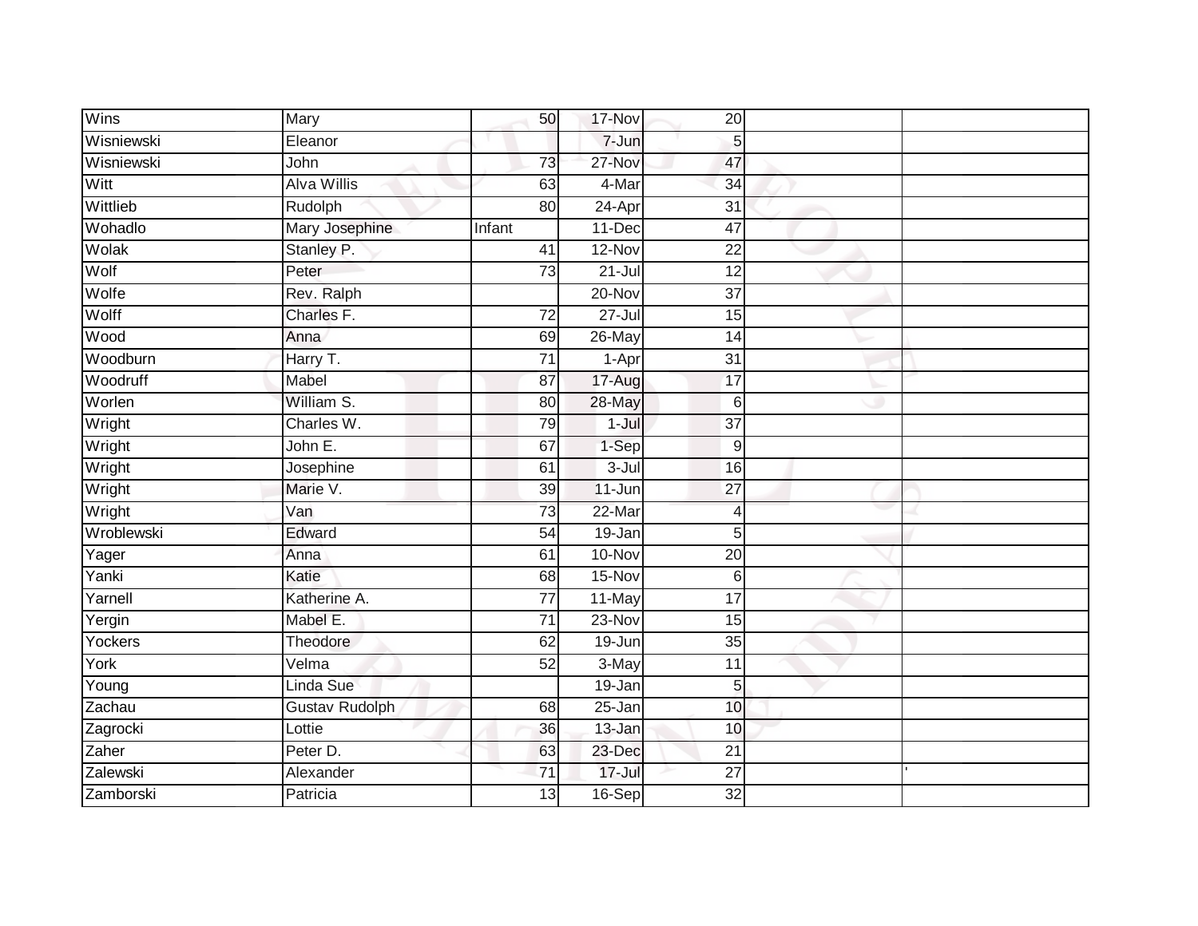| | | | | | | |
|---|---|---|---|---|---|---|
| Wins | Mary | 50 | 17-Nov | 20 | | |
| Wisniewski | Eleanor | | 7-Jun | 5 | | |
| Wisniewski | John | 73 | 27-Nov | 47 | | |
| Witt | Alva Willis | 63 | 4-Mar | 34 | | |
| Wittlieb | Rudolph | 80 | 24-Apr | 31 | | |
| Wohadlo | Mary Josephine | Infant | 11-Dec | 47 | | |
| Wolak | Stanley P. | 41 | 12-Nov | 22 | | |
| Wolf | Peter | 73 | 21-Jul | 12 | | |
| Wolfe | Rev. Ralph | | 20-Nov | 37 | | |
| Wolff | Charles F. | 72 | 27-Jul | 15 | | |
| Wood | Anna | 69 | 26-May | 14 | | |
| Woodburn | Harry T. | 71 | 1-Apr | 31 | | |
| Woodruff | Mabel | 87 | 17-Aug | 17 | | |
| Worlen | William S. | 80 | 28-May | 6 | | |
| Wright | Charles W. | 79 | 1-Jul | 37 | | |
| Wright | John E. | 67 | 1-Sep | 9 | | |
| Wright | Josephine | 61 | 3-Jul | 16 | | |
| Wright | Marie V. | 39 | 11-Jun | 27 | | |
| Wright | Van | 73 | 22-Mar | 4 | | |
| Wroblewski | Edward | 54 | 19-Jan | 5 | | |
| Yager | Anna | 61 | 10-Nov | 20 | | |
| Yanki | Katie | 68 | 15-Nov | 6 | | |
| Yarnell | Katherine A. | 77 | 11-May | 17 | | |
| Yergin | Mabel E. | 71 | 23-Nov | 15 | | |
| Yockers | Theodore | 62 | 19-Jun | 35 | | |
| York | Velma | 52 | 3-May | 11 | | |
| Young | Linda Sue | | 19-Jan | 5 | | |
| Zachau | Gustav Rudolph | 68 | 25-Jan | 10 | | |
| Zagrocki | Lottie | 36 | 13-Jan | 10 | | |
| Zaher | Peter D. | 63 | 23-Dec | 21 | | |
| Zalewski | Alexander | 71 | 17-Jul | 27 | | ' |
| Zamborski | Patricia | 13 | 16-Sep | 32 | | |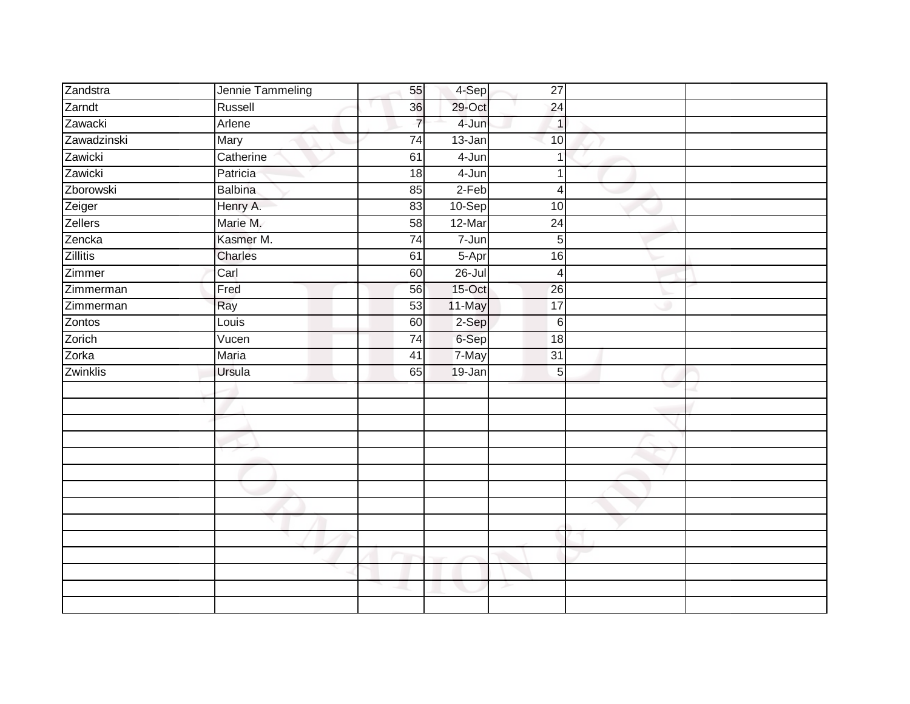| | | | | | | |
|---|---|---|---|---|---|---|
| Zandstra | Jennie Tammeling | 55 | 4-Sep | 27 | | |
| Zarndt | Russell | 36 | 29-Oct | 24 | | |
| Zawacki | Arlene | 7 | 4-Jun | 1 | | |
| Zawadzinski | Mary | 74 | 13-Jan | 10 | | |
| Zawicki | Catherine | 61 | 4-Jun | 1 | | |
| Zawicki | Patricia | 18 | 4-Jun | 1 | | |
| Zborowski | Balbina | 85 | 2-Feb | 4 | | |
| Zeiger | Henry A. | 83 | 10-Sep | 10 | | |
| Zellers | Marie M. | 58 | 12-Mar | 24 | | |
| Zencka | Kasmer M. | 74 | 7-Jun | 5 | | |
| Zillitis | Charles | 61 | 5-Apr | 16 | | |
| Zimmer | Carl | 60 | 26-Jul | 4 | | |
| Zimmerman | Fred | 56 | 15-Oct | 26 | | |
| Zimmerman | Ray | 53 | 11-May | 17 | | |
| Zontos | Louis | 60 | 2-Sep | 6 | | |
| Zorich | Vucen | 74 | 6-Sep | 18 | | |
| Zorka | Maria | 41 | 7-May | 31 | | |
| Zwinklis | Ursula | 65 | 19-Jan | 5 | | |